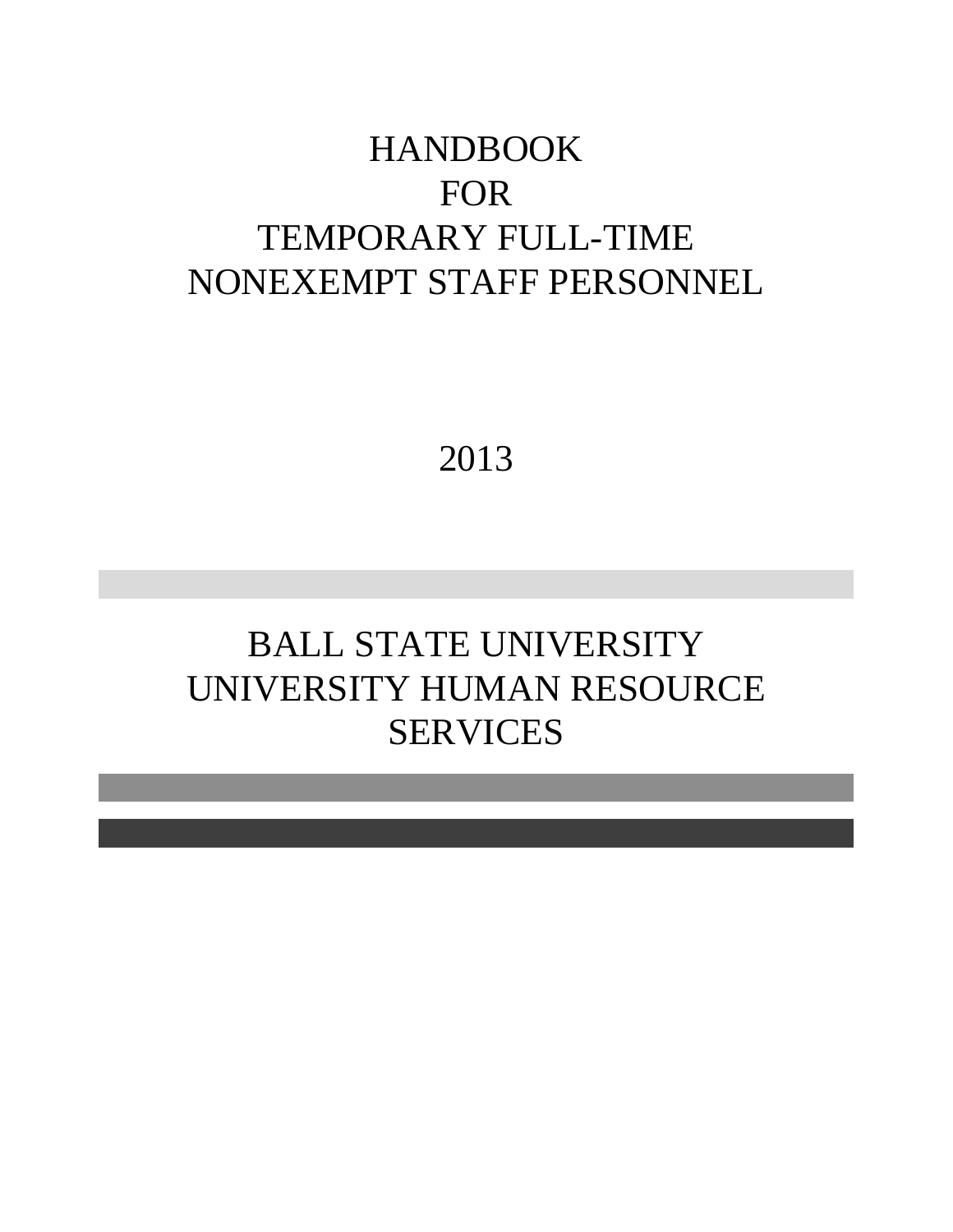# HANDBOOK FOR TEMPORARY FULL-TIME NONEXEMPT STAFF PERSONNEL

2013

## BALL STATE UNIVERSITY UNIVERSITY HUMAN RESOURCE SERVICES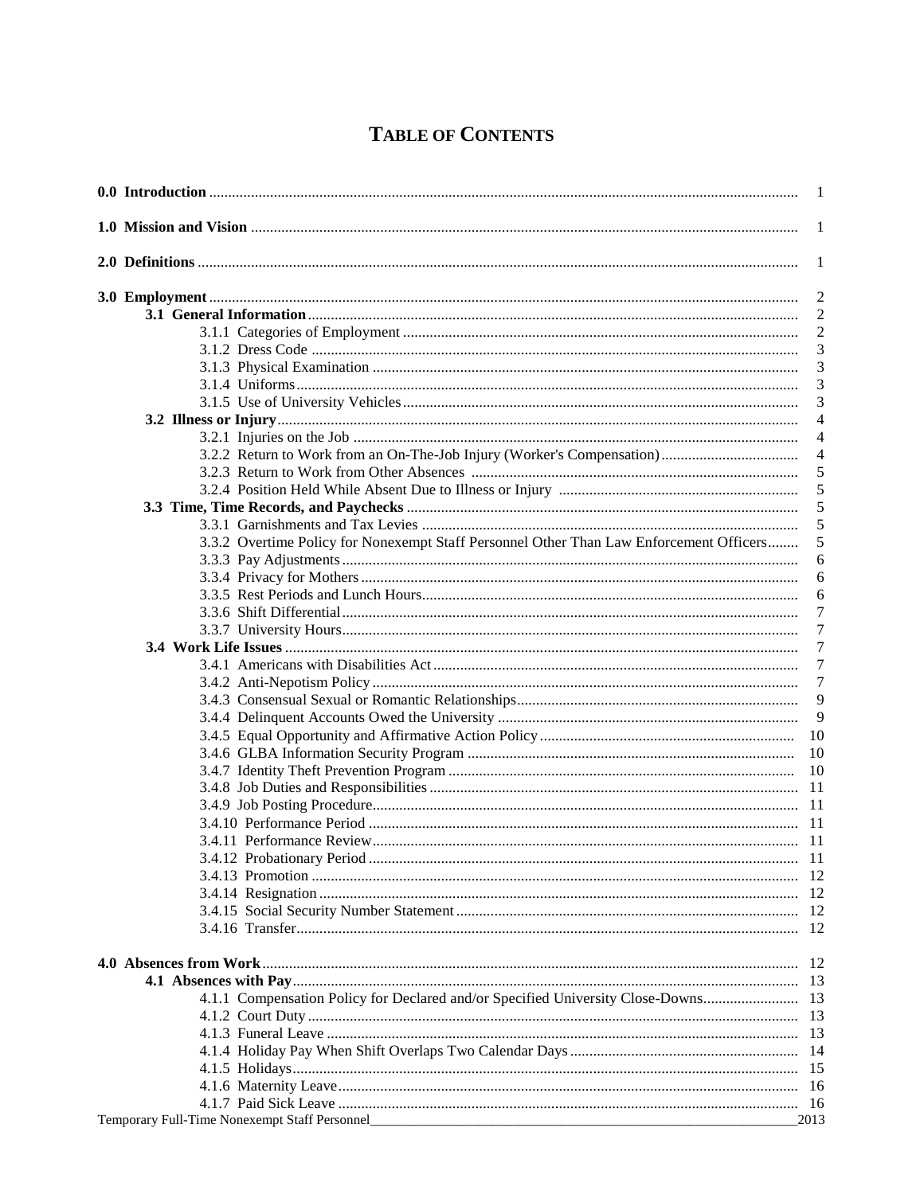# TABLE OF CONTENTS

**0.0 Introduction** .......... 1

**1.0 Mission and Vision** .......... 1

**2.0 Definitions** .......... 1

**3.0 Employment** .......... 2

- **3.1 General Information** .......... 2
  - 3.1.1 Categories of Employment .......... 2
  - 3.1.2 Dress Code .......... 3
  - 3.1.3 Physical Examination .......... 3
  - 3.1.4 Uniforms .......... 3
  - 3.1.5 Use of University Vehicles .......... 3
- **3.2 Illness or Injury** .......... 4
  - 3.2.1 Injuries on the Job .......... 4
  - 3.2.2 Return to Work from an On-The-Job Injury (Worker's Compensation) .......... 4
  - 3.2.3 Return to Work from Other Absences .......... 5
  - 3.2.4 Position Held While Absent Due to Illness or Injury .......... 5
- **3.3 Time, Time Records, and Paychecks** .......... 5
  - 3.3.1 Garnishments and Tax Levies .......... 5
  - 3.3.2 Overtime Policy for Nonexempt Staff Personnel Other Than Law Enforcement Officers .......... 5
  - 3.3.3 Pay Adjustments .......... 6
  - 3.3.4 Privacy for Mothers .......... 6
  - 3.3.5 Rest Periods and Lunch Hours .......... 6
  - 3.3.6 Shift Differential .......... 7
  - 3.3.7 University Hours .......... 7
- **3.4 Work Life Issues** .......... 7
  - 3.4.1 Americans with Disabilities Act .......... 7
  - 3.4.2 Anti-Nepotism Policy .......... 7
  - 3.4.3 Consensual Sexual or Romantic Relationships .......... 9
  - 3.4.4 Delinquent Accounts Owed the University .......... 9
  - 3.4.5 Equal Opportunity and Affirmative Action Policy .......... 10
  - 3.4.6 GLBA Information Security Program .......... 10
  - 3.4.7 Identity Theft Prevention Program .......... 10
  - 3.4.8 Job Duties and Responsibilities .......... 11
  - 3.4.9 Job Posting Procedure .......... 11
  - 3.4.10 Performance Period .......... 11
  - 3.4.11 Performance Review .......... 11
  - 3.4.12 Probationary Period .......... 11
  - 3.4.13 Promotion .......... 12
  - 3.4.14 Resignation .......... 12
  - 3.4.15 Social Security Number Statement .......... 12
  - 3.4.16 Transfer .......... 12

**4.0 Absences from Work** .......... 12

- **4.1 Absences with Pay** .......... 13
  - 4.1.1 Compensation Policy for Declared and/or Specified University Close-Downs .......... 13
  - 4.1.2 Court Duty .......... 13
  - 4.1.3 Funeral Leave .......... 13
  - 4.1.4 Holiday Pay When Shift Overlaps Two Calendar Days .......... 14
  - 4.1.5 Holidays .......... 15
  - 4.1.6 Maternity Leave .......... 16
  - 4.1.7 Paid Sick Leave .......... 16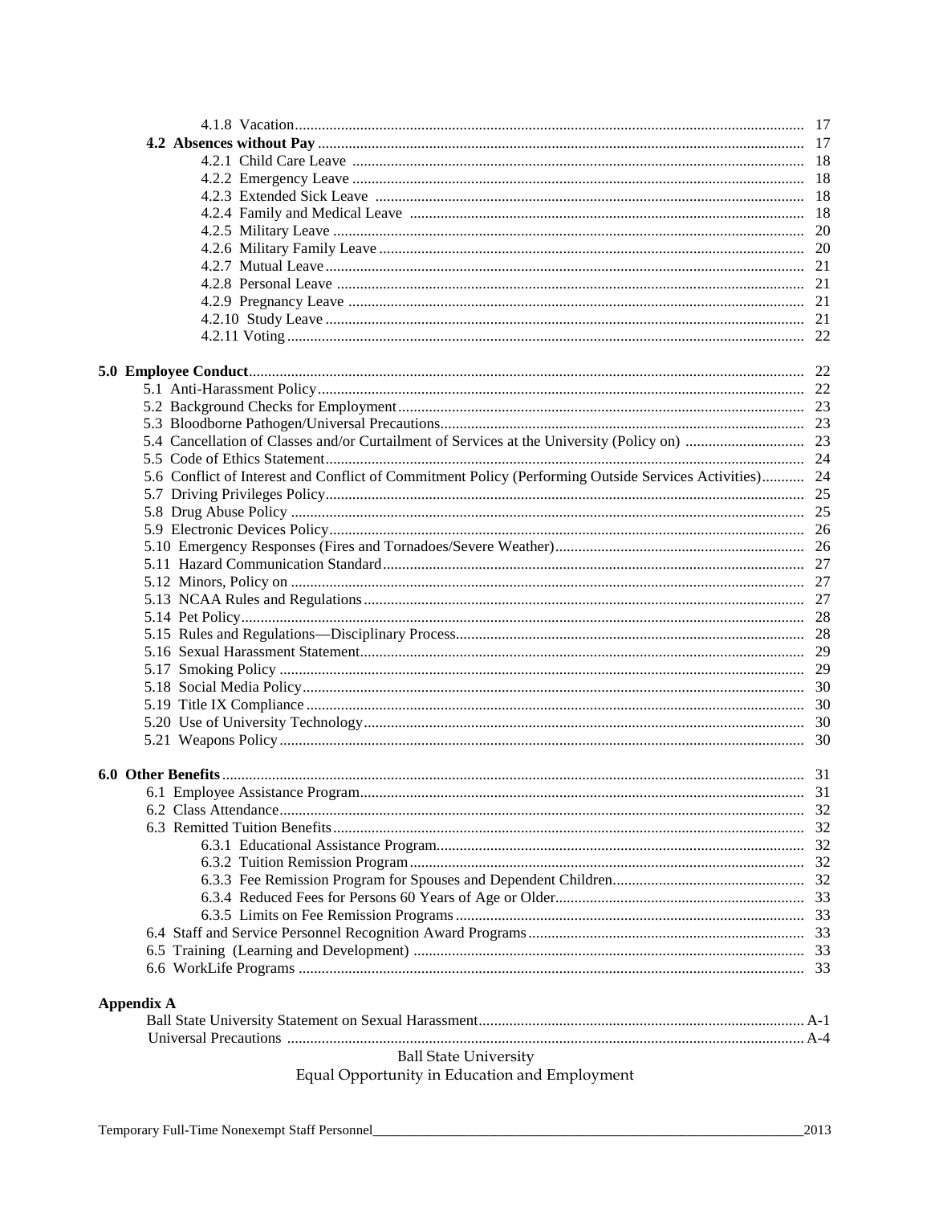4.1.8 Vacation ........ 17

**4.2 Absences without Pay** ........ 17

4.2.1 Child Care Leave ........ 18

4.2.2 Emergency Leave ........ 18

4.2.3 Extended Sick Leave ........ 18

4.2.4 Family and Medical Leave ........ 18

4.2.5 Military Leave ........ 20

4.2.6 Military Family Leave ........ 20

4.2.7 Mutual Leave ........ 21

4.2.8 Personal Leave ........ 21

4.2.9 Pregnancy Leave ........ 21

4.2.10 Study Leave ........ 21

4.2.11 Voting ........ 22

**5.0 Employee Conduct** ........ 22

5.1 Anti-Harassment Policy ........ 22

5.2 Background Checks for Employment ........ 23

5.3 Bloodborne Pathogen/Universal Precautions ........ 23

5.4 Cancellation of Classes and/or Curtailment of Services at the University (Policy on) ........ 23

5.5 Code of Ethics Statement ........ 24

5.6 Conflict of Interest and Conflict of Commitment Policy (Performing Outside Services Activities) ........ 24

5.7 Driving Privileges Policy ........ 25

5.8 Drug Abuse Policy ........ 25

5.9 Electronic Devices Policy ........ 26

5.10 Emergency Responses (Fires and Tornadoes/Severe Weather) ........ 26

5.11 Hazard Communication Standard ........ 27

5.12 Minors, Policy on ........ 27

5.13 NCAA Rules and Regulations ........ 27

5.14 Pet Policy ........ 28

5.15 Rules and Regulations—Disciplinary Process ........ 28

5.16 Sexual Harassment Statement ........ 29

5.17 Smoking Policy ........ 29

5.18 Social Media Policy ........ 30

5.19 Title IX Compliance ........ 30

5.20 Use of University Technology ........ 30

5.21 Weapons Policy ........ 30

**6.0 Other Benefits** ........ 31

6.1 Employee Assistance Program ........ 31

6.2 Class Attendance ........ 32

6.3 Remitted Tuition Benefits ........ 32

6.3.1 Educational Assistance Program ........ 32

6.3.2 Tuition Remission Program ........ 32

6.3.3 Fee Remission Program for Spouses and Dependent Children ........ 32

6.3.4 Reduced Fees for Persons 60 Years of Age or Older ........ 33

6.3.5 Limits on Fee Remission Programs ........ 33

6.4 Staff and Service Personnel Recognition Award Programs ........ 33

6.5 Training (Learning and Development) ........ 33

6.6 WorkLife Programs ........ 33

**Appendix A**

Ball State University Statement on Sexual Harassment ........ A-1

Universal Precautions ........ A-4

Ball State University
Equal Opportunity in Education and Employment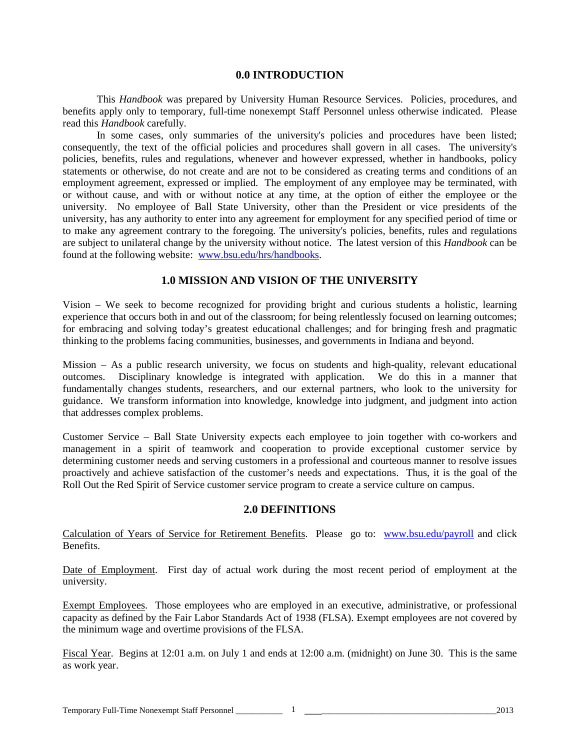## 0.0 INTRODUCTION

This *Handbook* was prepared by University Human Resource Services. Policies, procedures, and benefits apply only to temporary, full-time nonexempt Staff Personnel unless otherwise indicated. Please read this *Handbook* carefully.

In some cases, only summaries of the university's policies and procedures have been listed; consequently, the text of the official policies and procedures shall govern in all cases. The university's policies, benefits, rules and regulations, whenever and however expressed, whether in handbooks, policy statements or otherwise, do not create and are not to be considered as creating terms and conditions of an employment agreement, expressed or implied. The employment of any employee may be terminated, with or without cause, and with or without notice at any time, at the option of either the employee or the university. No employee of Ball State University, other than the President or vice presidents of the university, has any authority to enter into any agreement for employment for any specified period of time or to make any agreement contrary to the foregoing. The university's policies, benefits, rules and regulations are subject to unilateral change by the university without notice. The latest version of this *Handbook* can be found at the following website: www.bsu.edu/hrs/handbooks.

## 1.0 MISSION AND VISION OF THE UNIVERSITY

Vision – We seek to become recognized for providing bright and curious students a holistic, learning experience that occurs both in and out of the classroom; for being relentlessly focused on learning outcomes; for embracing and solving today's greatest educational challenges; and for bringing fresh and pragmatic thinking to the problems facing communities, businesses, and governments in Indiana and beyond.

Mission – As a public research university, we focus on students and high-quality, relevant educational outcomes. Disciplinary knowledge is integrated with application. We do this in a manner that fundamentally changes students, researchers, and our external partners, who look to the university for guidance. We transform information into knowledge, knowledge into judgment, and judgment into action that addresses complex problems.

Customer Service – Ball State University expects each employee to join together with co-workers and management in a spirit of teamwork and cooperation to provide exceptional customer service by determining customer needs and serving customers in a professional and courteous manner to resolve issues proactively and achieve satisfaction of the customer's needs and expectations. Thus, it is the goal of the Roll Out the Red Spirit of Service customer service program to create a service culture on campus.

## 2.0 DEFINITIONS

Calculation of Years of Service for Retirement Benefits. Please go to: www.bsu.edu/payroll and click Benefits.

Date of Employment. First day of actual work during the most recent period of employment at the university.

Exempt Employees. Those employees who are employed in an executive, administrative, or professional capacity as defined by the Fair Labor Standards Act of 1938 (FLSA). Exempt employees are not covered by the minimum wage and overtime provisions of the FLSA.

Fiscal Year. Begins at 12:01 a.m. on July 1 and ends at 12:00 a.m. (midnight) on June 30. This is the same as work year.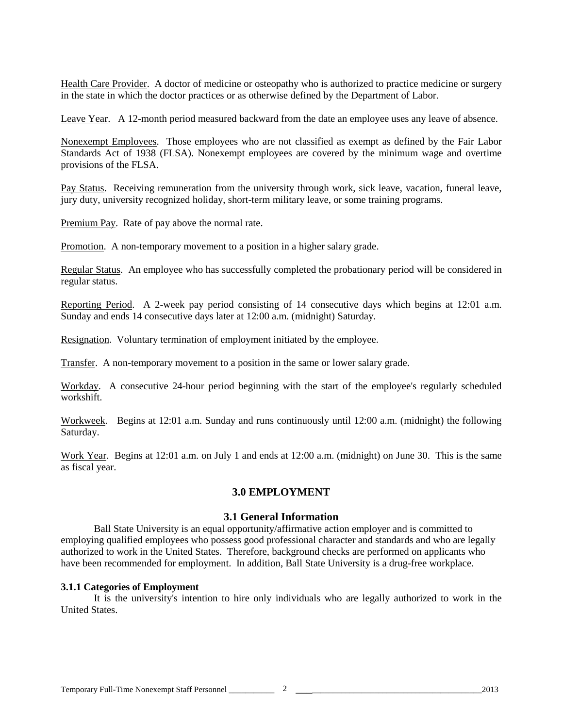Health Care Provider. A doctor of medicine or osteopathy who is authorized to practice medicine or surgery in the state in which the doctor practices or as otherwise defined by the Department of Labor.

Leave Year. A 12-month period measured backward from the date an employee uses any leave of absence.

Nonexempt Employees. Those employees who are not classified as exempt as defined by the Fair Labor Standards Act of 1938 (FLSA). Nonexempt employees are covered by the minimum wage and overtime provisions of the FLSA.

Pay Status. Receiving remuneration from the university through work, sick leave, vacation, funeral leave, jury duty, university recognized holiday, short-term military leave, or some training programs.

Premium Pay. Rate of pay above the normal rate.

Promotion. A non-temporary movement to a position in a higher salary grade.

Regular Status. An employee who has successfully completed the probationary period will be considered in regular status.

Reporting Period. A 2-week pay period consisting of 14 consecutive days which begins at 12:01 a.m. Sunday and ends 14 consecutive days later at 12:00 a.m. (midnight) Saturday.

Resignation. Voluntary termination of employment initiated by the employee.

Transfer. A non-temporary movement to a position in the same or lower salary grade.

Workday. A consecutive 24-hour period beginning with the start of the employee's regularly scheduled workshift.

Workweek. Begins at 12:01 a.m. Sunday and runs continuously until 12:00 a.m. (midnight) the following Saturday.

Work Year. Begins at 12:01 a.m. on July 1 and ends at 12:00 a.m. (midnight) on June 30. This is the same as fiscal year.

# 3.0 EMPLOYMENT

## 3.1 General Information

Ball State University is an equal opportunity/affirmative action employer and is committed to employing qualified employees who possess good professional character and standards and who are legally authorized to work in the United States. Therefore, background checks are performed on applicants who have been recommended for employment. In addition, Ball State University is a drug-free workplace.

### 3.1.1 Categories of Employment

It is the university's intention to hire only individuals who are legally authorized to work in the United States.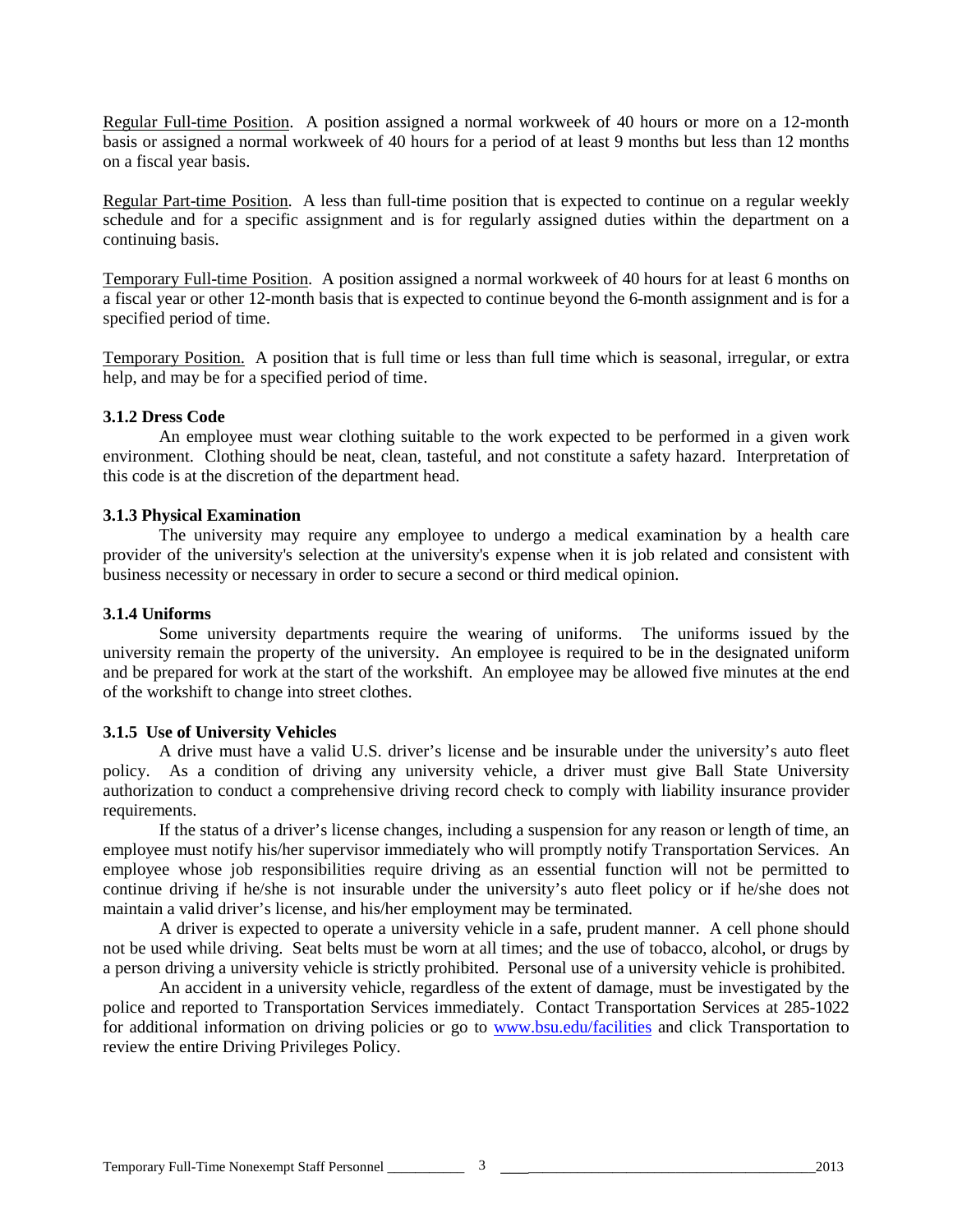Regular Full-time Position. A position assigned a normal workweek of 40 hours or more on a 12-month basis or assigned a normal workweek of 40 hours for a period of at least 9 months but less than 12 months on a fiscal year basis.

Regular Part-time Position. A less than full-time position that is expected to continue on a regular weekly schedule and for a specific assignment and is for regularly assigned duties within the department on a continuing basis.

Temporary Full-time Position. A position assigned a normal workweek of 40 hours for at least 6 months on a fiscal year or other 12-month basis that is expected to continue beyond the 6-month assignment and is for a specified period of time.

Temporary Position. A position that is full time or less than full time which is seasonal, irregular, or extra help, and may be for a specified period of time.

**3.1.2 Dress Code**

An employee must wear clothing suitable to the work expected to be performed in a given work environment. Clothing should be neat, clean, tasteful, and not constitute a safety hazard. Interpretation of this code is at the discretion of the department head.

**3.1.3 Physical Examination**

The university may require any employee to undergo a medical examination by a health care provider of the university's selection at the university's expense when it is job related and consistent with business necessity or necessary in order to secure a second or third medical opinion.

**3.1.4 Uniforms**

Some university departments require the wearing of uniforms. The uniforms issued by the university remain the property of the university. An employee is required to be in the designated uniform and be prepared for work at the start of the workshift. An employee may be allowed five minutes at the end of the workshift to change into street clothes.

**3.1.5 Use of University Vehicles**

A drive must have a valid U.S. driver's license and be insurable under the university's auto fleet policy. As a condition of driving any university vehicle, a driver must give Ball State University authorization to conduct a comprehensive driving record check to comply with liability insurance provider requirements.

If the status of a driver's license changes, including a suspension for any reason or length of time, an employee must notify his/her supervisor immediately who will promptly notify Transportation Services. An employee whose job responsibilities require driving as an essential function will not be permitted to continue driving if he/she is not insurable under the university's auto fleet policy or if he/she does not maintain a valid driver's license, and his/her employment may be terminated.

A driver is expected to operate a university vehicle in a safe, prudent manner. A cell phone should not be used while driving. Seat belts must be worn at all times; and the use of tobacco, alcohol, or drugs by a person driving a university vehicle is strictly prohibited. Personal use of a university vehicle is prohibited.

An accident in a university vehicle, regardless of the extent of damage, must be investigated by the police and reported to Transportation Services immediately. Contact Transportation Services at 285-1022 for additional information on driving policies or go to www.bsu.edu/facilities and click Transportation to review the entire Driving Privileges Policy.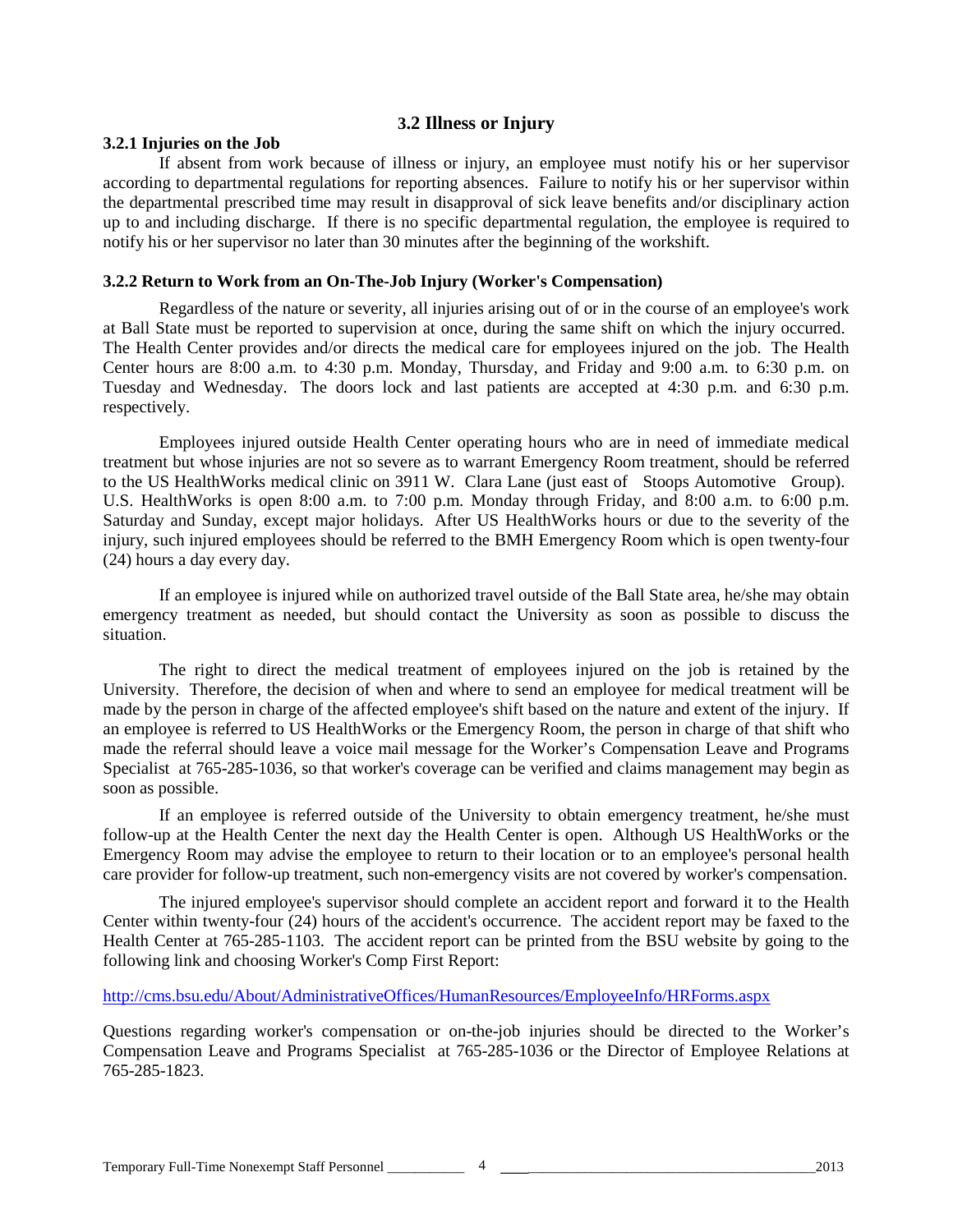## 3.2 Illness or Injury

### 3.2.1 Injuries on the Job

If absent from work because of illness or injury, an employee must notify his or her supervisor according to departmental regulations for reporting absences. Failure to notify his or her supervisor within the departmental prescribed time may result in disapproval of sick leave benefits and/or disciplinary action up to and including discharge. If there is no specific departmental regulation, the employee is required to notify his or her supervisor no later than 30 minutes after the beginning of the workshift.

### 3.2.2 Return to Work from an On-The-Job Injury (Worker's Compensation)

Regardless of the nature or severity, all injuries arising out of or in the course of an employee's work at Ball State must be reported to supervision at once, during the same shift on which the injury occurred. The Health Center provides and/or directs the medical care for employees injured on the job. The Health Center hours are 8:00 a.m. to 4:30 p.m. Monday, Thursday, and Friday and 9:00 a.m. to 6:30 p.m. on Tuesday and Wednesday. The doors lock and last patients are accepted at 4:30 p.m. and 6:30 p.m. respectively.

Employees injured outside Health Center operating hours who are in need of immediate medical treatment but whose injuries are not so severe as to warrant Emergency Room treatment, should be referred to the US HealthWorks medical clinic on 3911 W. Clara Lane (just east of Stoops Automotive Group). U.S. HealthWorks is open 8:00 a.m. to 7:00 p.m. Monday through Friday, and 8:00 a.m. to 6:00 p.m. Saturday and Sunday, except major holidays. After US HealthWorks hours or due to the severity of the injury, such injured employees should be referred to the BMH Emergency Room which is open twenty-four (24) hours a day every day.

If an employee is injured while on authorized travel outside of the Ball State area, he/she may obtain emergency treatment as needed, but should contact the University as soon as possible to discuss the situation.

The right to direct the medical treatment of employees injured on the job is retained by the University. Therefore, the decision of when and where to send an employee for medical treatment will be made by the person in charge of the affected employee's shift based on the nature and extent of the injury. If an employee is referred to US HealthWorks or the Emergency Room, the person in charge of that shift who made the referral should leave a voice mail message for the Worker's Compensation Leave and Programs Specialist at 765-285-1036, so that worker's coverage can be verified and claims management may begin as soon as possible.

If an employee is referred outside of the University to obtain emergency treatment, he/she must follow-up at the Health Center the next day the Health Center is open. Although US HealthWorks or the Emergency Room may advise the employee to return to their location or to an employee's personal health care provider for follow-up treatment, such non-emergency visits are not covered by worker's compensation.

The injured employee's supervisor should complete an accident report and forward it to the Health Center within twenty-four (24) hours of the accident's occurrence. The accident report may be faxed to the Health Center at 765-285-1103. The accident report can be printed from the BSU website by going to the following link and choosing Worker's Comp First Report:

http://cms.bsu.edu/About/AdministrativeOffices/HumanResources/EmployeeInfo/HRForms.aspx

Questions regarding worker's compensation or on-the-job injuries should be directed to the Worker's Compensation Leave and Programs Specialist at 765-285-1036 or the Director of Employee Relations at 765-285-1823.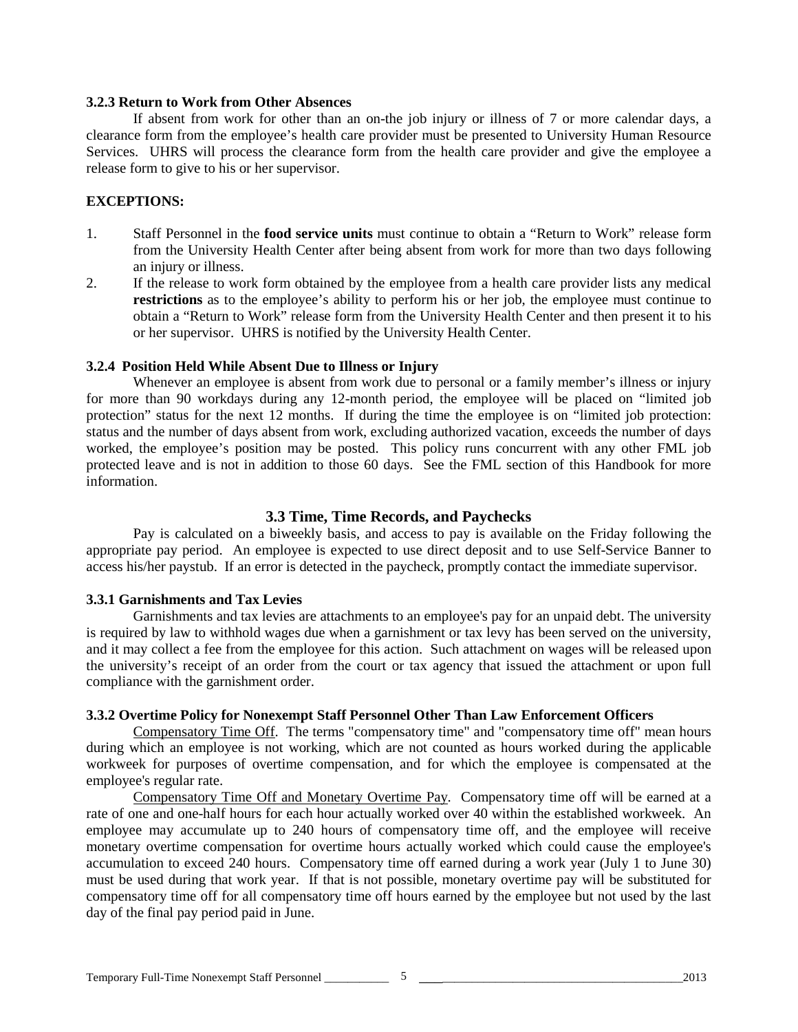### 3.2.3 Return to Work from Other Absences

If absent from work for other than an on-the job injury or illness of 7 or more calendar days, a clearance form from the employee's health care provider must be presented to University Human Resource Services. UHRS will process the clearance form from the health care provider and give the employee a release form to give to his or her supervisor.

**EXCEPTIONS:**

1. Staff Personnel in the **food service units** must continue to obtain a "Return to Work" release form from the University Health Center after being absent from work for more than two days following an injury or illness.
2. If the release to work form obtained by the employee from a health care provider lists any medical **restrictions** as to the employee's ability to perform his or her job, the employee must continue to obtain a "Return to Work" release form from the University Health Center and then present it to his or her supervisor. UHRS is notified by the University Health Center.

### 3.2.4 Position Held While Absent Due to Illness or Injury

Whenever an employee is absent from work due to personal or a family member's illness or injury for more than 90 workdays during any 12-month period, the employee will be placed on "limited job protection" status for the next 12 months. If during the time the employee is on "limited job protection: status and the number of days absent from work, excluding authorized vacation, exceeds the number of days worked, the employee's position may be posted. This policy runs concurrent with any other FML job protected leave and is not in addition to those 60 days. See the FML section of this Handbook for more information.

## 3.3 Time, Time Records, and Paychecks

Pay is calculated on a biweekly basis, and access to pay is available on the Friday following the appropriate pay period. An employee is expected to use direct deposit and to use Self-Service Banner to access his/her paystub. If an error is detected in the paycheck, promptly contact the immediate supervisor.

### 3.3.1 Garnishments and Tax Levies

Garnishments and tax levies are attachments to an employee's pay for an unpaid debt. The university is required by law to withhold wages due when a garnishment or tax levy has been served on the university, and it may collect a fee from the employee for this action. Such attachment on wages will be released upon the university's receipt of an order from the court or tax agency that issued the attachment or upon full compliance with the garnishment order.

### 3.3.2 Overtime Policy for Nonexempt Staff Personnel Other Than Law Enforcement Officers

Compensatory Time Off. The terms "compensatory time" and "compensatory time off" mean hours during which an employee is not working, which are not counted as hours worked during the applicable workweek for purposes of overtime compensation, and for which the employee is compensated at the employee's regular rate.

Compensatory Time Off and Monetary Overtime Pay. Compensatory time off will be earned at a rate of one and one-half hours for each hour actually worked over 40 within the established workweek. An employee may accumulate up to 240 hours of compensatory time off, and the employee will receive monetary overtime compensation for overtime hours actually worked which could cause the employee's accumulation to exceed 240 hours. Compensatory time off earned during a work year (July 1 to June 30) must be used during that work year. If that is not possible, monetary overtime pay will be substituted for compensatory time off for all compensatory time off hours earned by the employee but not used by the last day of the final pay period paid in June.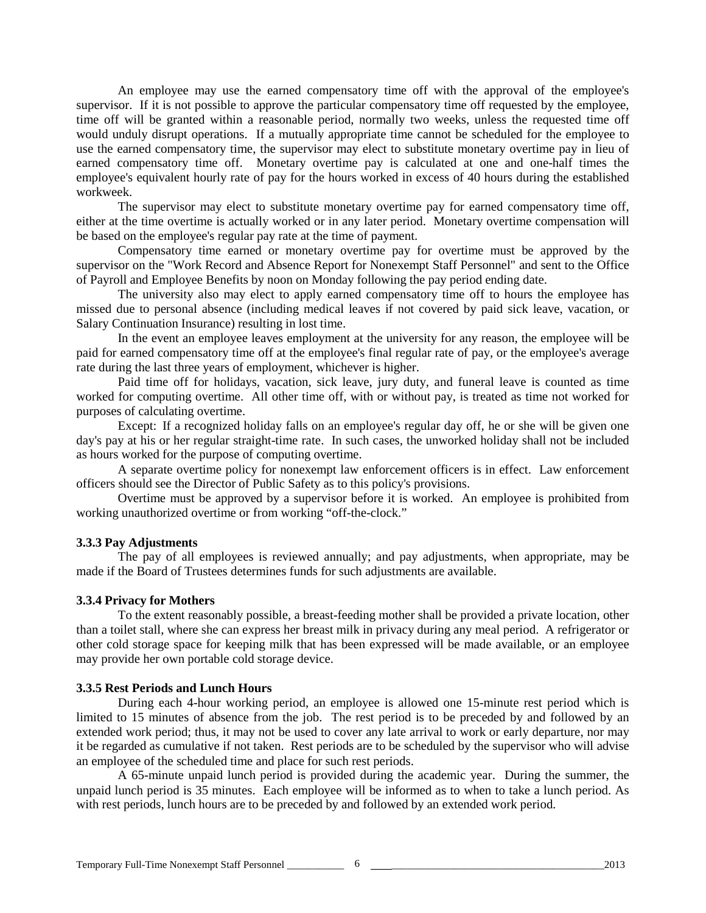An employee may use the earned compensatory time off with the approval of the employee's supervisor. If it is not possible to approve the particular compensatory time off requested by the employee, time off will be granted within a reasonable period, normally two weeks, unless the requested time off would unduly disrupt operations. If a mutually appropriate time cannot be scheduled for the employee to use the earned compensatory time, the supervisor may elect to substitute monetary overtime pay in lieu of earned compensatory time off. Monetary overtime pay is calculated at one and one-half times the employee's equivalent hourly rate of pay for the hours worked in excess of 40 hours during the established workweek.

The supervisor may elect to substitute monetary overtime pay for earned compensatory time off, either at the time overtime is actually worked or in any later period. Monetary overtime compensation will be based on the employee's regular pay rate at the time of payment.

Compensatory time earned or monetary overtime pay for overtime must be approved by the supervisor on the "Work Record and Absence Report for Nonexempt Staff Personnel" and sent to the Office of Payroll and Employee Benefits by noon on Monday following the pay period ending date.

The university also may elect to apply earned compensatory time off to hours the employee has missed due to personal absence (including medical leaves if not covered by paid sick leave, vacation, or Salary Continuation Insurance) resulting in lost time.

In the event an employee leaves employment at the university for any reason, the employee will be paid for earned compensatory time off at the employee's final regular rate of pay, or the employee's average rate during the last three years of employment, whichever is higher.

Paid time off for holidays, vacation, sick leave, jury duty, and funeral leave is counted as time worked for computing overtime. All other time off, with or without pay, is treated as time not worked for purposes of calculating overtime.

Except: If a recognized holiday falls on an employee's regular day off, he or she will be given one day's pay at his or her regular straight-time rate. In such cases, the unworked holiday shall not be included as hours worked for the purpose of computing overtime.

A separate overtime policy for nonexempt law enforcement officers is in effect. Law enforcement officers should see the Director of Public Safety as to this policy's provisions.

Overtime must be approved by a supervisor before it is worked. An employee is prohibited from working unauthorized overtime or from working "off-the-clock."

### 3.3.3 Pay Adjustments

The pay of all employees is reviewed annually; and pay adjustments, when appropriate, may be made if the Board of Trustees determines funds for such adjustments are available.

### 3.3.4 Privacy for Mothers

To the extent reasonably possible, a breast-feeding mother shall be provided a private location, other than a toilet stall, where she can express her breast milk in privacy during any meal period. A refrigerator or other cold storage space for keeping milk that has been expressed will be made available, or an employee may provide her own portable cold storage device.

### 3.3.5 Rest Periods and Lunch Hours

During each 4-hour working period, an employee is allowed one 15-minute rest period which is limited to 15 minutes of absence from the job. The rest period is to be preceded by and followed by an extended work period; thus, it may not be used to cover any late arrival to work or early departure, nor may it be regarded as cumulative if not taken. Rest periods are to be scheduled by the supervisor who will advise an employee of the scheduled time and place for such rest periods.

A 65-minute unpaid lunch period is provided during the academic year. During the summer, the unpaid lunch period is 35 minutes. Each employee will be informed as to when to take a lunch period. As with rest periods, lunch hours are to be preceded by and followed by an extended work period.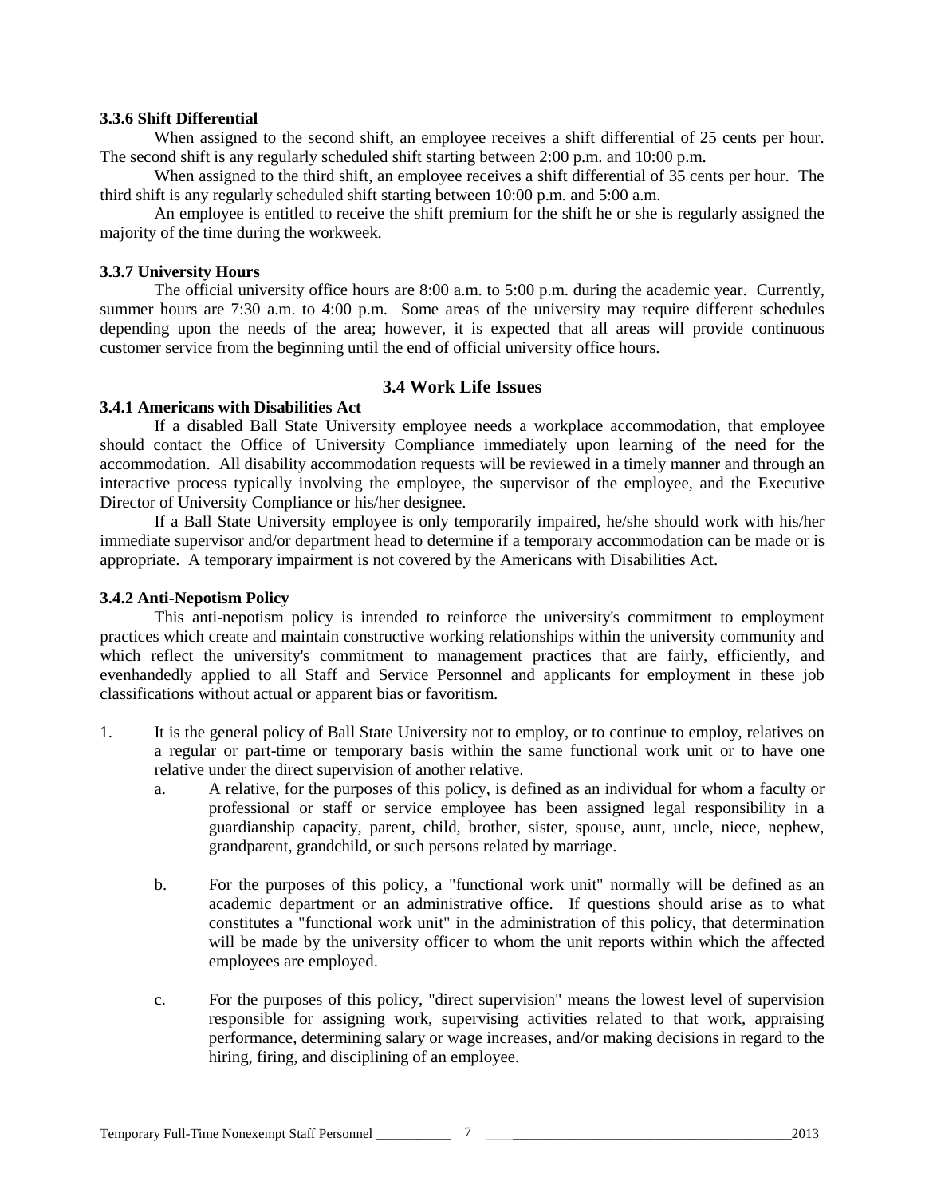#### 3.3.6 Shift Differential

When assigned to the second shift, an employee receives a shift differential of 25 cents per hour. The second shift is any regularly scheduled shift starting between 2:00 p.m. and 10:00 p.m.

When assigned to the third shift, an employee receives a shift differential of 35 cents per hour. The third shift is any regularly scheduled shift starting between 10:00 p.m. and 5:00 a.m.

An employee is entitled to receive the shift premium for the shift he or she is regularly assigned the majority of the time during the workweek.

#### 3.3.7 University Hours

The official university office hours are 8:00 a.m. to 5:00 p.m. during the academic year. Currently, summer hours are 7:30 a.m. to 4:00 p.m. Some areas of the university may require different schedules depending upon the needs of the area; however, it is expected that all areas will provide continuous customer service from the beginning until the end of official university office hours.

### 3.4 Work Life Issues

#### 3.4.1 Americans with Disabilities Act

If a disabled Ball State University employee needs a workplace accommodation, that employee should contact the Office of University Compliance immediately upon learning of the need for the accommodation. All disability accommodation requests will be reviewed in a timely manner and through an interactive process typically involving the employee, the supervisor of the employee, and the Executive Director of University Compliance or his/her designee.

If a Ball State University employee is only temporarily impaired, he/she should work with his/her immediate supervisor and/or department head to determine if a temporary accommodation can be made or is appropriate. A temporary impairment is not covered by the Americans with Disabilities Act.

#### 3.4.2 Anti-Nepotism Policy

This anti-nepotism policy is intended to reinforce the university's commitment to employment practices which create and maintain constructive working relationships within the university community and which reflect the university's commitment to management practices that are fairly, efficiently, and evenhandedly applied to all Staff and Service Personnel and applicants for employment in these job classifications without actual or apparent bias or favoritism.

1. It is the general policy of Ball State University not to employ, or to continue to employ, relatives on a regular or part-time or temporary basis within the same functional work unit or to have one relative under the direct supervision of another relative.
   a. A relative, for the purposes of this policy, is defined as an individual for whom a faculty or professional or staff or service employee has been assigned legal responsibility in a guardianship capacity, parent, child, brother, sister, spouse, aunt, uncle, niece, nephew, grandparent, grandchild, or such persons related by marriage.

   b. For the purposes of this policy, a "functional work unit" normally will be defined as an academic department or an administrative office. If questions should arise as to what constitutes a "functional work unit" in the administration of this policy, that determination will be made by the university officer to whom the unit reports within which the affected employees are employed.

   c. For the purposes of this policy, "direct supervision" means the lowest level of supervision responsible for assigning work, supervising activities related to that work, appraising performance, determining salary or wage increases, and/or making decisions in regard to the hiring, firing, and disciplining of an employee.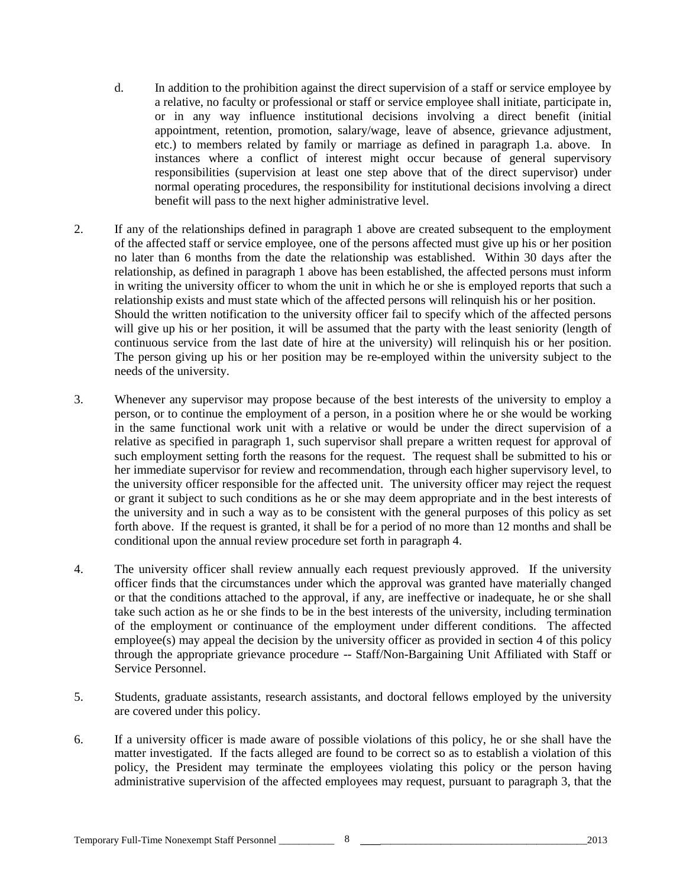d. In addition to the prohibition against the direct supervision of a staff or service employee by a relative, no faculty or professional or staff or service employee shall initiate, participate in, or in any way influence institutional decisions involving a direct benefit (initial appointment, retention, promotion, salary/wage, leave of absence, grievance adjustment, etc.) to members related by family or marriage as defined in paragraph 1.a. above. In instances where a conflict of interest might occur because of general supervisory responsibilities (supervision at least one step above that of the direct supervisor) under normal operating procedures, the responsibility for institutional decisions involving a direct benefit will pass to the next higher administrative level.

2. If any of the relationships defined in paragraph 1 above are created subsequent to the employment of the affected staff or service employee, one of the persons affected must give up his or her position no later than 6 months from the date the relationship was established. Within 30 days after the relationship, as defined in paragraph 1 above has been established, the affected persons must inform in writing the university officer to whom the unit in which he or she is employed reports that such a relationship exists and must state which of the affected persons will relinquish his or her position. Should the written notification to the university officer fail to specify which of the affected persons will give up his or her position, it will be assumed that the party with the least seniority (length of continuous service from the last date of hire at the university) will relinquish his or her position. The person giving up his or her position may be re-employed within the university subject to the needs of the university.

3. Whenever any supervisor may propose because of the best interests of the university to employ a person, or to continue the employment of a person, in a position where he or she would be working in the same functional work unit with a relative or would be under the direct supervision of a relative as specified in paragraph 1, such supervisor shall prepare a written request for approval of such employment setting forth the reasons for the request. The request shall be submitted to his or her immediate supervisor for review and recommendation, through each higher supervisory level, to the university officer responsible for the affected unit. The university officer may reject the request or grant it subject to such conditions as he or she may deem appropriate and in the best interests of the university and in such a way as to be consistent with the general purposes of this policy as set forth above. If the request is granted, it shall be for a period of no more than 12 months and shall be conditional upon the annual review procedure set forth in paragraph 4.

4. The university officer shall review annually each request previously approved. If the university officer finds that the circumstances under which the approval was granted have materially changed or that the conditions attached to the approval, if any, are ineffective or inadequate, he or she shall take such action as he or she finds to be in the best interests of the university, including termination of the employment or continuance of the employment under different conditions. The affected employee(s) may appeal the decision by the university officer as provided in section 4 of this policy through the appropriate grievance procedure -- Staff/Non-Bargaining Unit Affiliated with Staff or Service Personnel.

5. Students, graduate assistants, research assistants, and doctoral fellows employed by the university are covered under this policy.

6. If a university officer is made aware of possible violations of this policy, he or she shall have the matter investigated. If the facts alleged are found to be correct so as to establish a violation of this policy, the President may terminate the employees violating this policy or the person having administrative supervision of the affected employees may request, pursuant to paragraph 3, that the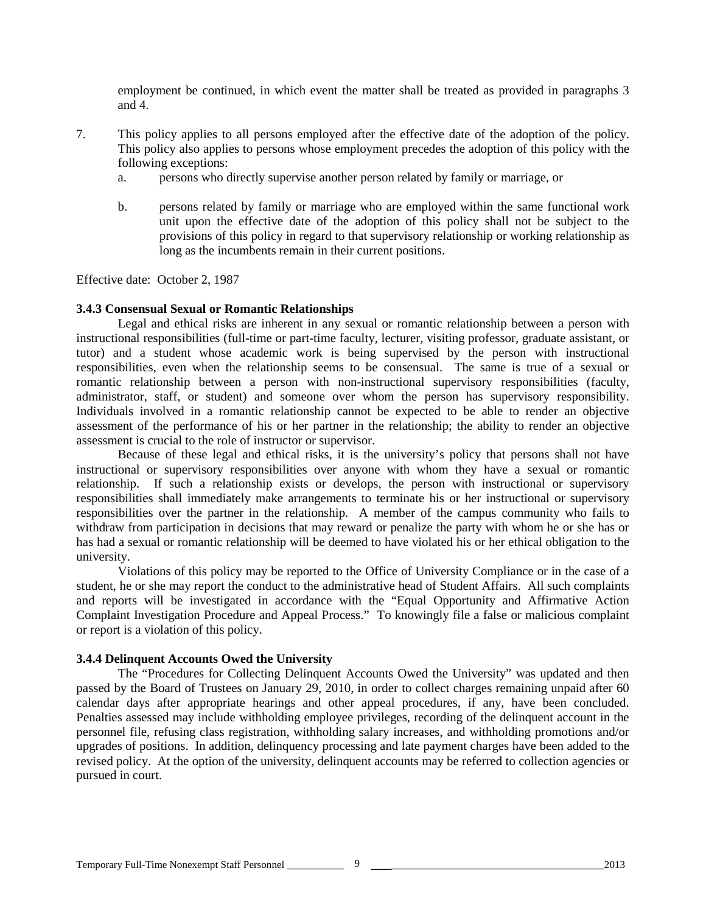employment be continued, in which event the matter shall be treated as provided in paragraphs 3 and 4.

7. This policy applies to all persons employed after the effective date of the adoption of the policy. This policy also applies to persons whose employment precedes the adoption of this policy with the following exceptions:
   a. persons who directly supervise another person related by family or marriage, or

   b. persons related by family or marriage who are employed within the same functional work unit upon the effective date of the adoption of this policy shall not be subject to the provisions of this policy in regard to that supervisory relationship or working relationship as long as the incumbents remain in their current positions.

Effective date: October 2, 1987

**3.4.3 Consensual Sexual or Romantic Relationships**

Legal and ethical risks are inherent in any sexual or romantic relationship between a person with instructional responsibilities (full-time or part-time faculty, lecturer, visiting professor, graduate assistant, or tutor) and a student whose academic work is being supervised by the person with instructional responsibilities, even when the relationship seems to be consensual. The same is true of a sexual or romantic relationship between a person with non-instructional supervisory responsibilities (faculty, administrator, staff, or student) and someone over whom the person has supervisory responsibility. Individuals involved in a romantic relationship cannot be expected to be able to render an objective assessment of the performance of his or her partner in the relationship; the ability to render an objective assessment is crucial to the role of instructor or supervisor.

Because of these legal and ethical risks, it is the university's policy that persons shall not have instructional or supervisory responsibilities over anyone with whom they have a sexual or romantic relationship. If such a relationship exists or develops, the person with instructional or supervisory responsibilities shall immediately make arrangements to terminate his or her instructional or supervisory responsibilities over the partner in the relationship. A member of the campus community who fails to withdraw from participation in decisions that may reward or penalize the party with whom he or she has or has had a sexual or romantic relationship will be deemed to have violated his or her ethical obligation to the university.

Violations of this policy may be reported to the Office of University Compliance or in the case of a student, he or she may report the conduct to the administrative head of Student Affairs. All such complaints and reports will be investigated in accordance with the "Equal Opportunity and Affirmative Action Complaint Investigation Procedure and Appeal Process." To knowingly file a false or malicious complaint or report is a violation of this policy.

**3.4.4 Delinquent Accounts Owed the University**

The "Procedures for Collecting Delinquent Accounts Owed the University" was updated and then passed by the Board of Trustees on January 29, 2010, in order to collect charges remaining unpaid after 60 calendar days after appropriate hearings and other appeal procedures, if any, have been concluded. Penalties assessed may include withholding employee privileges, recording of the delinquent account in the personnel file, refusing class registration, withholding salary increases, and withholding promotions and/or upgrades of positions. In addition, delinquency processing and late payment charges have been added to the revised policy. At the option of the university, delinquent accounts may be referred to collection agencies or pursued in court.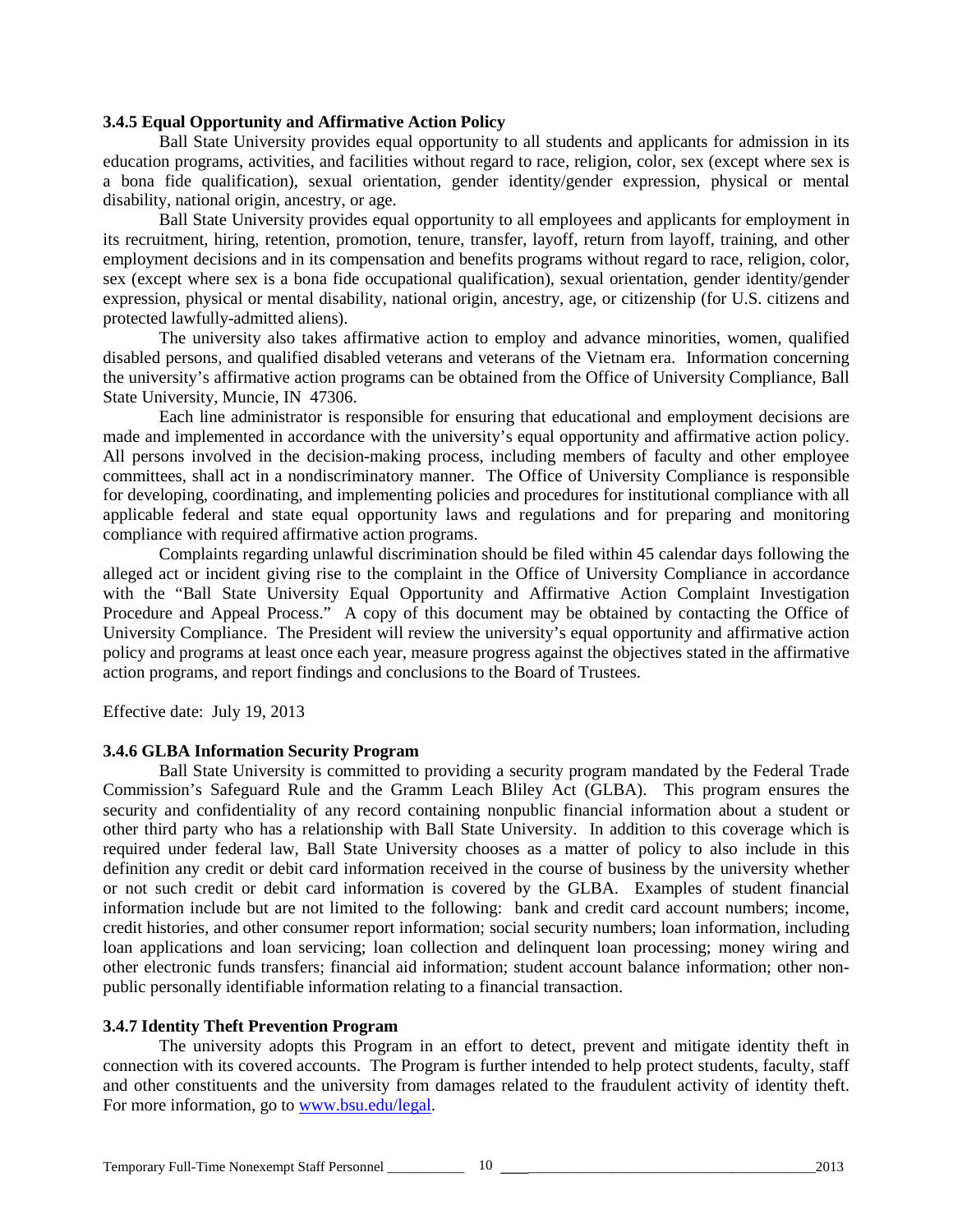### 3.4.5 Equal Opportunity and Affirmative Action Policy

Ball State University provides equal opportunity to all students and applicants for admission in its education programs, activities, and facilities without regard to race, religion, color, sex (except where sex is a bona fide qualification), sexual orientation, gender identity/gender expression, physical or mental disability, national origin, ancestry, or age.

Ball State University provides equal opportunity to all employees and applicants for employment in its recruitment, hiring, retention, promotion, tenure, transfer, layoff, return from layoff, training, and other employment decisions and in its compensation and benefits programs without regard to race, religion, color, sex (except where sex is a bona fide occupational qualification), sexual orientation, gender identity/gender expression, physical or mental disability, national origin, ancestry, age, or citizenship (for U.S. citizens and protected lawfully-admitted aliens).

The university also takes affirmative action to employ and advance minorities, women, qualified disabled persons, and qualified disabled veterans and veterans of the Vietnam era. Information concerning the university's affirmative action programs can be obtained from the Office of University Compliance, Ball State University, Muncie, IN 47306.

Each line administrator is responsible for ensuring that educational and employment decisions are made and implemented in accordance with the university's equal opportunity and affirmative action policy. All persons involved in the decision-making process, including members of faculty and other employee committees, shall act in a nondiscriminatory manner. The Office of University Compliance is responsible for developing, coordinating, and implementing policies and procedures for institutional compliance with all applicable federal and state equal opportunity laws and regulations and for preparing and monitoring compliance with required affirmative action programs.

Complaints regarding unlawful discrimination should be filed within 45 calendar days following the alleged act or incident giving rise to the complaint in the Office of University Compliance in accordance with the "Ball State University Equal Opportunity and Affirmative Action Complaint Investigation Procedure and Appeal Process." A copy of this document may be obtained by contacting the Office of University Compliance. The President will review the university's equal opportunity and affirmative action policy and programs at least once each year, measure progress against the objectives stated in the affirmative action programs, and report findings and conclusions to the Board of Trustees.

Effective date: July 19, 2013

### 3.4.6 GLBA Information Security Program

Ball State University is committed to providing a security program mandated by the Federal Trade Commission's Safeguard Rule and the Gramm Leach Bliley Act (GLBA). This program ensures the security and confidentiality of any record containing nonpublic financial information about a student or other third party who has a relationship with Ball State University. In addition to this coverage which is required under federal law, Ball State University chooses as a matter of policy to also include in this definition any credit or debit card information received in the course of business by the university whether or not such credit or debit card information is covered by the GLBA. Examples of student financial information include but are not limited to the following: bank and credit card account numbers; income, credit histories, and other consumer report information; social security numbers; loan information, including loan applications and loan servicing; loan collection and delinquent loan processing; money wiring and other electronic funds transfers; financial aid information; student account balance information; other non-public personally identifiable information relating to a financial transaction.

### 3.4.7 Identity Theft Prevention Program

The university adopts this Program in an effort to detect, prevent and mitigate identity theft in connection with its covered accounts. The Program is further intended to help protect students, faculty, staff and other constituents and the university from damages related to the fraudulent activity of identity theft. For more information, go to [www.bsu.edu/legal](www.bsu.edu/legal).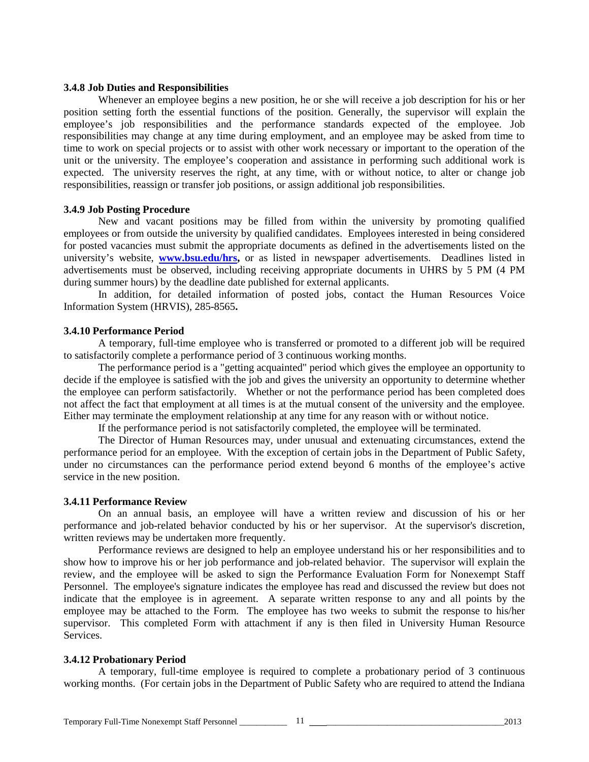**3.4.8 Job Duties and Responsibilities**

Whenever an employee begins a new position, he or she will receive a job description for his or her position setting forth the essential functions of the position. Generally, the supervisor will explain the employee's job responsibilities and the performance standards expected of the employee. Job responsibilities may change at any time during employment, and an employee may be asked from time to time to work on special projects or to assist with other work necessary or important to the operation of the unit or the university. The employee's cooperation and assistance in performing such additional work is expected. The university reserves the right, at any time, with or without notice, to alter or change job responsibilities, reassign or transfer job positions, or assign additional job responsibilities.

**3.4.9 Job Posting Procedure**

New and vacant positions may be filled from within the university by promoting qualified employees or from outside the university by qualified candidates. Employees interested in being considered for posted vacancies must submit the appropriate documents as defined in the advertisements listed on the university's website, **www.bsu.edu/hrs,** or as listed in newspaper advertisements. Deadlines listed in advertisements must be observed, including receiving appropriate documents in UHRS by 5 PM (4 PM during summer hours) by the deadline date published for external applicants.

In addition, for detailed information of posted jobs, contact the Human Resources Voice Information System (HRVIS), 285-8565**.**

**3.4.10 Performance Period**

A temporary, full-time employee who is transferred or promoted to a different job will be required to satisfactorily complete a performance period of 3 continuous working months.

The performance period is a "getting acquainted" period which gives the employee an opportunity to decide if the employee is satisfied with the job and gives the university an opportunity to determine whether the employee can perform satisfactorily. Whether or not the performance period has been completed does not affect the fact that employment at all times is at the mutual consent of the university and the employee. Either may terminate the employment relationship at any time for any reason with or without notice.

If the performance period is not satisfactorily completed, the employee will be terminated.

The Director of Human Resources may, under unusual and extenuating circumstances, extend the performance period for an employee. With the exception of certain jobs in the Department of Public Safety, under no circumstances can the performance period extend beyond 6 months of the employee's active service in the new position.

**3.4.11 Performance Review**

On an annual basis, an employee will have a written review and discussion of his or her performance and job-related behavior conducted by his or her supervisor. At the supervisor's discretion, written reviews may be undertaken more frequently.

Performance reviews are designed to help an employee understand his or her responsibilities and to show how to improve his or her job performance and job-related behavior. The supervisor will explain the review, and the employee will be asked to sign the Performance Evaluation Form for Nonexempt Staff Personnel. The employee's signature indicates the employee has read and discussed the review but does not indicate that the employee is in agreement. A separate written response to any and all points by the employee may be attached to the Form. The employee has two weeks to submit the response to his/her supervisor. This completed Form with attachment if any is then filed in University Human Resource Services.

**3.4.12 Probationary Period**

A temporary, full-time employee is required to complete a probationary period of 3 continuous working months. (For certain jobs in the Department of Public Safety who are required to attend the Indiana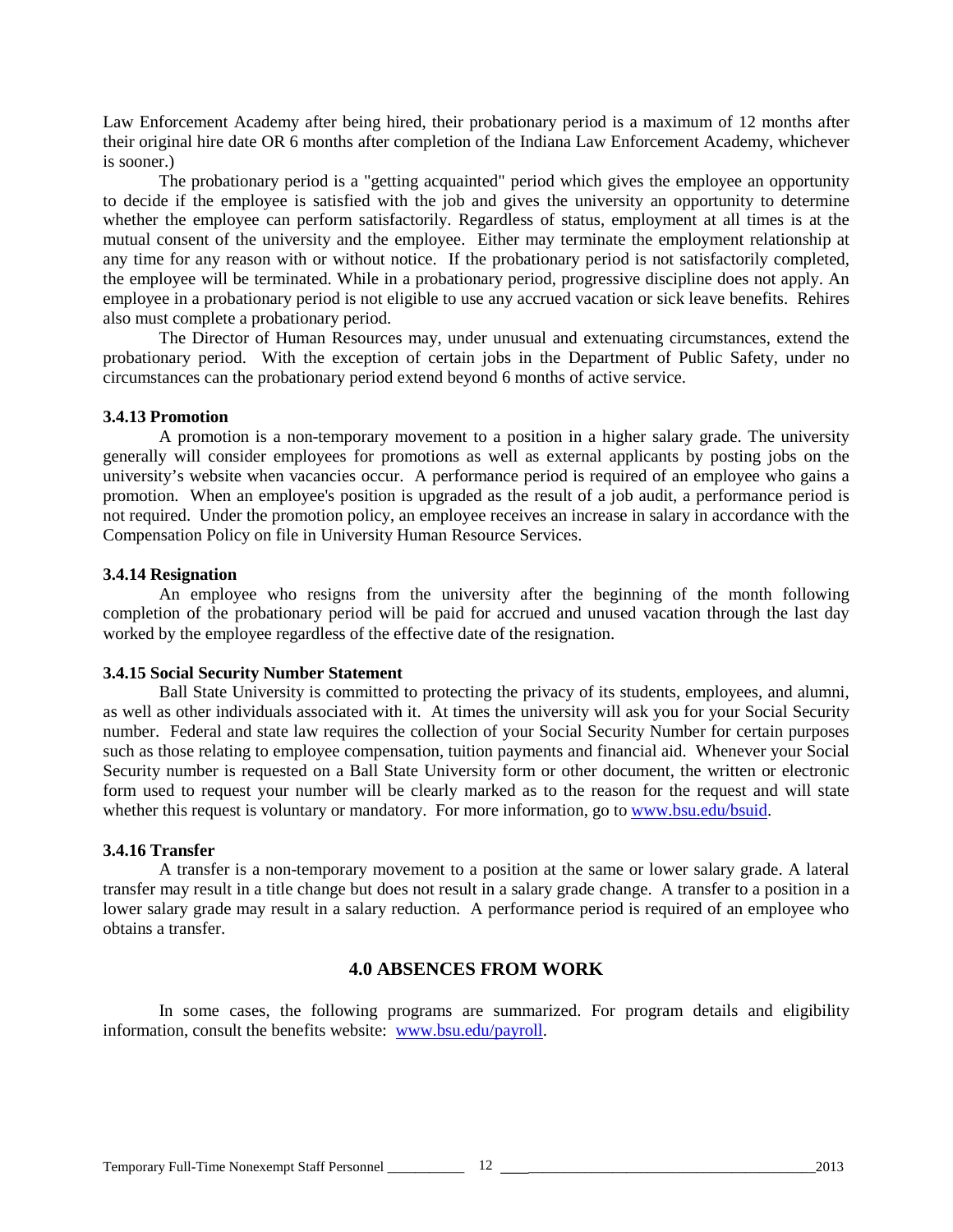Law Enforcement Academy after being hired, their probationary period is a maximum of 12 months after their original hire date OR 6 months after completion of the Indiana Law Enforcement Academy, whichever is sooner.)

The probationary period is a "getting acquainted" period which gives the employee an opportunity to decide if the employee is satisfied with the job and gives the university an opportunity to determine whether the employee can perform satisfactorily. Regardless of status, employment at all times is at the mutual consent of the university and the employee. Either may terminate the employment relationship at any time for any reason with or without notice. If the probationary period is not satisfactorily completed, the employee will be terminated. While in a probationary period, progressive discipline does not apply. An employee in a probationary period is not eligible to use any accrued vacation or sick leave benefits. Rehires also must complete a probationary period.

The Director of Human Resources may, under unusual and extenuating circumstances, extend the probationary period. With the exception of certain jobs in the Department of Public Safety, under no circumstances can the probationary period extend beyond 6 months of active service.

**3.4.13 Promotion**

A promotion is a non-temporary movement to a position in a higher salary grade. The university generally will consider employees for promotions as well as external applicants by posting jobs on the university's website when vacancies occur. A performance period is required of an employee who gains a promotion. When an employee's position is upgraded as the result of a job audit, a performance period is not required. Under the promotion policy, an employee receives an increase in salary in accordance with the Compensation Policy on file in University Human Resource Services.

**3.4.14 Resignation**

An employee who resigns from the university after the beginning of the month following completion of the probationary period will be paid for accrued and unused vacation through the last day worked by the employee regardless of the effective date of the resignation.

**3.4.15 Social Security Number Statement**

Ball State University is committed to protecting the privacy of its students, employees, and alumni, as well as other individuals associated with it. At times the university will ask you for your Social Security number. Federal and state law requires the collection of your Social Security Number for certain purposes such as those relating to employee compensation, tuition payments and financial aid. Whenever your Social Security number is requested on a Ball State University form or other document, the written or electronic form used to request your number will be clearly marked as to the reason for the request and will state whether this request is voluntary or mandatory. For more information, go to www.bsu.edu/bsuid.

**3.4.16 Transfer**

A transfer is a non-temporary movement to a position at the same or lower salary grade. A lateral transfer may result in a title change but does not result in a salary grade change. A transfer to a position in a lower salary grade may result in a salary reduction. A performance period is required of an employee who obtains a transfer.

## 4.0 ABSENCES FROM WORK

In some cases, the following programs are summarized. For program details and eligibility information, consult the benefits website: www.bsu.edu/payroll.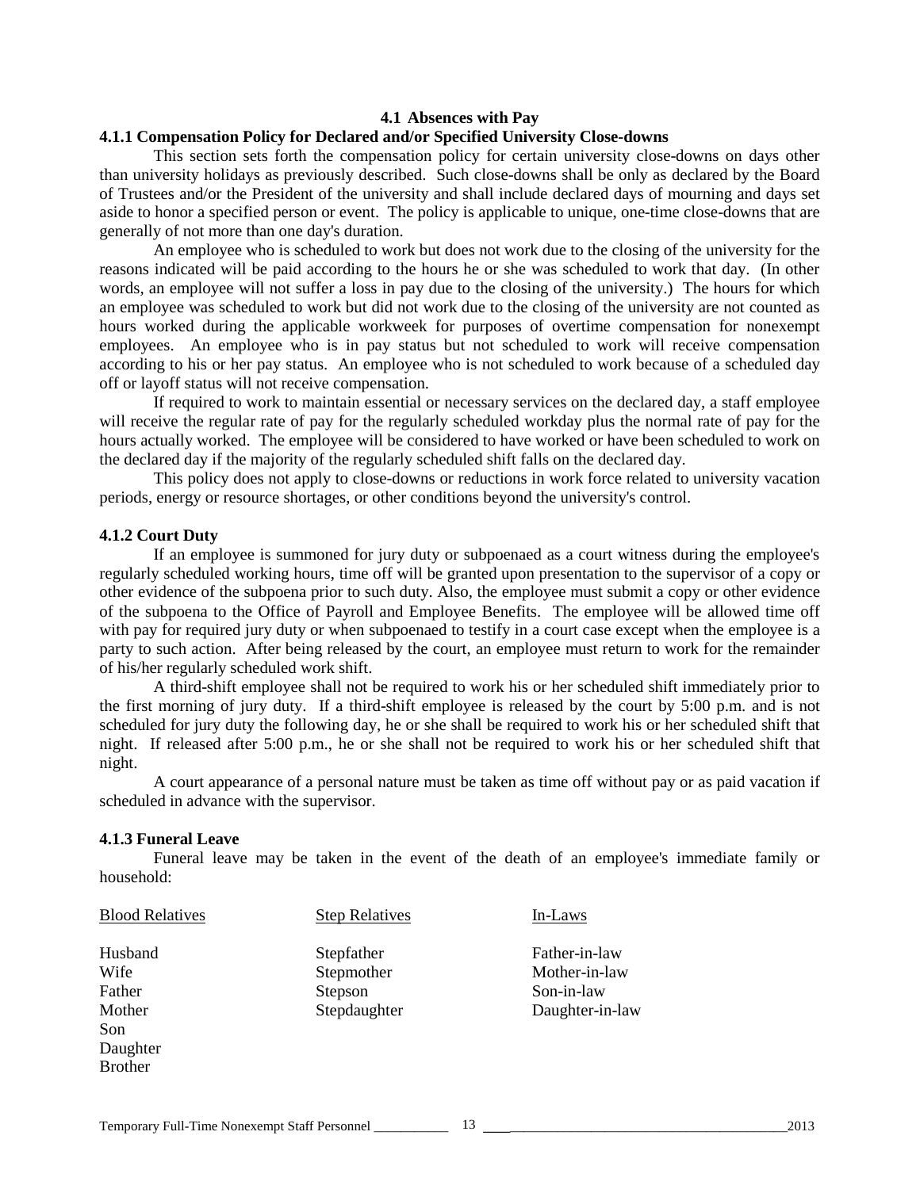### 4.1 Absences with Pay

#### 4.1.1 Compensation Policy for Declared and/or Specified University Close-downs

This section sets forth the compensation policy for certain university close-downs on days other than university holidays as previously described. Such close-downs shall be only as declared by the Board of Trustees and/or the President of the university and shall include declared days of mourning and days set aside to honor a specified person or event. The policy is applicable to unique, one-time close-downs that are generally of not more than one day's duration.

An employee who is scheduled to work but does not work due to the closing of the university for the reasons indicated will be paid according to the hours he or she was scheduled to work that day. (In other words, an employee will not suffer a loss in pay due to the closing of the university.) The hours for which an employee was scheduled to work but did not work due to the closing of the university are not counted as hours worked during the applicable workweek for purposes of overtime compensation for nonexempt employees. An employee who is in pay status but not scheduled to work will receive compensation according to his or her pay status. An employee who is not scheduled to work because of a scheduled day off or layoff status will not receive compensation.

If required to work to maintain essential or necessary services on the declared day, a staff employee will receive the regular rate of pay for the regularly scheduled workday plus the normal rate of pay for the hours actually worked. The employee will be considered to have worked or have been scheduled to work on the declared day if the majority of the regularly scheduled shift falls on the declared day.

This policy does not apply to close-downs or reductions in work force related to university vacation periods, energy or resource shortages, or other conditions beyond the university's control.

#### 4.1.2 Court Duty

If an employee is summoned for jury duty or subpoenaed as a court witness during the employee's regularly scheduled working hours, time off will be granted upon presentation to the supervisor of a copy or other evidence of the subpoena prior to such duty. Also, the employee must submit a copy or other evidence of the subpoena to the Office of Payroll and Employee Benefits. The employee will be allowed time off with pay for required jury duty or when subpoenaed to testify in a court case except when the employee is a party to such action. After being released by the court, an employee must return to work for the remainder of his/her regularly scheduled work shift.

A third-shift employee shall not be required to work his or her scheduled shift immediately prior to the first morning of jury duty. If a third-shift employee is released by the court by 5:00 p.m. and is not scheduled for jury duty the following day, he or she shall be required to work his or her scheduled shift that night. If released after 5:00 p.m., he or she shall not be required to work his or her scheduled shift that night.

A court appearance of a personal nature must be taken as time off without pay or as paid vacation if scheduled in advance with the supervisor.

#### 4.1.3 Funeral Leave

Funeral leave may be taken in the event of the death of an employee's immediate family or household:

| Blood Relatives | Step Relatives | In-Laws |
|---|---|---|
| Husband | Stepfather | Father-in-law |
| Wife | Stepmother | Mother-in-law |
| Father | Stepson | Son-in-law |
| Mother | Stepdaughter | Daughter-in-law |
| Son | | |
| Daughter | | |
| Brother | | |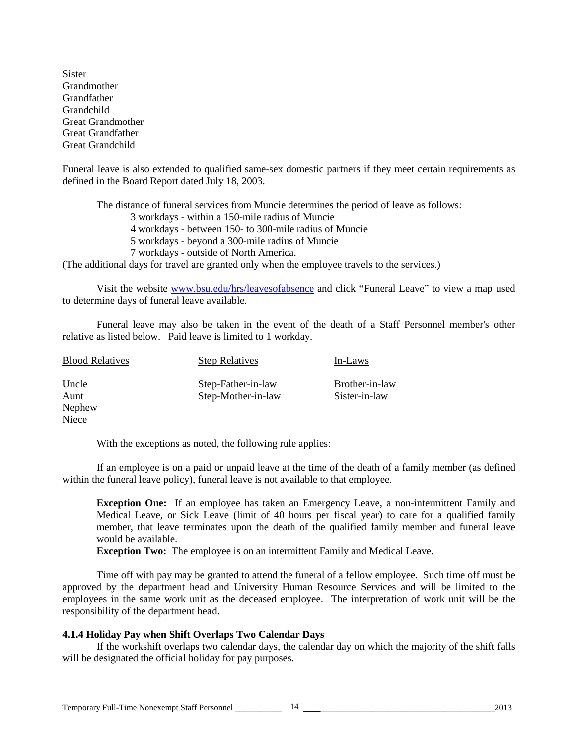Sister
Grandmother
Grandfather
Grandchild
Great Grandmother
Great Grandfather
Great Grandchild

Funeral leave is also extended to qualified same-sex domestic partners if they meet certain requirements as defined in the Board Report dated July 18, 2003.

The distance of funeral services from Muncie determines the period of leave as follows:

- 3 workdays - within a 150-mile radius of Muncie
- 4 workdays - between 150- to 300-mile radius of Muncie
- 5 workdays - beyond a 300-mile radius of Muncie
- 7 workdays - outside of North America.

(The additional days for travel are granted only when the employee travels to the services.)

Visit the website www.bsu.edu/hrs/leavesofabsence and click "Funeral Leave" to view a map used to determine days of funeral leave available.

Funeral leave may also be taken in the event of the death of a Staff Personnel member's other relative as listed below. Paid leave is limited to 1 workday.

| Blood Relatives | Step Relatives | In-Laws |
|---|---|---|
| Uncle | Step-Father-in-law | Brother-in-law |
| Aunt | Step-Mother-in-law | Sister-in-law |
| Nephew | | |
| Niece | | |

With the exceptions as noted, the following rule applies:

If an employee is on a paid or unpaid leave at the time of the death of a family member (as defined within the funeral leave policy), funeral leave is not available to that employee.

**Exception One:** If an employee has taken an Emergency Leave, a non-intermittent Family and Medical Leave, or Sick Leave (limit of 40 hours per fiscal year) to care for a qualified family member, that leave terminates upon the death of the qualified family member and funeral leave would be available.

**Exception Two:** The employee is on an intermittent Family and Medical Leave.

Time off with pay may be granted to attend the funeral of a fellow employee. Such time off must be approved by the department head and University Human Resource Services and will be limited to the employees in the same work unit as the deceased employee. The interpretation of work unit will be the responsibility of the department head.

#### 4.1.4 Holiday Pay when Shift Overlaps Two Calendar Days

If the workshift overlaps two calendar days, the calendar day on which the majority of the shift falls will be designated the official holiday for pay purposes.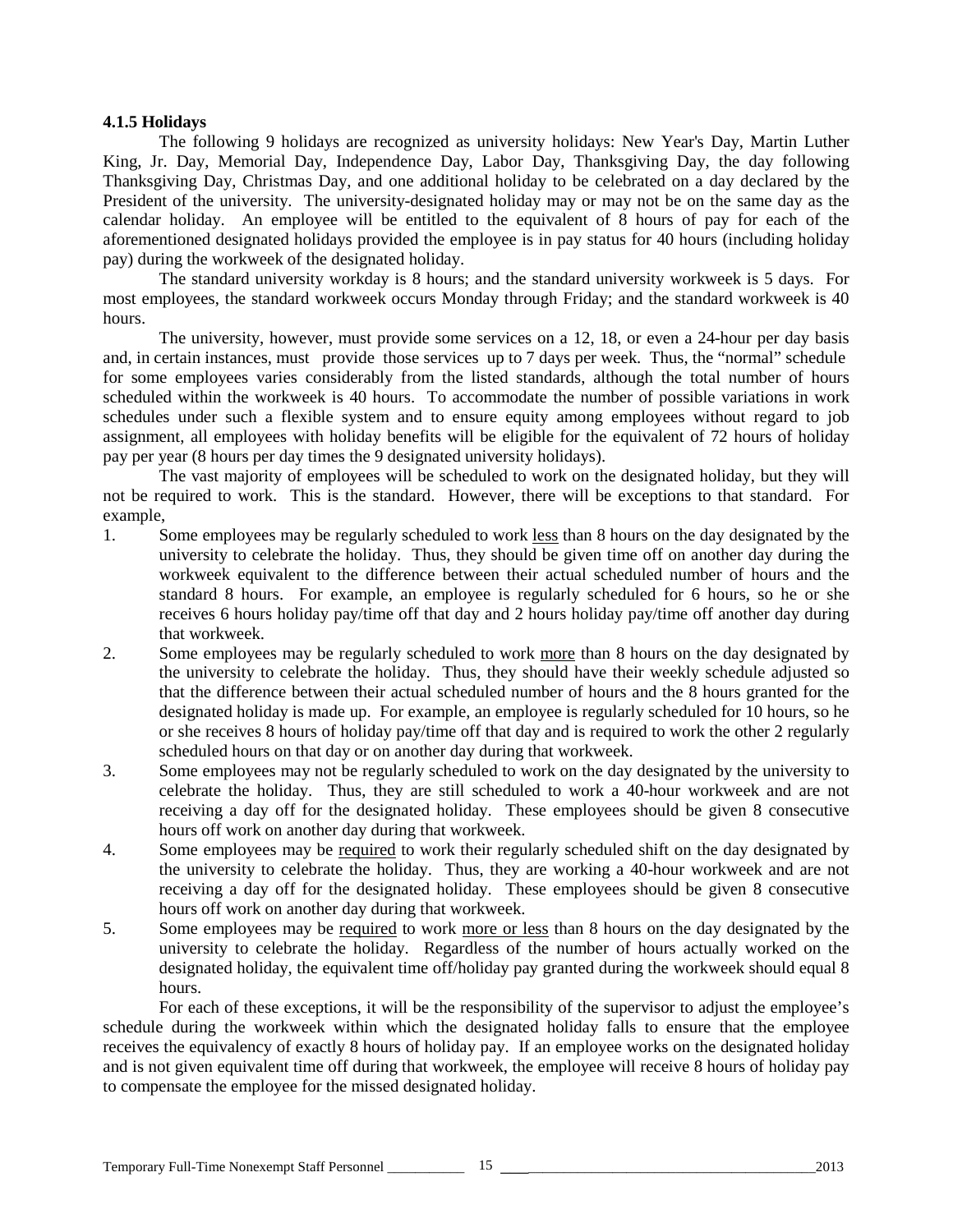#### 4.1.5 Holidays

The following 9 holidays are recognized as university holidays: New Year's Day, Martin Luther King, Jr. Day, Memorial Day, Independence Day, Labor Day, Thanksgiving Day, the day following Thanksgiving Day, Christmas Day, and one additional holiday to be celebrated on a day declared by the President of the university. The university-designated holiday may or may not be on the same day as the calendar holiday. An employee will be entitled to the equivalent of 8 hours of pay for each of the aforementioned designated holidays provided the employee is in pay status for 40 hours (including holiday pay) during the workweek of the designated holiday.

The standard university workday is 8 hours; and the standard university workweek is 5 days. For most employees, the standard workweek occurs Monday through Friday; and the standard workweek is 40 hours.

The university, however, must provide some services on a 12, 18, or even a 24-hour per day basis and, in certain instances, must provide those services up to 7 days per week. Thus, the "normal" schedule for some employees varies considerably from the listed standards, although the total number of hours scheduled within the workweek is 40 hours. To accommodate the number of possible variations in work schedules under such a flexible system and to ensure equity among employees without regard to job assignment, all employees with holiday benefits will be eligible for the equivalent of 72 hours of holiday pay per year (8 hours per day times the 9 designated university holidays).

The vast majority of employees will be scheduled to work on the designated holiday, but they will not be required to work. This is the standard. However, there will be exceptions to that standard. For example,

1. Some employees may be regularly scheduled to work less than 8 hours on the day designated by the university to celebrate the holiday. Thus, they should be given time off on another day during the workweek equivalent to the difference between their actual scheduled number of hours and the standard 8 hours. For example, an employee is regularly scheduled for 6 hours, so he or she receives 6 hours holiday pay/time off that day and 2 hours holiday pay/time off another day during that workweek.
2. Some employees may be regularly scheduled to work more than 8 hours on the day designated by the university to celebrate the holiday. Thus, they should have their weekly schedule adjusted so that the difference between their actual scheduled number of hours and the 8 hours granted for the designated holiday is made up. For example, an employee is regularly scheduled for 10 hours, so he or she receives 8 hours of holiday pay/time off that day and is required to work the other 2 regularly scheduled hours on that day or on another day during that workweek.
3. Some employees may not be regularly scheduled to work on the day designated by the university to celebrate the holiday. Thus, they are still scheduled to work a 40-hour workweek and are not receiving a day off for the designated holiday. These employees should be given 8 consecutive hours off work on another day during that workweek.
4. Some employees may be required to work their regularly scheduled shift on the day designated by the university to celebrate the holiday. Thus, they are working a 40-hour workweek and are not receiving a day off for the designated holiday. These employees should be given 8 consecutive hours off work on another day during that workweek.
5. Some employees may be required to work more or less than 8 hours on the day designated by the university to celebrate the holiday. Regardless of the number of hours actually worked on the designated holiday, the equivalent time off/holiday pay granted during the workweek should equal 8 hours.

For each of these exceptions, it will be the responsibility of the supervisor to adjust the employee's schedule during the workweek within which the designated holiday falls to ensure that the employee receives the equivalency of exactly 8 hours of holiday pay. If an employee works on the designated holiday and is not given equivalent time off during that workweek, the employee will receive 8 hours of holiday pay to compensate the employee for the missed designated holiday.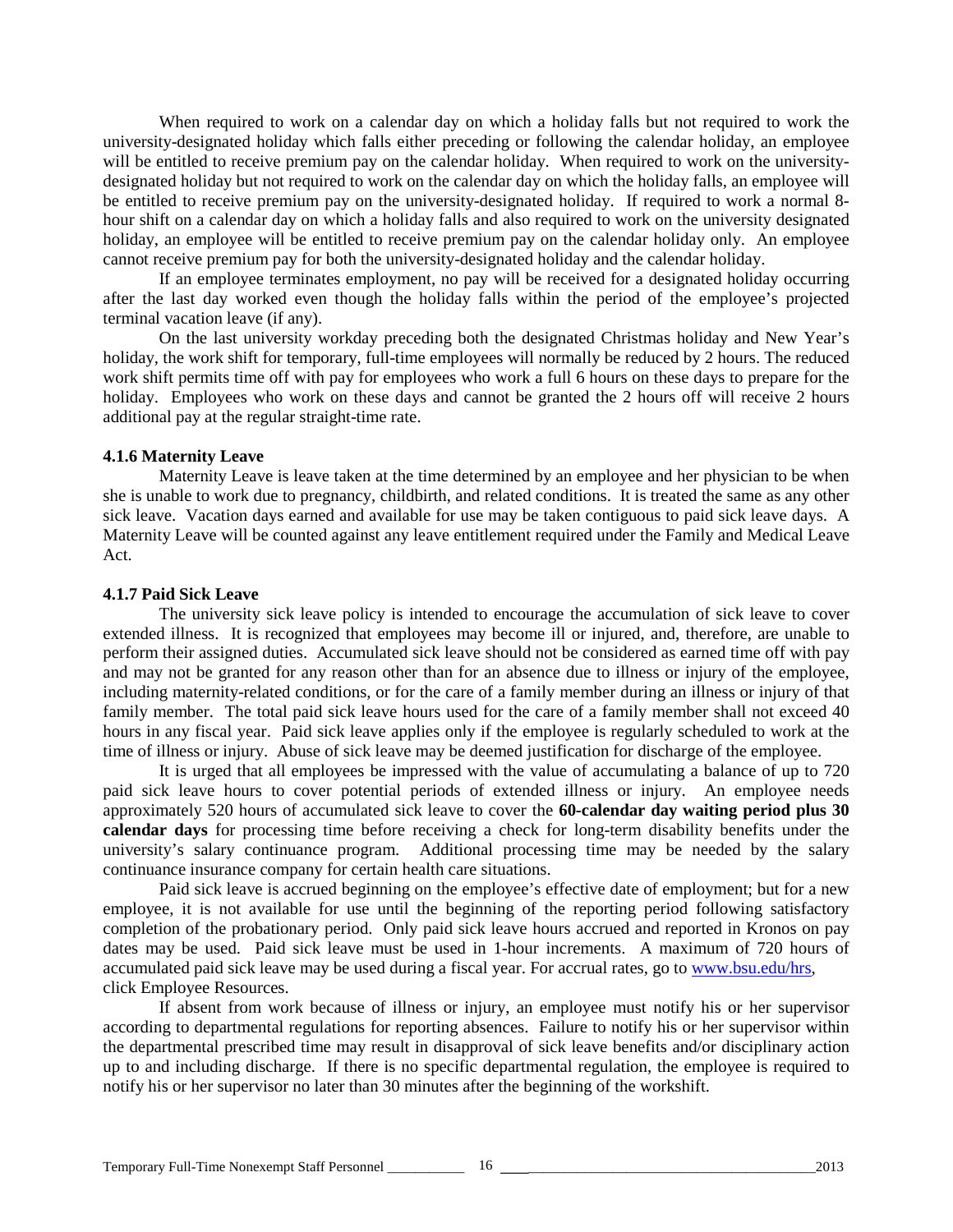When required to work on a calendar day on which a holiday falls but not required to work the university-designated holiday which falls either preceding or following the calendar holiday, an employee will be entitled to receive premium pay on the calendar holiday. When required to work on the university-designated holiday but not required to work on the calendar day on which the holiday falls, an employee will be entitled to receive premium pay on the university-designated holiday. If required to work a normal 8-hour shift on a calendar day on which a holiday falls and also required to work on the university designated holiday, an employee will be entitled to receive premium pay on the calendar holiday only. An employee cannot receive premium pay for both the university-designated holiday and the calendar holiday.

If an employee terminates employment, no pay will be received for a designated holiday occurring after the last day worked even though the holiday falls within the period of the employee's projected terminal vacation leave (if any).

On the last university workday preceding both the designated Christmas holiday and New Year's holiday, the work shift for temporary, full-time employees will normally be reduced by 2 hours. The reduced work shift permits time off with pay for employees who work a full 6 hours on these days to prepare for the holiday. Employees who work on these days and cannot be granted the 2 hours off will receive 2 hours additional pay at the regular straight-time rate.

### 4.1.6 Maternity Leave

Maternity Leave is leave taken at the time determined by an employee and her physician to be when she is unable to work due to pregnancy, childbirth, and related conditions. It is treated the same as any other sick leave. Vacation days earned and available for use may be taken contiguous to paid sick leave days. A Maternity Leave will be counted against any leave entitlement required under the Family and Medical Leave Act.

### 4.1.7 Paid Sick Leave

The university sick leave policy is intended to encourage the accumulation of sick leave to cover extended illness. It is recognized that employees may become ill or injured, and, therefore, are unable to perform their assigned duties. Accumulated sick leave should not be considered as earned time off with pay and may not be granted for any reason other than for an absence due to illness or injury of the employee, including maternity-related conditions, or for the care of a family member during an illness or injury of that family member. The total paid sick leave hours used for the care of a family member shall not exceed 40 hours in any fiscal year. Paid sick leave applies only if the employee is regularly scheduled to work at the time of illness or injury. Abuse of sick leave may be deemed justification for discharge of the employee.

It is urged that all employees be impressed with the value of accumulating a balance of up to 720 paid sick leave hours to cover potential periods of extended illness or injury. An employee needs approximately 520 hours of accumulated sick leave to cover the **60-calendar day waiting period plus 30 calendar days** for processing time before receiving a check for long-term disability benefits under the university's salary continuance program. Additional processing time may be needed by the salary continuance insurance company for certain health care situations.

Paid sick leave is accrued beginning on the employee's effective date of employment; but for a new employee, it is not available for use until the beginning of the reporting period following satisfactory completion of the probationary period. Only paid sick leave hours accrued and reported in Kronos on pay dates may be used. Paid sick leave must be used in 1-hour increments. A maximum of 720 hours of accumulated paid sick leave may be used during a fiscal year. For accrual rates, go to www.bsu.edu/hrs, click Employee Resources.

If absent from work because of illness or injury, an employee must notify his or her supervisor according to departmental regulations for reporting absences. Failure to notify his or her supervisor within the departmental prescribed time may result in disapproval of sick leave benefits and/or disciplinary action up to and including discharge. If there is no specific departmental regulation, the employee is required to notify his or her supervisor no later than 30 minutes after the beginning of the workshift.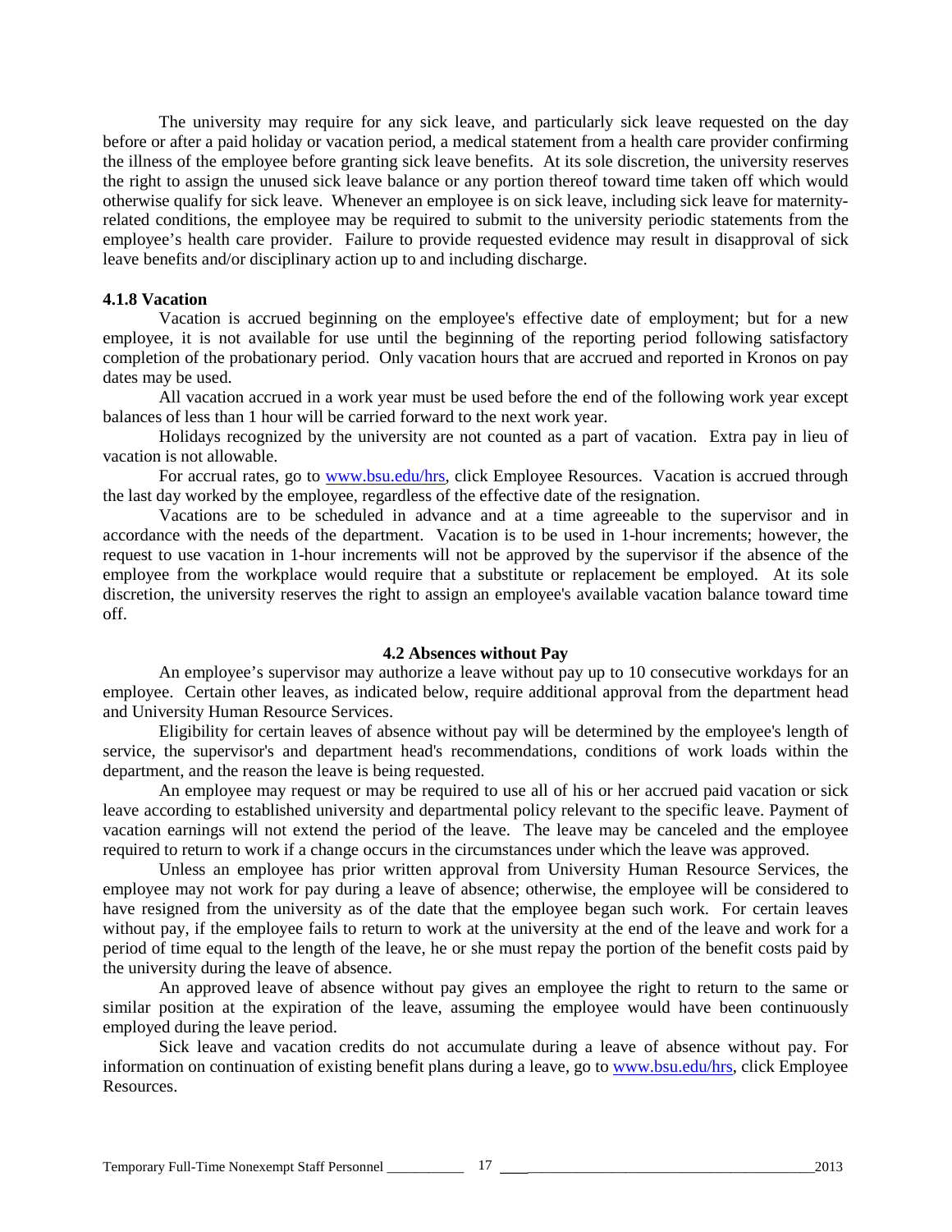The university may require for any sick leave, and particularly sick leave requested on the day before or after a paid holiday or vacation period, a medical statement from a health care provider confirming the illness of the employee before granting sick leave benefits. At its sole discretion, the university reserves the right to assign the unused sick leave balance or any portion thereof toward time taken off which would otherwise qualify for sick leave. Whenever an employee is on sick leave, including sick leave for maternity-related conditions, the employee may be required to submit to the university periodic statements from the employee's health care provider. Failure to provide requested evidence may result in disapproval of sick leave benefits and/or disciplinary action up to and including discharge.

#### 4.1.8 Vacation

Vacation is accrued beginning on the employee's effective date of employment; but for a new employee, it is not available for use until the beginning of the reporting period following satisfactory completion of the probationary period. Only vacation hours that are accrued and reported in Kronos on pay dates may be used.

All vacation accrued in a work year must be used before the end of the following work year except balances of less than 1 hour will be carried forward to the next work year.

Holidays recognized by the university are not counted as a part of vacation. Extra pay in lieu of vacation is not allowable.

For accrual rates, go to [www.bsu.edu/hrs](http://www.bsu.edu/hrs), click Employee Resources. Vacation is accrued through the last day worked by the employee, regardless of the effective date of the resignation.

Vacations are to be scheduled in advance and at a time agreeable to the supervisor and in accordance with the needs of the department. Vacation is to be used in 1-hour increments; however, the request to use vacation in 1-hour increments will not be approved by the supervisor if the absence of the employee from the workplace would require that a substitute or replacement be employed. At its sole discretion, the university reserves the right to assign an employee's available vacation balance toward time off.

### 4.2 Absences without Pay

An employee's supervisor may authorize a leave without pay up to 10 consecutive workdays for an employee. Certain other leaves, as indicated below, require additional approval from the department head and University Human Resource Services.

Eligibility for certain leaves of absence without pay will be determined by the employee's length of service, the supervisor's and department head's recommendations, conditions of work loads within the department, and the reason the leave is being requested.

An employee may request or may be required to use all of his or her accrued paid vacation or sick leave according to established university and departmental policy relevant to the specific leave. Payment of vacation earnings will not extend the period of the leave. The leave may be canceled and the employee required to return to work if a change occurs in the circumstances under which the leave was approved.

Unless an employee has prior written approval from University Human Resource Services, the employee may not work for pay during a leave of absence; otherwise, the employee will be considered to have resigned from the university as of the date that the employee began such work. For certain leaves without pay, if the employee fails to return to work at the university at the end of the leave and work for a period of time equal to the length of the leave, he or she must repay the portion of the benefit costs paid by the university during the leave of absence.

An approved leave of absence without pay gives an employee the right to return to the same or similar position at the expiration of the leave, assuming the employee would have been continuously employed during the leave period.

Sick leave and vacation credits do not accumulate during a leave of absence without pay. For information on continuation of existing benefit plans during a leave, go to [www.bsu.edu/hrs](http://www.bsu.edu/hrs), click Employee Resources.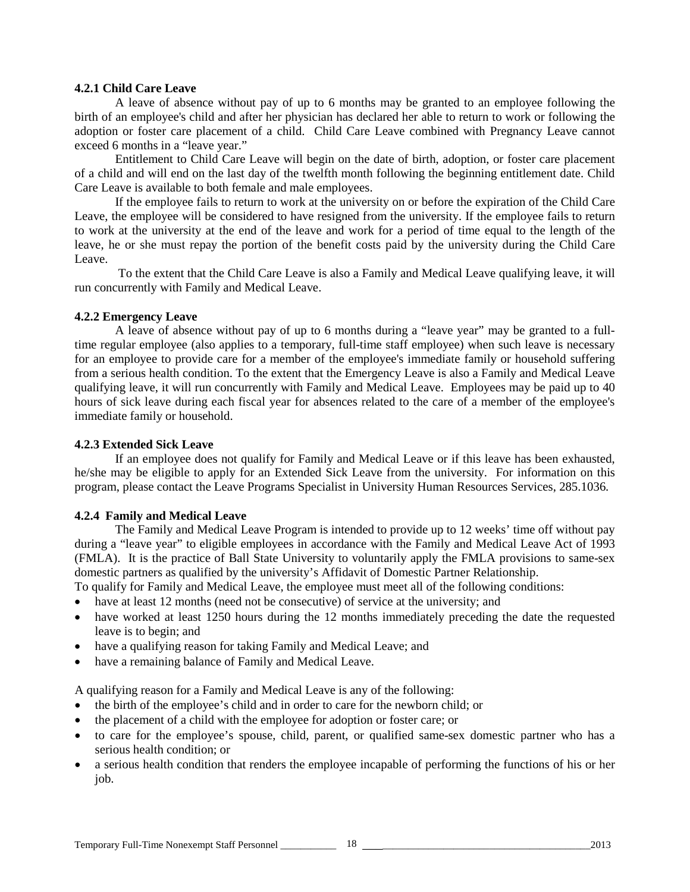#### 4.2.1 Child Care Leave

A leave of absence without pay of up to 6 months may be granted to an employee following the birth of an employee's child and after her physician has declared her able to return to work or following the adoption or foster care placement of a child. Child Care Leave combined with Pregnancy Leave cannot exceed 6 months in a "leave year."

Entitlement to Child Care Leave will begin on the date of birth, adoption, or foster care placement of a child and will end on the last day of the twelfth month following the beginning entitlement date. Child Care Leave is available to both female and male employees.

If the employee fails to return to work at the university on or before the expiration of the Child Care Leave, the employee will be considered to have resigned from the university. If the employee fails to return to work at the university at the end of the leave and work for a period of time equal to the length of the leave, he or she must repay the portion of the benefit costs paid by the university during the Child Care Leave.

To the extent that the Child Care Leave is also a Family and Medical Leave qualifying leave, it will run concurrently with Family and Medical Leave.

#### 4.2.2 Emergency Leave

A leave of absence without pay of up to 6 months during a "leave year" may be granted to a full-time regular employee (also applies to a temporary, full-time staff employee) when such leave is necessary for an employee to provide care for a member of the employee's immediate family or household suffering from a serious health condition. To the extent that the Emergency Leave is also a Family and Medical Leave qualifying leave, it will run concurrently with Family and Medical Leave. Employees may be paid up to 40 hours of sick leave during each fiscal year for absences related to the care of a member of the employee's immediate family or household.

#### 4.2.3 Extended Sick Leave

If an employee does not qualify for Family and Medical Leave or if this leave has been exhausted, he/she may be eligible to apply for an Extended Sick Leave from the university. For information on this program, please contact the Leave Programs Specialist in University Human Resources Services, 285.1036.

#### 4.2.4 Family and Medical Leave

The Family and Medical Leave Program is intended to provide up to 12 weeks' time off without pay during a "leave year" to eligible employees in accordance with the Family and Medical Leave Act of 1993 (FMLA). It is the practice of Ball State University to voluntarily apply the FMLA provisions to same-sex domestic partners as qualified by the university's Affidavit of Domestic Partner Relationship.

To qualify for Family and Medical Leave, the employee must meet all of the following conditions:

- have at least 12 months (need not be consecutive) of service at the university; and
- have worked at least 1250 hours during the 12 months immediately preceding the date the requested leave is to begin; and
- have a qualifying reason for taking Family and Medical Leave; and
- have a remaining balance of Family and Medical Leave.

A qualifying reason for a Family and Medical Leave is any of the following:

- the birth of the employee's child and in order to care for the newborn child; or
- the placement of a child with the employee for adoption or foster care; or
- to care for the employee's spouse, child, parent, or qualified same-sex domestic partner who has a serious health condition; or
- a serious health condition that renders the employee incapable of performing the functions of his or her job.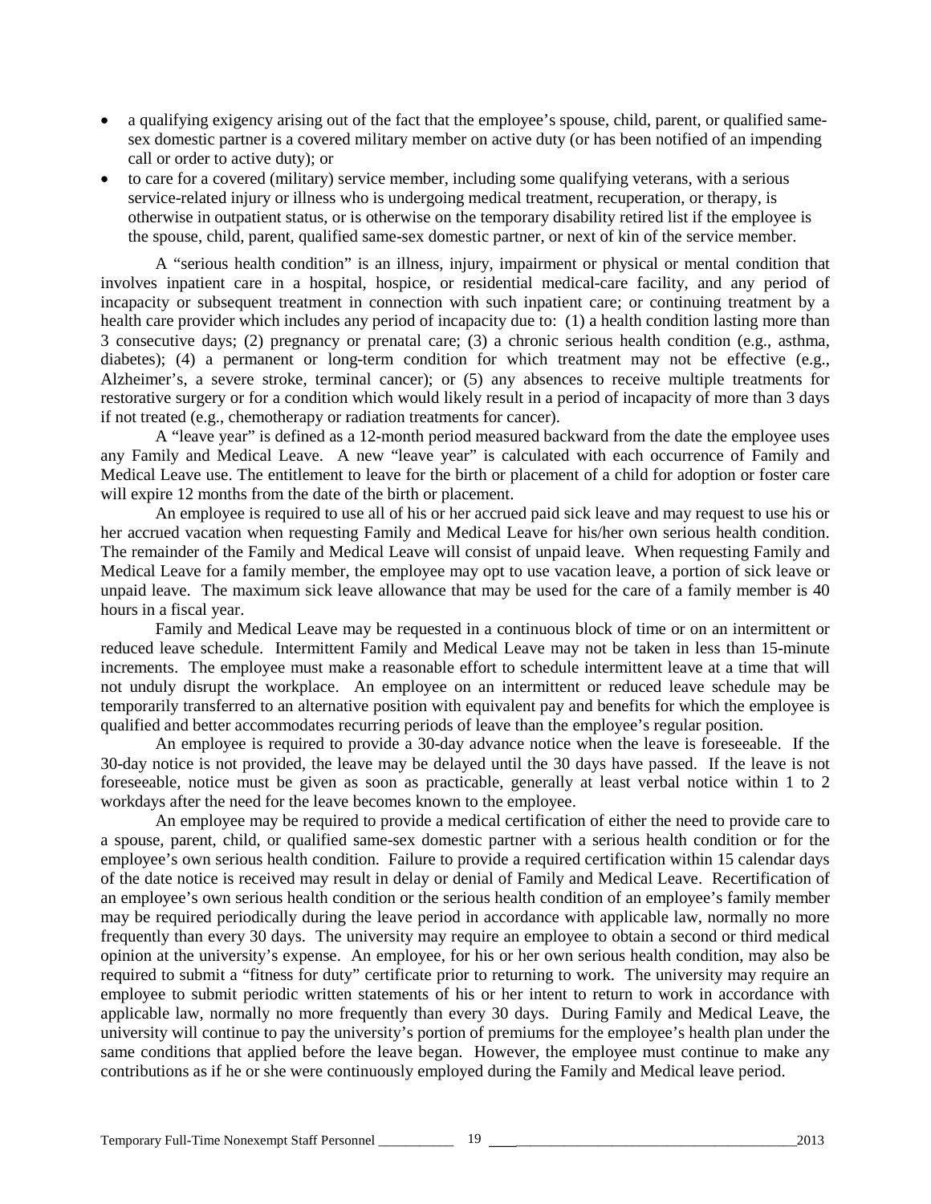- a qualifying exigency arising out of the fact that the employee's spouse, child, parent, or qualified same-sex domestic partner is a covered military member on active duty (or has been notified of an impending call or order to active duty); or
- to care for a covered (military) service member, including some qualifying veterans, with a serious service-related injury or illness who is undergoing medical treatment, recuperation, or therapy, is otherwise in outpatient status, or is otherwise on the temporary disability retired list if the employee is the spouse, child, parent, qualified same-sex domestic partner, or next of kin of the service member.

A "serious health condition" is an illness, injury, impairment or physical or mental condition that involves inpatient care in a hospital, hospice, or residential medical-care facility, and any period of incapacity or subsequent treatment in connection with such inpatient care; or continuing treatment by a health care provider which includes any period of incapacity due to: (1) a health condition lasting more than 3 consecutive days; (2) pregnancy or prenatal care; (3) a chronic serious health condition (e.g., asthma, diabetes); (4) a permanent or long-term condition for which treatment may not be effective (e.g., Alzheimer's, a severe stroke, terminal cancer); or (5) any absences to receive multiple treatments for restorative surgery or for a condition which would likely result in a period of incapacity of more than 3 days if not treated (e.g., chemotherapy or radiation treatments for cancer).

A "leave year" is defined as a 12-month period measured backward from the date the employee uses any Family and Medical Leave. A new "leave year" is calculated with each occurrence of Family and Medical Leave use. The entitlement to leave for the birth or placement of a child for adoption or foster care will expire 12 months from the date of the birth or placement.

An employee is required to use all of his or her accrued paid sick leave and may request to use his or her accrued vacation when requesting Family and Medical Leave for his/her own serious health condition. The remainder of the Family and Medical Leave will consist of unpaid leave. When requesting Family and Medical Leave for a family member, the employee may opt to use vacation leave, a portion of sick leave or unpaid leave. The maximum sick leave allowance that may be used for the care of a family member is 40 hours in a fiscal year.

Family and Medical Leave may be requested in a continuous block of time or on an intermittent or reduced leave schedule. Intermittent Family and Medical Leave may not be taken in less than 15-minute increments. The employee must make a reasonable effort to schedule intermittent leave at a time that will not unduly disrupt the workplace. An employee on an intermittent or reduced leave schedule may be temporarily transferred to an alternative position with equivalent pay and benefits for which the employee is qualified and better accommodates recurring periods of leave than the employee's regular position.

An employee is required to provide a 30-day advance notice when the leave is foreseeable. If the 30-day notice is not provided, the leave may be delayed until the 30 days have passed. If the leave is not foreseeable, notice must be given as soon as practicable, generally at least verbal notice within 1 to 2 workdays after the need for the leave becomes known to the employee.

An employee may be required to provide a medical certification of either the need to provide care to a spouse, parent, child, or qualified same-sex domestic partner with a serious health condition or for the employee's own serious health condition. Failure to provide a required certification within 15 calendar days of the date notice is received may result in delay or denial of Family and Medical Leave. Recertification of an employee's own serious health condition or the serious health condition of an employee's family member may be required periodically during the leave period in accordance with applicable law, normally no more frequently than every 30 days. The university may require an employee to obtain a second or third medical opinion at the university's expense. An employee, for his or her own serious health condition, may also be required to submit a "fitness for duty" certificate prior to returning to work. The university may require an employee to submit periodic written statements of his or her intent to return to work in accordance with applicable law, normally no more frequently than every 30 days. During Family and Medical Leave, the university will continue to pay the university's portion of premiums for the employee's health plan under the same conditions that applied before the leave began. However, the employee must continue to make any contributions as if he or she were continuously employed during the Family and Medical leave period.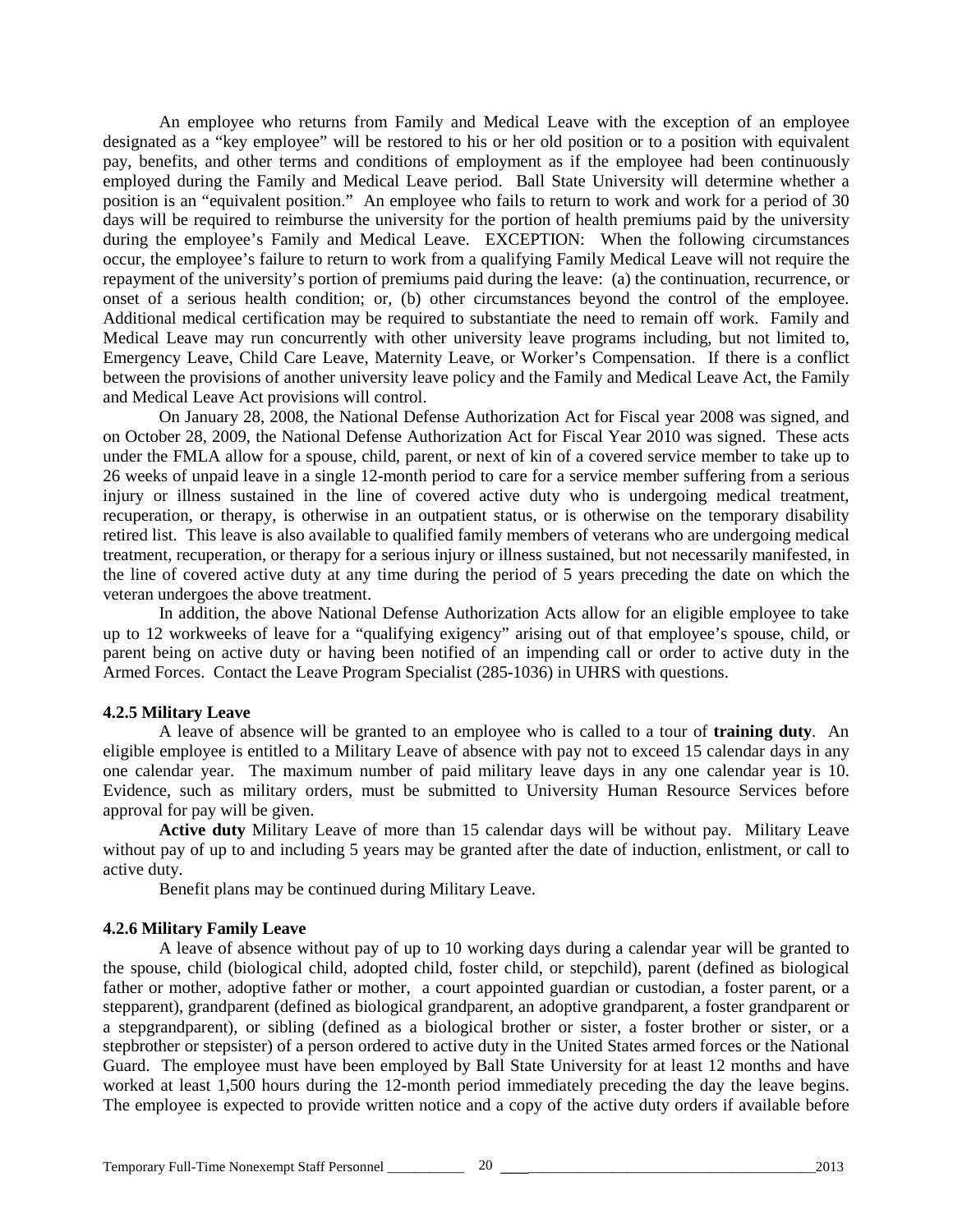An employee who returns from Family and Medical Leave with the exception of an employee designated as a "key employee" will be restored to his or her old position or to a position with equivalent pay, benefits, and other terms and conditions of employment as if the employee had been continuously employed during the Family and Medical Leave period. Ball State University will determine whether a position is an "equivalent position." An employee who fails to return to work and work for a period of 30 days will be required to reimburse the university for the portion of health premiums paid by the university during the employee's Family and Medical Leave. EXCEPTION: When the following circumstances occur, the employee's failure to return to work from a qualifying Family Medical Leave will not require the repayment of the university's portion of premiums paid during the leave: (a) the continuation, recurrence, or onset of a serious health condition; or, (b) other circumstances beyond the control of the employee. Additional medical certification may be required to substantiate the need to remain off work. Family and Medical Leave may run concurrently with other university leave programs including, but not limited to, Emergency Leave, Child Care Leave, Maternity Leave, or Worker's Compensation. If there is a conflict between the provisions of another university leave policy and the Family and Medical Leave Act, the Family and Medical Leave Act provisions will control.

On January 28, 2008, the National Defense Authorization Act for Fiscal year 2008 was signed, and on October 28, 2009, the National Defense Authorization Act for Fiscal Year 2010 was signed. These acts under the FMLA allow for a spouse, child, parent, or next of kin of a covered service member to take up to 26 weeks of unpaid leave in a single 12-month period to care for a service member suffering from a serious injury or illness sustained in the line of covered active duty who is undergoing medical treatment, recuperation, or therapy, is otherwise in an outpatient status, or is otherwise on the temporary disability retired list. This leave is also available to qualified family members of veterans who are undergoing medical treatment, recuperation, or therapy for a serious injury or illness sustained, but not necessarily manifested, in the line of covered active duty at any time during the period of 5 years preceding the date on which the veteran undergoes the above treatment.

In addition, the above National Defense Authorization Acts allow for an eligible employee to take up to 12 workweeks of leave for a "qualifying exigency" arising out of that employee's spouse, child, or parent being on active duty or having been notified of an impending call or order to active duty in the Armed Forces. Contact the Leave Program Specialist (285-1036) in UHRS with questions.

#### 4.2.5 Military Leave

A leave of absence will be granted to an employee who is called to a tour of **training duty**. An eligible employee is entitled to a Military Leave of absence with pay not to exceed 15 calendar days in any one calendar year. The maximum number of paid military leave days in any one calendar year is 10. Evidence, such as military orders, must be submitted to University Human Resource Services before approval for pay will be given.

**Active duty** Military Leave of more than 15 calendar days will be without pay. Military Leave without pay of up to and including 5 years may be granted after the date of induction, enlistment, or call to active duty.

Benefit plans may be continued during Military Leave.

#### 4.2.6 Military Family Leave

A leave of absence without pay of up to 10 working days during a calendar year will be granted to the spouse, child (biological child, adopted child, foster child, or stepchild), parent (defined as biological father or mother, adoptive father or mother, a court appointed guardian or custodian, a foster parent, or a stepparent), grandparent (defined as biological grandparent, an adoptive grandparent, a foster grandparent or a stepgrandparent), or sibling (defined as a biological brother or sister, a foster brother or sister, or a stepbrother or stepsister) of a person ordered to active duty in the United States armed forces or the National Guard. The employee must have been employed by Ball State University for at least 12 months and have worked at least 1,500 hours during the 12-month period immediately preceding the day the leave begins. The employee is expected to provide written notice and a copy of the active duty orders if available before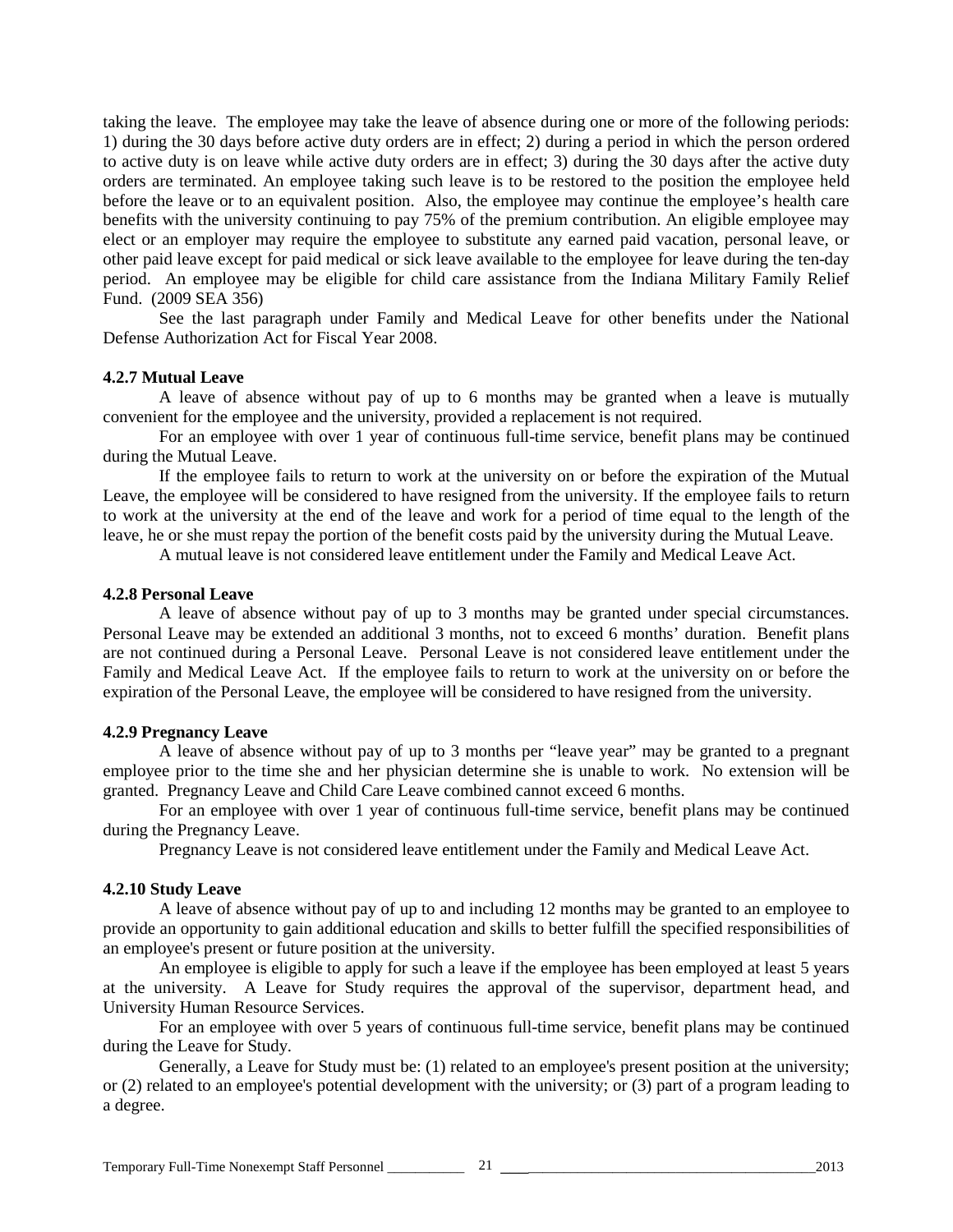taking the leave. The employee may take the leave of absence during one or more of the following periods: 1) during the 30 days before active duty orders are in effect; 2) during a period in which the person ordered to active duty is on leave while active duty orders are in effect; 3) during the 30 days after the active duty orders are terminated. An employee taking such leave is to be restored to the position the employee held before the leave or to an equivalent position. Also, the employee may continue the employee's health care benefits with the university continuing to pay 75% of the premium contribution. An eligible employee may elect or an employer may require the employee to substitute any earned paid vacation, personal leave, or other paid leave except for paid medical or sick leave available to the employee for leave during the ten-day period. An employee may be eligible for child care assistance from the Indiana Military Family Relief Fund. (2009 SEA 356)

See the last paragraph under Family and Medical Leave for other benefits under the National Defense Authorization Act for Fiscal Year 2008.

### 4.2.7 Mutual Leave

A leave of absence without pay of up to 6 months may be granted when a leave is mutually convenient for the employee and the university, provided a replacement is not required.

For an employee with over 1 year of continuous full-time service, benefit plans may be continued during the Mutual Leave.

If the employee fails to return to work at the university on or before the expiration of the Mutual Leave, the employee will be considered to have resigned from the university. If the employee fails to return to work at the university at the end of the leave and work for a period of time equal to the length of the leave, he or she must repay the portion of the benefit costs paid by the university during the Mutual Leave.

A mutual leave is not considered leave entitlement under the Family and Medical Leave Act.

### 4.2.8 Personal Leave

A leave of absence without pay of up to 3 months may be granted under special circumstances. Personal Leave may be extended an additional 3 months, not to exceed 6 months' duration. Benefit plans are not continued during a Personal Leave. Personal Leave is not considered leave entitlement under the Family and Medical Leave Act. If the employee fails to return to work at the university on or before the expiration of the Personal Leave, the employee will be considered to have resigned from the university.

### 4.2.9 Pregnancy Leave

A leave of absence without pay of up to 3 months per "leave year" may be granted to a pregnant employee prior to the time she and her physician determine she is unable to work. No extension will be granted. Pregnancy Leave and Child Care Leave combined cannot exceed 6 months.

For an employee with over 1 year of continuous full-time service, benefit plans may be continued during the Pregnancy Leave.

Pregnancy Leave is not considered leave entitlement under the Family and Medical Leave Act.

### 4.2.10 Study Leave

A leave of absence without pay of up to and including 12 months may be granted to an employee to provide an opportunity to gain additional education and skills to better fulfill the specified responsibilities of an employee's present or future position at the university.

An employee is eligible to apply for such a leave if the employee has been employed at least 5 years at the university. A Leave for Study requires the approval of the supervisor, department head, and University Human Resource Services.

For an employee with over 5 years of continuous full-time service, benefit plans may be continued during the Leave for Study.

Generally, a Leave for Study must be: (1) related to an employee's present position at the university; or (2) related to an employee's potential development with the university; or (3) part of a program leading to a degree.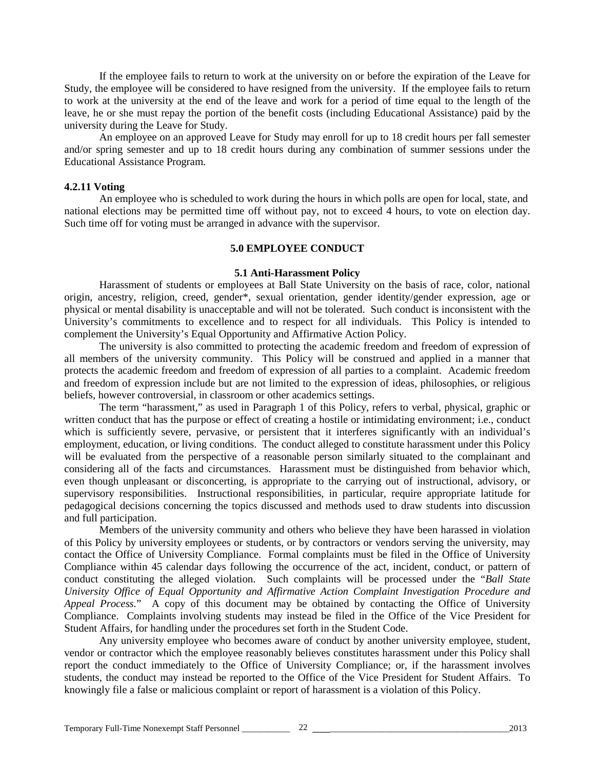If the employee fails to return to work at the university on or before the expiration of the Leave for Study, the employee will be considered to have resigned from the university. If the employee fails to return to work at the university at the end of the leave and work for a period of time equal to the length of the leave, he or she must repay the portion of the benefit costs (including Educational Assistance) paid by the university during the Leave for Study.

An employee on an approved Leave for Study may enroll for up to 18 credit hours per fall semester and/or spring semester and up to 18 credit hours during any combination of summer sessions under the Educational Assistance Program.

#### 4.2.11 Voting

An employee who is scheduled to work during the hours in which polls are open for local, state, and national elections may be permitted time off without pay, not to exceed 4 hours, to vote on election day. Such time off for voting must be arranged in advance with the supervisor.

## 5.0 EMPLOYEE CONDUCT

### 5.1 Anti-Harassment Policy

Harassment of students or employees at Ball State University on the basis of race, color, national origin, ancestry, religion, creed, gender*, sexual orientation, gender identity/gender expression, age or physical or mental disability is unacceptable and will not be tolerated. Such conduct is inconsistent with the University's commitments to excellence and to respect for all individuals. This Policy is intended to complement the University's Equal Opportunity and Affirmative Action Policy.

The university is also committed to protecting the academic freedom and freedom of expression of all members of the university community. This Policy will be construed and applied in a manner that protects the academic freedom and freedom of expression of all parties to a complaint. Academic freedom and freedom of expression include but are not limited to the expression of ideas, philosophies, or religious beliefs, however controversial, in classroom or other academics settings.

The term "harassment," as used in Paragraph 1 of this Policy, refers to verbal, physical, graphic or written conduct that has the purpose or effect of creating a hostile or intimidating environment; i.e., conduct which is sufficiently severe, pervasive, or persistent that it interferes significantly with an individual's employment, education, or living conditions. The conduct alleged to constitute harassment under this Policy will be evaluated from the perspective of a reasonable person similarly situated to the complainant and considering all of the facts and circumstances. Harassment must be distinguished from behavior which, even though unpleasant or disconcerting, is appropriate to the carrying out of instructional, advisory, or supervisory responsibilities. Instructional responsibilities, in particular, require appropriate latitude for pedagogical decisions concerning the topics discussed and methods used to draw students into discussion and full participation.

Members of the university community and others who believe they have been harassed in violation of this Policy by university employees or students, or by contractors or vendors serving the university, may contact the Office of University Compliance. Formal complaints must be filed in the Office of University Compliance within 45 calendar days following the occurrence of the act, incident, conduct, or pattern of conduct constituting the alleged violation. Such complaints will be processed under the "*Ball State University Office of Equal Opportunity and Affirmative Action Complaint Investigation Procedure and Appeal Process.*" A copy of this document may be obtained by contacting the Office of University Compliance. Complaints involving students may instead be filed in the Office of the Vice President for Student Affairs, for handling under the procedures set forth in the Student Code.

Any university employee who becomes aware of conduct by another university employee, student, vendor or contractor which the employee reasonably believes constitutes harassment under this Policy shall report the conduct immediately to the Office of University Compliance; or, if the harassment involves students, the conduct may instead be reported to the Office of the Vice President for Student Affairs. To knowingly file a false or malicious complaint or report of harassment is a violation of this Policy.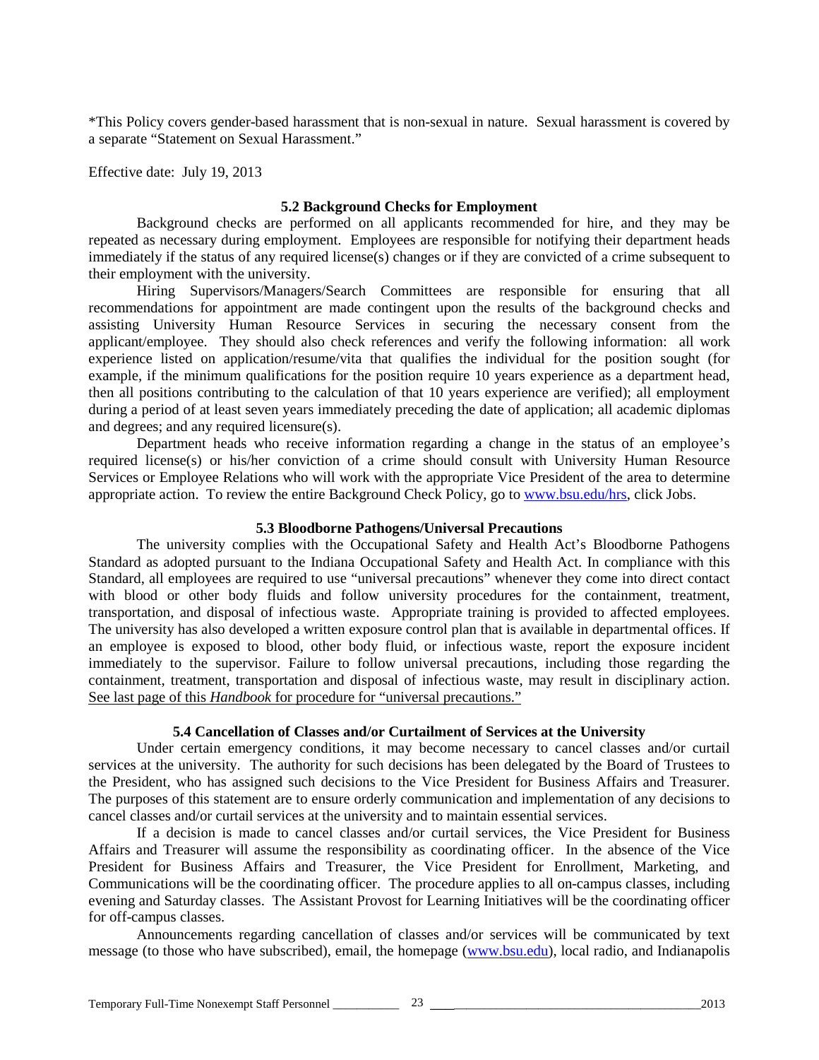*This Policy covers gender-based harassment that is non-sexual in nature. Sexual harassment is covered by a separate "Statement on Sexual Harassment."

Effective date: July 19, 2013

### 5.2 Background Checks for Employment

Background checks are performed on all applicants recommended for hire, and they may be repeated as necessary during employment. Employees are responsible for notifying their department heads immediately if the status of any required license(s) changes or if they are convicted of a crime subsequent to their employment with the university.

Hiring Supervisors/Managers/Search Committees are responsible for ensuring that all recommendations for appointment are made contingent upon the results of the background checks and assisting University Human Resource Services in securing the necessary consent from the applicant/employee. They should also check references and verify the following information: all work experience listed on application/resume/vita that qualifies the individual for the position sought (for example, if the minimum qualifications for the position require 10 years experience as a department head, then all positions contributing to the calculation of that 10 years experience are verified); all employment during a period of at least seven years immediately preceding the date of application; all academic diplomas and degrees; and any required licensure(s).

Department heads who receive information regarding a change in the status of an employee's required license(s) or his/her conviction of a crime should consult with University Human Resource Services or Employee Relations who will work with the appropriate Vice President of the area to determine appropriate action. To review the entire Background Check Policy, go to www.bsu.edu/hrs, click Jobs.

### 5.3 Bloodborne Pathogens/Universal Precautions

The university complies with the Occupational Safety and Health Act's Bloodborne Pathogens Standard as adopted pursuant to the Indiana Occupational Safety and Health Act. In compliance with this Standard, all employees are required to use "universal precautions" whenever they come into direct contact with blood or other body fluids and follow university procedures for the containment, treatment, transportation, and disposal of infectious waste. Appropriate training is provided to affected employees. The university has also developed a written exposure control plan that is available in departmental offices. If an employee is exposed to blood, other body fluid, or infectious waste, report the exposure incident immediately to the supervisor. Failure to follow universal precautions, including those regarding the containment, treatment, transportation and disposal of infectious waste, may result in disciplinary action. See last page of this *Handbook* for procedure for "universal precautions."

### 5.4 Cancellation of Classes and/or Curtailment of Services at the University

Under certain emergency conditions, it may become necessary to cancel classes and/or curtail services at the university. The authority for such decisions has been delegated by the Board of Trustees to the President, who has assigned such decisions to the Vice President for Business Affairs and Treasurer. The purposes of this statement are to ensure orderly communication and implementation of any decisions to cancel classes and/or curtail services at the university and to maintain essential services.

If a decision is made to cancel classes and/or curtail services, the Vice President for Business Affairs and Treasurer will assume the responsibility as coordinating officer. In the absence of the Vice President for Business Affairs and Treasurer, the Vice President for Enrollment, Marketing, and Communications will be the coordinating officer. The procedure applies to all on-campus classes, including evening and Saturday classes. The Assistant Provost for Learning Initiatives will be the coordinating officer for off-campus classes.

Announcements regarding cancellation of classes and/or services will be communicated by text message (to those who have subscribed), email, the homepage (www.bsu.edu), local radio, and Indianapolis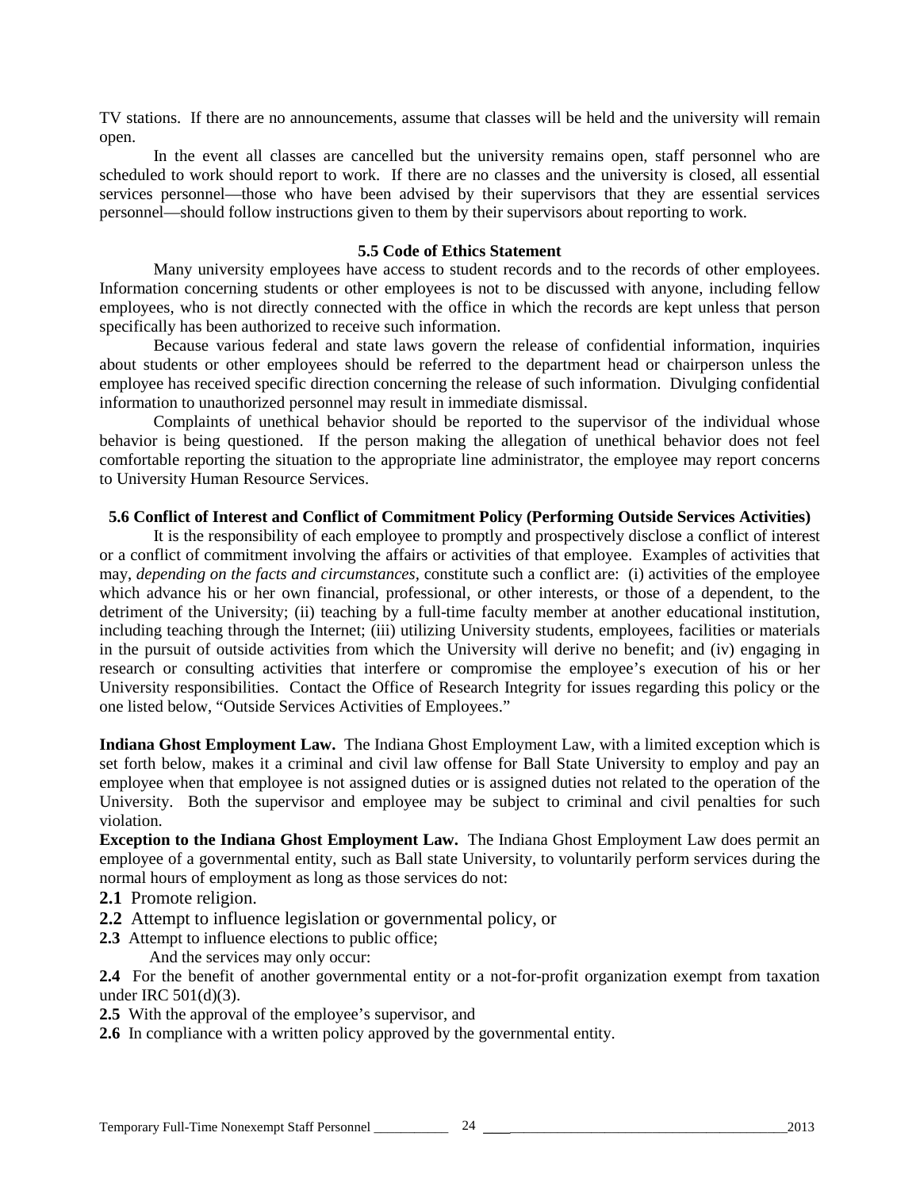TV stations. If there are no announcements, assume that classes will be held and the university will remain open.

In the event all classes are cancelled but the university remains open, staff personnel who are scheduled to work should report to work. If there are no classes and the university is closed, all essential services personnel—those who have been advised by their supervisors that they are essential services personnel—should follow instructions given to them by their supervisors about reporting to work.

### 5.5 Code of Ethics Statement

Many university employees have access to student records and to the records of other employees. Information concerning students or other employees is not to be discussed with anyone, including fellow employees, who is not directly connected with the office in which the records are kept unless that person specifically has been authorized to receive such information.

Because various federal and state laws govern the release of confidential information, inquiries about students or other employees should be referred to the department head or chairperson unless the employee has received specific direction concerning the release of such information. Divulging confidential information to unauthorized personnel may result in immediate dismissal.

Complaints of unethical behavior should be reported to the supervisor of the individual whose behavior is being questioned. If the person making the allegation of unethical behavior does not feel comfortable reporting the situation to the appropriate line administrator, the employee may report concerns to University Human Resource Services.

### 5.6 Conflict of Interest and Conflict of Commitment Policy (Performing Outside Services Activities)

It is the responsibility of each employee to promptly and prospectively disclose a conflict of interest or a conflict of commitment involving the affairs or activities of that employee. Examples of activities that may, *depending on the facts and circumstances*, constitute such a conflict are: (i) activities of the employee which advance his or her own financial, professional, or other interests, or those of a dependent, to the detriment of the University; (ii) teaching by a full-time faculty member at another educational institution, including teaching through the Internet; (iii) utilizing University students, employees, facilities or materials in the pursuit of outside activities from which the University will derive no benefit; and (iv) engaging in research or consulting activities that interfere or compromise the employee's execution of his or her University responsibilities. Contact the Office of Research Integrity for issues regarding this policy or the one listed below, "Outside Services Activities of Employees."

**Indiana Ghost Employment Law.** The Indiana Ghost Employment Law, with a limited exception which is set forth below, makes it a criminal and civil law offense for Ball State University to employ and pay an employee when that employee is not assigned duties or is assigned duties not related to the operation of the University. Both the supervisor and employee may be subject to criminal and civil penalties for such violation.

**Exception to the Indiana Ghost Employment Law.** The Indiana Ghost Employment Law does permit an employee of a governmental entity, such as Ball state University, to voluntarily perform services during the normal hours of employment as long as those services do not:

**2.1** Promote religion.

**2.2** Attempt to influence legislation or governmental policy, or

**2.3** Attempt to influence elections to public office;

And the services may only occur:

**2.4** For the benefit of another governmental entity or a not-for-profit organization exempt from taxation under IRC 501(d)(3).

**2.5** With the approval of the employee's supervisor, and

**2.6** In compliance with a written policy approved by the governmental entity.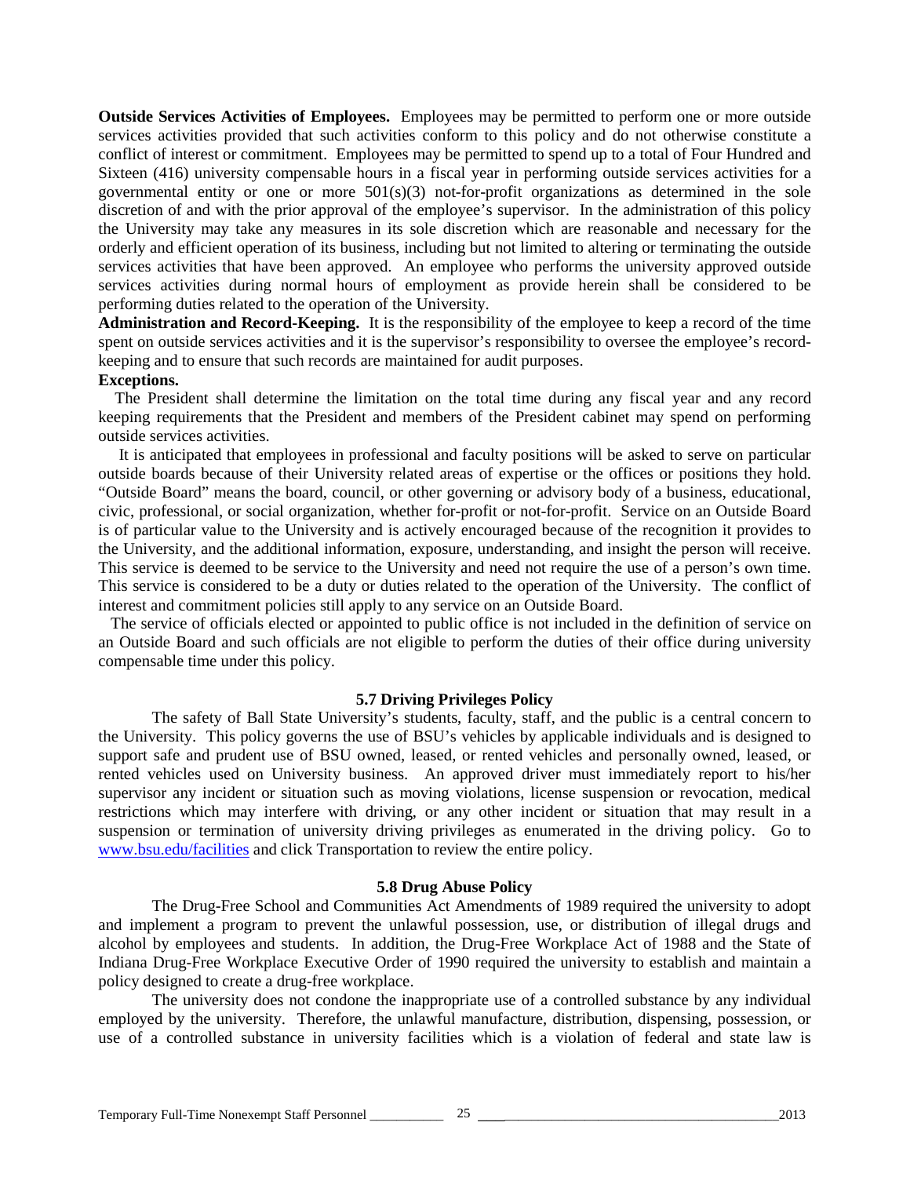**Outside Services Activities of Employees.** Employees may be permitted to perform one or more outside services activities provided that such activities conform to this policy and do not otherwise constitute a conflict of interest or commitment. Employees may be permitted to spend up to a total of Four Hundred and Sixteen (416) university compensable hours in a fiscal year in performing outside services activities for a governmental entity or one or more 501(s)(3) not-for-profit organizations as determined in the sole discretion of and with the prior approval of the employee's supervisor. In the administration of this policy the University may take any measures in its sole discretion which are reasonable and necessary for the orderly and efficient operation of its business, including but not limited to altering or terminating the outside services activities that have been approved. An employee who performs the university approved outside services activities during normal hours of employment as provide herein shall be considered to be performing duties related to the operation of the University.

**Administration and Record-Keeping.** It is the responsibility of the employee to keep a record of the time spent on outside services activities and it is the supervisor's responsibility to oversee the employee's record-keeping and to ensure that such records are maintained for audit purposes.

**Exceptions.**

The President shall determine the limitation on the total time during any fiscal year and any record keeping requirements that the President and members of the President cabinet may spend on performing outside services activities.

It is anticipated that employees in professional and faculty positions will be asked to serve on particular outside boards because of their University related areas of expertise or the offices or positions they hold. "Outside Board" means the board, council, or other governing or advisory body of a business, educational, civic, professional, or social organization, whether for-profit or not-for-profit. Service on an Outside Board is of particular value to the University and is actively encouraged because of the recognition it provides to the University, and the additional information, exposure, understanding, and insight the person will receive. This service is deemed to be service to the University and need not require the use of a person's own time. This service is considered to be a duty or duties related to the operation of the University. The conflict of interest and commitment policies still apply to any service on an Outside Board.

The service of officials elected or appointed to public office is not included in the definition of service on an Outside Board and such officials are not eligible to perform the duties of their office during university compensable time under this policy.

### 5.7 Driving Privileges Policy

The safety of Ball State University's students, faculty, staff, and the public is a central concern to the University. This policy governs the use of BSU's vehicles by applicable individuals and is designed to support safe and prudent use of BSU owned, leased, or rented vehicles and personally owned, leased, or rented vehicles used on University business. An approved driver must immediately report to his/her supervisor any incident or situation such as moving violations, license suspension or revocation, medical restrictions which may interfere with driving, or any other incident or situation that may result in a suspension or termination of university driving privileges as enumerated in the driving policy. Go to [www.bsu.edu/facilities](www.bsu.edu/facilities) and click Transportation to review the entire policy.

### 5.8 Drug Abuse Policy

The Drug-Free School and Communities Act Amendments of 1989 required the university to adopt and implement a program to prevent the unlawful possession, use, or distribution of illegal drugs and alcohol by employees and students. In addition, the Drug-Free Workplace Act of 1988 and the State of Indiana Drug-Free Workplace Executive Order of 1990 required the university to establish and maintain a policy designed to create a drug-free workplace.

The university does not condone the inappropriate use of a controlled substance by any individual employed by the university. Therefore, the unlawful manufacture, distribution, dispensing, possession, or use of a controlled substance in university facilities which is a violation of federal and state law is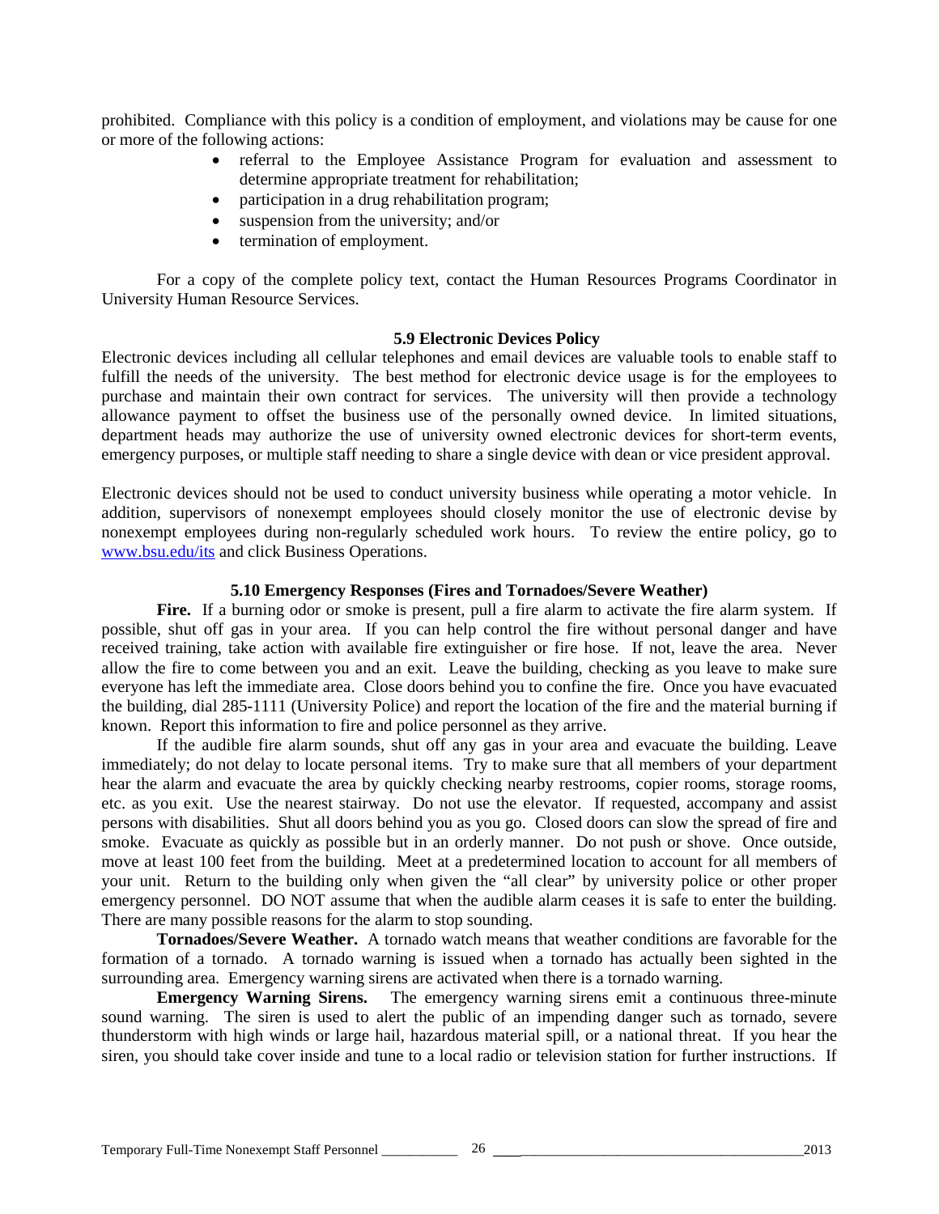prohibited. Compliance with this policy is a condition of employment, and violations may be cause for one or more of the following actions:

- referral to the Employee Assistance Program for evaluation and assessment to determine appropriate treatment for rehabilitation;
- participation in a drug rehabilitation program;
- suspension from the university; and/or
- termination of employment.

For a copy of the complete policy text, contact the Human Resources Programs Coordinator in University Human Resource Services.

### 5.9 Electronic Devices Policy

Electronic devices including all cellular telephones and email devices are valuable tools to enable staff to fulfill the needs of the university. The best method for electronic device usage is for the employees to purchase and maintain their own contract for services. The university will then provide a technology allowance payment to offset the business use of the personally owned device. In limited situations, department heads may authorize the use of university owned electronic devices for short-term events, emergency purposes, or multiple staff needing to share a single device with dean or vice president approval.

Electronic devices should not be used to conduct university business while operating a motor vehicle. In addition, supervisors of nonexempt employees should closely monitor the use of electronic devise by nonexempt employees during non-regularly scheduled work hours. To review the entire policy, go to [www.bsu.edu/its](www.bsu.edu/its) and click Business Operations.

### 5.10 Emergency Responses (Fires and Tornadoes/Severe Weather)

**Fire.** If a burning odor or smoke is present, pull a fire alarm to activate the fire alarm system. If possible, shut off gas in your area. If you can help control the fire without personal danger and have received training, take action with available fire extinguisher or fire hose. If not, leave the area. Never allow the fire to come between you and an exit. Leave the building, checking as you leave to make sure everyone has left the immediate area. Close doors behind you to confine the fire. Once you have evacuated the building, dial 285-1111 (University Police) and report the location of the fire and the material burning if known. Report this information to fire and police personnel as they arrive.

If the audible fire alarm sounds, shut off any gas in your area and evacuate the building. Leave immediately; do not delay to locate personal items. Try to make sure that all members of your department hear the alarm and evacuate the area by quickly checking nearby restrooms, copier rooms, storage rooms, etc. as you exit. Use the nearest stairway. Do not use the elevator. If requested, accompany and assist persons with disabilities. Shut all doors behind you as you go. Closed doors can slow the spread of fire and smoke. Evacuate as quickly as possible but in an orderly manner. Do not push or shove. Once outside, move at least 100 feet from the building. Meet at a predetermined location to account for all members of your unit. Return to the building only when given the "all clear" by university police or other proper emergency personnel. DO NOT assume that when the audible alarm ceases it is safe to enter the building. There are many possible reasons for the alarm to stop sounding.

**Tornadoes/Severe Weather.** A tornado watch means that weather conditions are favorable for the formation of a tornado. A tornado warning is issued when a tornado has actually been sighted in the surrounding area. Emergency warning sirens are activated when there is a tornado warning.

**Emergency Warning Sirens.** The emergency warning sirens emit a continuous three-minute sound warning. The siren is used to alert the public of an impending danger such as tornado, severe thunderstorm with high winds or large hail, hazardous material spill, or a national threat. If you hear the siren, you should take cover inside and tune to a local radio or television station for further instructions. If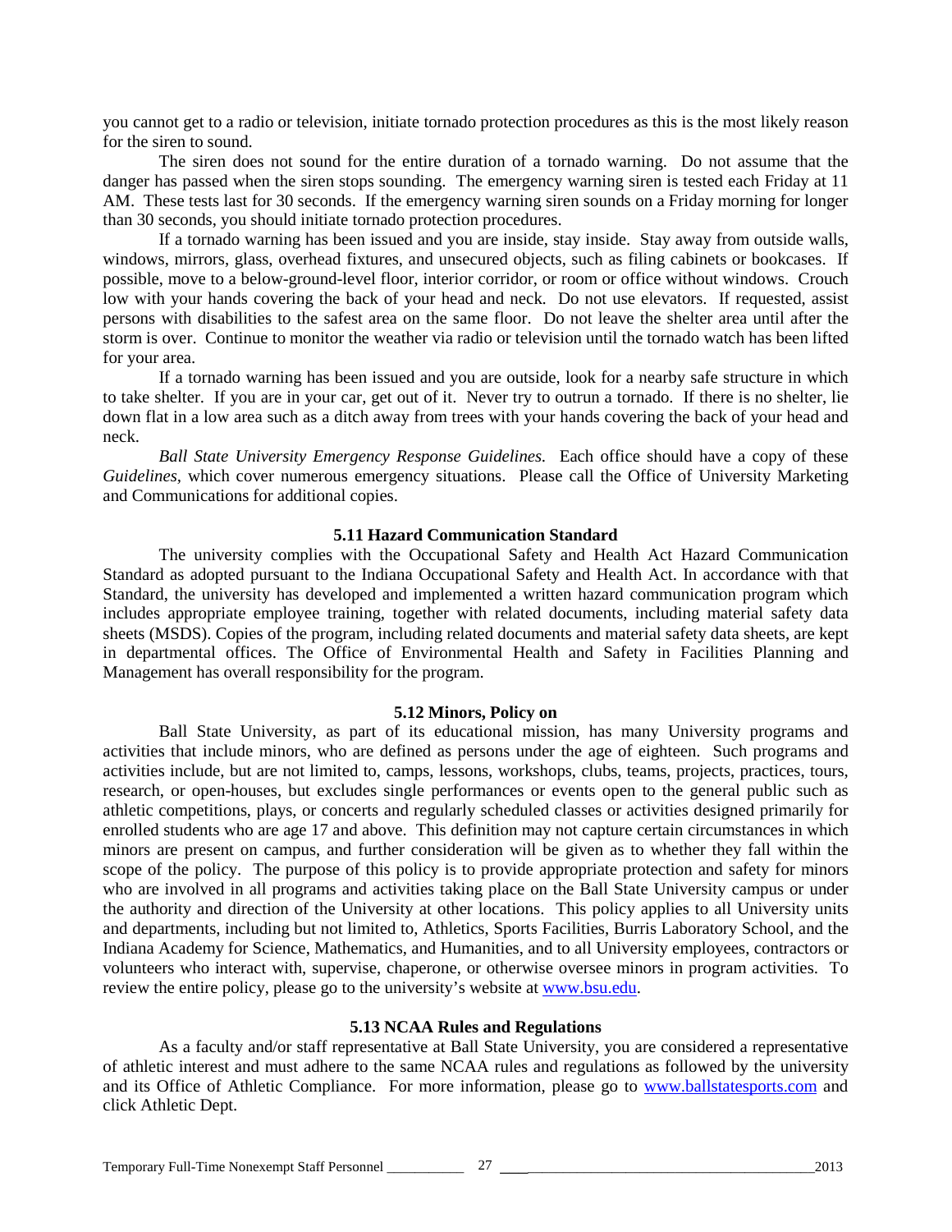you cannot get to a radio or television, initiate tornado protection procedures as this is the most likely reason for the siren to sound.

The siren does not sound for the entire duration of a tornado warning. Do not assume that the danger has passed when the siren stops sounding. The emergency warning siren is tested each Friday at 11 AM. These tests last for 30 seconds. If the emergency warning siren sounds on a Friday morning for longer than 30 seconds, you should initiate tornado protection procedures.

If a tornado warning has been issued and you are inside, stay inside. Stay away from outside walls, windows, mirrors, glass, overhead fixtures, and unsecured objects, such as filing cabinets or bookcases. If possible, move to a below-ground-level floor, interior corridor, or room or office without windows. Crouch low with your hands covering the back of your head and neck. Do not use elevators. If requested, assist persons with disabilities to the safest area on the same floor. Do not leave the shelter area until after the storm is over. Continue to monitor the weather via radio or television until the tornado watch has been lifted for your area.

If a tornado warning has been issued and you are outside, look for a nearby safe structure in which to take shelter. If you are in your car, get out of it. Never try to outrun a tornado. If there is no shelter, lie down flat in a low area such as a ditch away from trees with your hands covering the back of your head and neck.

*Ball State University Emergency Response Guidelines.* Each office should have a copy of these *Guidelines,* which cover numerous emergency situations. Please call the Office of University Marketing and Communications for additional copies.

### 5.11 Hazard Communication Standard

The university complies with the Occupational Safety and Health Act Hazard Communication Standard as adopted pursuant to the Indiana Occupational Safety and Health Act. In accordance with that Standard, the university has developed and implemented a written hazard communication program which includes appropriate employee training, together with related documents, including material safety data sheets (MSDS). Copies of the program, including related documents and material safety data sheets, are kept in departmental offices. The Office of Environmental Health and Safety in Facilities Planning and Management has overall responsibility for the program.

### 5.12 Minors, Policy on

Ball State University, as part of its educational mission, has many University programs and activities that include minors, who are defined as persons under the age of eighteen. Such programs and activities include, but are not limited to, camps, lessons, workshops, clubs, teams, projects, practices, tours, research, or open-houses, but excludes single performances or events open to the general public such as athletic competitions, plays, or concerts and regularly scheduled classes or activities designed primarily for enrolled students who are age 17 and above. This definition may not capture certain circumstances in which minors are present on campus, and further consideration will be given as to whether they fall within the scope of the policy. The purpose of this policy is to provide appropriate protection and safety for minors who are involved in all programs and activities taking place on the Ball State University campus or under the authority and direction of the University at other locations. This policy applies to all University units and departments, including but not limited to, Athletics, Sports Facilities, Burris Laboratory School, and the Indiana Academy for Science, Mathematics, and Humanities, and to all University employees, contractors or volunteers who interact with, supervise, chaperone, or otherwise oversee minors in program activities. To review the entire policy, please go to the university's website at [www.bsu.edu](http://www.bsu.edu).

### 5.13 NCAA Rules and Regulations

As a faculty and/or staff representative at Ball State University, you are considered a representative of athletic interest and must adhere to the same NCAA rules and regulations as followed by the university and its Office of Athletic Compliance. For more information, please go to [www.ballstatesports.com](http://www.ballstatesports.com) and click Athletic Dept.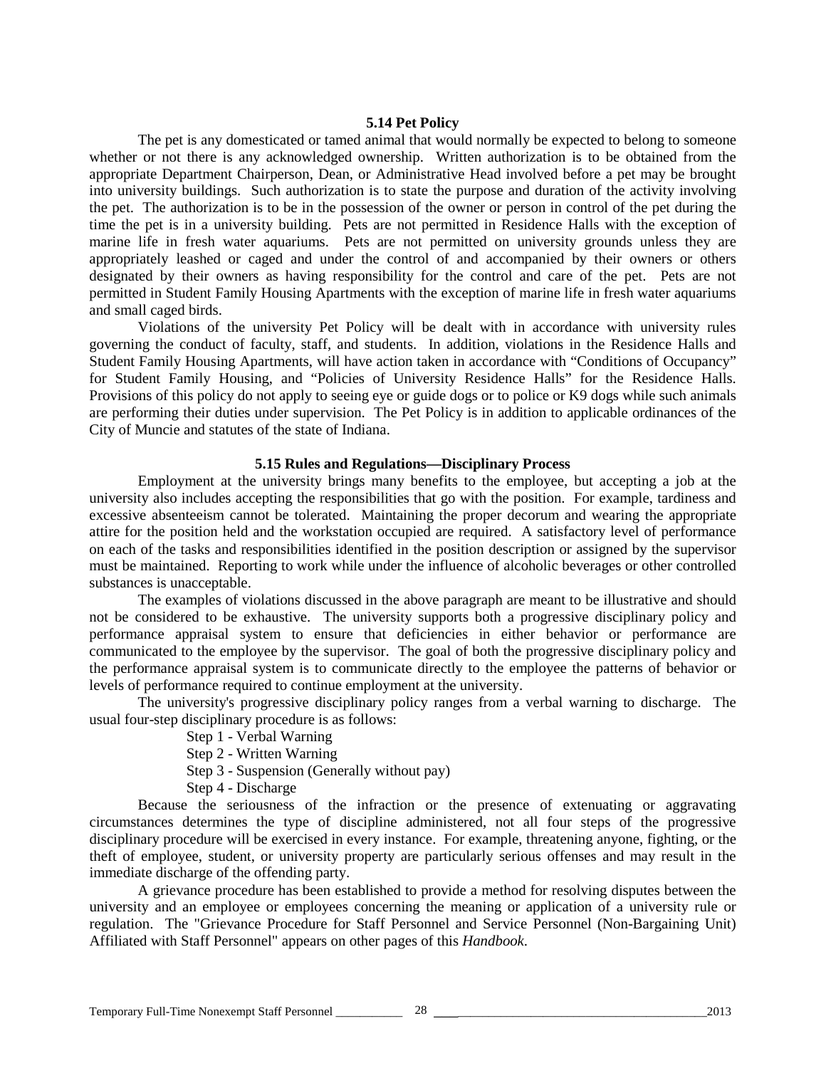### 5.14 Pet Policy

The pet is any domesticated or tamed animal that would normally be expected to belong to someone whether or not there is any acknowledged ownership. Written authorization is to be obtained from the appropriate Department Chairperson, Dean, or Administrative Head involved before a pet may be brought into university buildings. Such authorization is to state the purpose and duration of the activity involving the pet. The authorization is to be in the possession of the owner or person in control of the pet during the time the pet is in a university building. Pets are not permitted in Residence Halls with the exception of marine life in fresh water aquariums. Pets are not permitted on university grounds unless they are appropriately leashed or caged and under the control of and accompanied by their owners or others designated by their owners as having responsibility for the control and care of the pet. Pets are not permitted in Student Family Housing Apartments with the exception of marine life in fresh water aquariums and small caged birds.

Violations of the university Pet Policy will be dealt with in accordance with university rules governing the conduct of faculty, staff, and students. In addition, violations in the Residence Halls and Student Family Housing Apartments, will have action taken in accordance with "Conditions of Occupancy" for Student Family Housing, and "Policies of University Residence Halls" for the Residence Halls. Provisions of this policy do not apply to seeing eye or guide dogs or to police or K9 dogs while such animals are performing their duties under supervision. The Pet Policy is in addition to applicable ordinances of the City of Muncie and statutes of the state of Indiana.

### 5.15 Rules and Regulations—Disciplinary Process

Employment at the university brings many benefits to the employee, but accepting a job at the university also includes accepting the responsibilities that go with the position. For example, tardiness and excessive absenteeism cannot be tolerated. Maintaining the proper decorum and wearing the appropriate attire for the position held and the workstation occupied are required. A satisfactory level of performance on each of the tasks and responsibilities identified in the position description or assigned by the supervisor must be maintained. Reporting to work while under the influence of alcoholic beverages or other controlled substances is unacceptable.

The examples of violations discussed in the above paragraph are meant to be illustrative and should not be considered to be exhaustive. The university supports both a progressive disciplinary policy and performance appraisal system to ensure that deficiencies in either behavior or performance are communicated to the employee by the supervisor. The goal of both the progressive disciplinary policy and the performance appraisal system is to communicate directly to the employee the patterns of behavior or levels of performance required to continue employment at the university.

The university's progressive disciplinary policy ranges from a verbal warning to discharge. The usual four-step disciplinary procedure is as follows:

- Step 1 - Verbal Warning
- Step 2 - Written Warning
- Step 3 - Suspension (Generally without pay)
- Step 4 - Discharge

Because the seriousness of the infraction or the presence of extenuating or aggravating circumstances determines the type of discipline administered, not all four steps of the progressive disciplinary procedure will be exercised in every instance. For example, threatening anyone, fighting, or the theft of employee, student, or university property are particularly serious offenses and may result in the immediate discharge of the offending party.

A grievance procedure has been established to provide a method for resolving disputes between the university and an employee or employees concerning the meaning or application of a university rule or regulation. The "Grievance Procedure for Staff Personnel and Service Personnel (Non-Bargaining Unit) Affiliated with Staff Personnel" appears on other pages of this *Handbook*.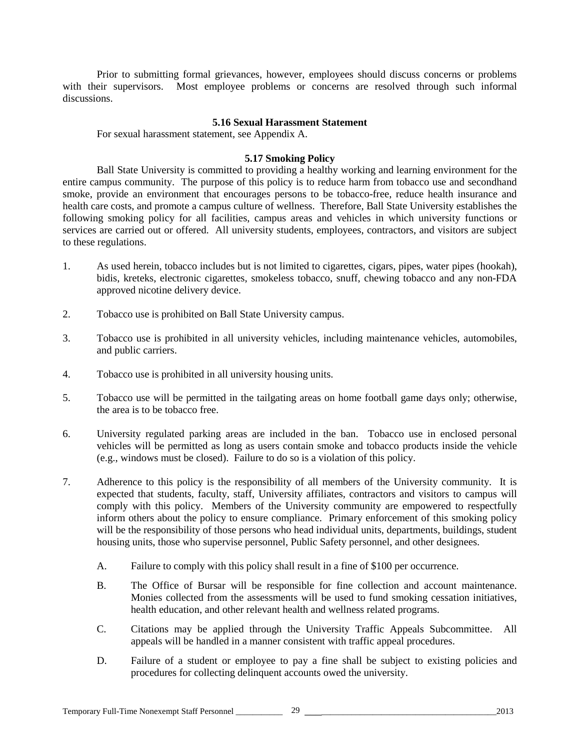Prior to submitting formal grievances, however, employees should discuss concerns or problems with their supervisors. Most employee problems or concerns are resolved through such informal discussions.

### 5.16 Sexual Harassment Statement

For sexual harassment statement, see Appendix A.

### 5.17 Smoking Policy

Ball State University is committed to providing a healthy working and learning environment for the entire campus community. The purpose of this policy is to reduce harm from tobacco use and secondhand smoke, provide an environment that encourages persons to be tobacco-free, reduce health insurance and health care costs, and promote a campus culture of wellness. Therefore, Ball State University establishes the following smoking policy for all facilities, campus areas and vehicles in which university functions or services are carried out or offered. All university students, employees, contractors, and visitors are subject to these regulations.

1. As used herein, tobacco includes but is not limited to cigarettes, cigars, pipes, water pipes (hookah), bidis, kreteks, electronic cigarettes, smokeless tobacco, snuff, chewing tobacco and any non-FDA approved nicotine delivery device.

2. Tobacco use is prohibited on Ball State University campus.

3. Tobacco use is prohibited in all university vehicles, including maintenance vehicles, automobiles, and public carriers.

4. Tobacco use is prohibited in all university housing units.

5. Tobacco use will be permitted in the tailgating areas on home football game days only; otherwise, the area is to be tobacco free.

6. University regulated parking areas are included in the ban. Tobacco use in enclosed personal vehicles will be permitted as long as users contain smoke and tobacco products inside the vehicle (e.g., windows must be closed). Failure to do so is a violation of this policy.

7. Adherence to this policy is the responsibility of all members of the University community. It is expected that students, faculty, staff, University affiliates, contractors and visitors to campus will comply with this policy. Members of the University community are empowered to respectfully inform others about the policy to ensure compliance. Primary enforcement of this smoking policy will be the responsibility of those persons who head individual units, departments, buildings, student housing units, those who supervise personnel, Public Safety personnel, and other designees.

   A. Failure to comply with this policy shall result in a fine of $100 per occurrence.

   B. The Office of Bursar will be responsible for fine collection and account maintenance. Monies collected from the assessments will be used to fund smoking cessation initiatives, health education, and other relevant health and wellness related programs.

   C. Citations may be applied through the University Traffic Appeals Subcommittee. All appeals will be handled in a manner consistent with traffic appeal procedures.

   D. Failure of a student or employee to pay a fine shall be subject to existing policies and procedures for collecting delinquent accounts owed the university.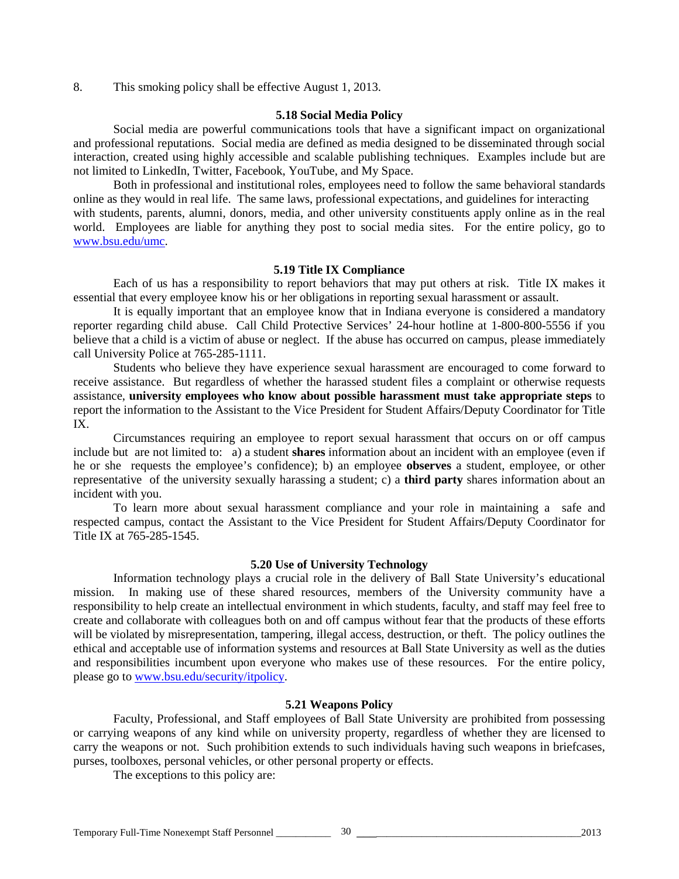8. This smoking policy shall be effective August 1, 2013.

### 5.18 Social Media Policy

Social media are powerful communications tools that have a significant impact on organizational and professional reputations. Social media are defined as media designed to be disseminated through social interaction, created using highly accessible and scalable publishing techniques. Examples include but are not limited to LinkedIn, Twitter, Facebook, YouTube, and My Space.

Both in professional and institutional roles, employees need to follow the same behavioral standards online as they would in real life. The same laws, professional expectations, and guidelines for interacting with students, parents, alumni, donors, media, and other university constituents apply online as in the real world. Employees are liable for anything they post to social media sites. For the entire policy, go to www.bsu.edu/umc.

### 5.19 Title IX Compliance

Each of us has a responsibility to report behaviors that may put others at risk. Title IX makes it essential that every employee know his or her obligations in reporting sexual harassment or assault.

It is equally important that an employee know that in Indiana everyone is considered a mandatory reporter regarding child abuse. Call Child Protective Services' 24-hour hotline at 1-800-800-5556 if you believe that a child is a victim of abuse or neglect. If the abuse has occurred on campus, please immediately call University Police at 765-285-1111.

Students who believe they have experience sexual harassment are encouraged to come forward to receive assistance. But regardless of whether the harassed student files a complaint or otherwise requests assistance, **university employees who know about possible harassment must take appropriate steps** to report the information to the Assistant to the Vice President for Student Affairs/Deputy Coordinator for Title IX.

Circumstances requiring an employee to report sexual harassment that occurs on or off campus include but are not limited to: a) a student **shares** information about an incident with an employee (even if he or she requests the employee's confidence); b) an employee **observes** a student, employee, or other representative of the university sexually harassing a student; c) a **third party** shares information about an incident with you.

To learn more about sexual harassment compliance and your role in maintaining a safe and respected campus, contact the Assistant to the Vice President for Student Affairs/Deputy Coordinator for Title IX at 765-285-1545.

### 5.20 Use of University Technology

Information technology plays a crucial role in the delivery of Ball State University's educational mission. In making use of these shared resources, members of the University community have a responsibility to help create an intellectual environment in which students, faculty, and staff may feel free to create and collaborate with colleagues both on and off campus without fear that the products of these efforts will be violated by misrepresentation, tampering, illegal access, destruction, or theft. The policy outlines the ethical and acceptable use of information systems and resources at Ball State University as well as the duties and responsibilities incumbent upon everyone who makes use of these resources. For the entire policy, please go to www.bsu.edu/security/itpolicy.

### 5.21 Weapons Policy

Faculty, Professional, and Staff employees of Ball State University are prohibited from possessing or carrying weapons of any kind while on university property, regardless of whether they are licensed to carry the weapons or not. Such prohibition extends to such individuals having such weapons in briefcases, purses, toolboxes, personal vehicles, or other personal property or effects.

The exceptions to this policy are: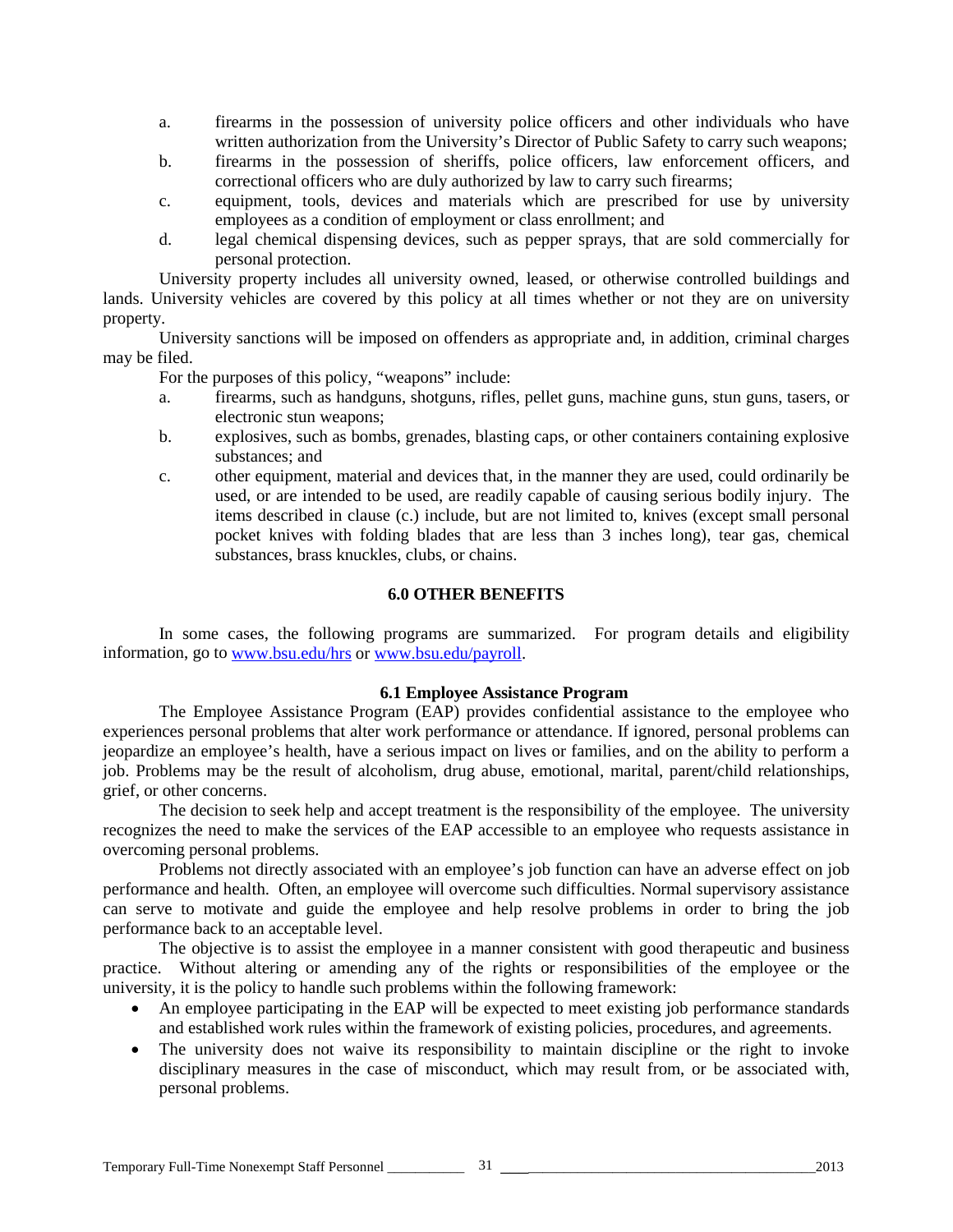a. firearms in the possession of university police officers and other individuals who have written authorization from the University's Director of Public Safety to carry such weapons;
b. firearms in the possession of sheriffs, police officers, law enforcement officers, and correctional officers who are duly authorized by law to carry such firearms;
c. equipment, tools, devices and materials which are prescribed for use by university employees as a condition of employment or class enrollment; and
d. legal chemical dispensing devices, such as pepper sprays, that are sold commercially for personal protection.

University property includes all university owned, leased, or otherwise controlled buildings and lands. University vehicles are covered by this policy at all times whether or not they are on university property.

University sanctions will be imposed on offenders as appropriate and, in addition, criminal charges may be filed.

For the purposes of this policy, "weapons" include:

a. firearms, such as handguns, shotguns, rifles, pellet guns, machine guns, stun guns, tasers, or electronic stun weapons;
b. explosives, such as bombs, grenades, blasting caps, or other containers containing explosive substances; and
c. other equipment, material and devices that, in the manner they are used, could ordinarily be used, or are intended to be used, are readily capable of causing serious bodily injury. The items described in clause (c.) include, but are not limited to, knives (except small personal pocket knives with folding blades that are less than 3 inches long), tear gas, chemical substances, brass knuckles, clubs, or chains.

## 6.0 OTHER BENEFITS

In some cases, the following programs are summarized. For program details and eligibility information, go to [www.bsu.edu/hrs](http://www.bsu.edu/hrs) or [www.bsu.edu/payroll](http://www.bsu.edu/payroll).

### 6.1 Employee Assistance Program

The Employee Assistance Program (EAP) provides confidential assistance to the employee who experiences personal problems that alter work performance or attendance. If ignored, personal problems can jeopardize an employee's health, have a serious impact on lives or families, and on the ability to perform a job. Problems may be the result of alcoholism, drug abuse, emotional, marital, parent/child relationships, grief, or other concerns.

The decision to seek help and accept treatment is the responsibility of the employee. The university recognizes the need to make the services of the EAP accessible to an employee who requests assistance in overcoming personal problems.

Problems not directly associated with an employee's job function can have an adverse effect on job performance and health. Often, an employee will overcome such difficulties. Normal supervisory assistance can serve to motivate and guide the employee and help resolve problems in order to bring the job performance back to an acceptable level.

The objective is to assist the employee in a manner consistent with good therapeutic and business practice. Without altering or amending any of the rights or responsibilities of the employee or the university, it is the policy to handle such problems within the following framework:

- An employee participating in the EAP will be expected to meet existing job performance standards and established work rules within the framework of existing policies, procedures, and agreements.
- The university does not waive its responsibility to maintain discipline or the right to invoke disciplinary measures in the case of misconduct, which may result from, or be associated with, personal problems.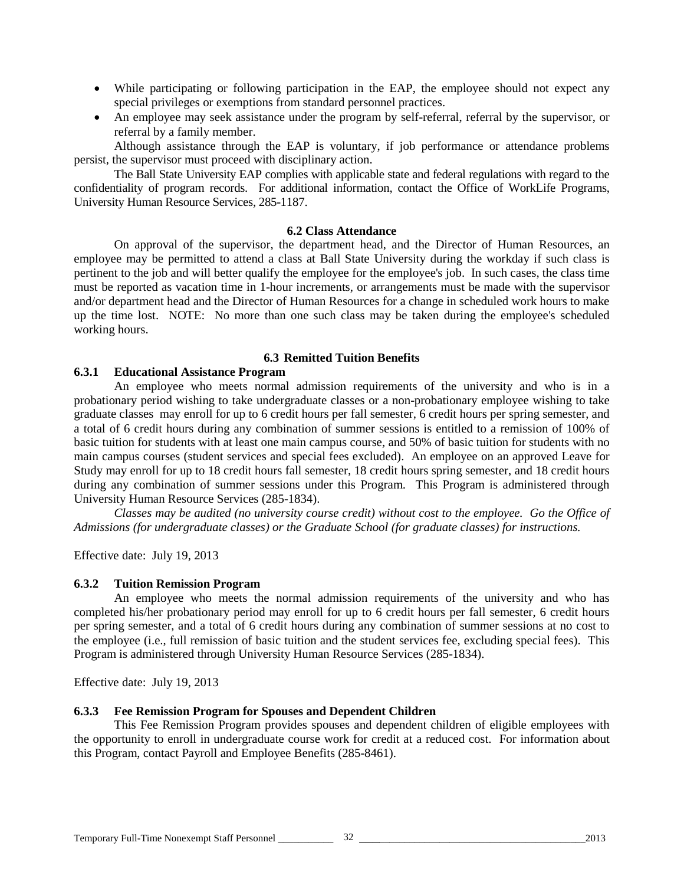- While participating or following participation in the EAP, the employee should not expect any special privileges or exemptions from standard personnel practices.
- An employee may seek assistance under the program by self-referral, referral by the supervisor, or referral by a family member.

Although assistance through the EAP is voluntary, if job performance or attendance problems persist, the supervisor must proceed with disciplinary action.

The Ball State University EAP complies with applicable state and federal regulations with regard to the confidentiality of program records. For additional information, contact the Office of WorkLife Programs, University Human Resource Services, 285-1187.

### 6.2 Class Attendance

On approval of the supervisor, the department head, and the Director of Human Resources, an employee may be permitted to attend a class at Ball State University during the workday if such class is pertinent to the job and will better qualify the employee for the employee's job. In such cases, the class time must be reported as vacation time in 1-hour increments, or arrangements must be made with the supervisor and/or department head and the Director of Human Resources for a change in scheduled work hours to make up the time lost. NOTE: No more than one such class may be taken during the employee's scheduled working hours.

### 6.3 Remitted Tuition Benefits

#### 6.3.1 Educational Assistance Program

An employee who meets normal admission requirements of the university and who is in a probationary period wishing to take undergraduate classes or a non-probationary employee wishing to take graduate classes may enroll for up to 6 credit hours per fall semester, 6 credit hours per spring semester, and a total of 6 credit hours during any combination of summer sessions is entitled to a remission of 100% of basic tuition for students with at least one main campus course, and 50% of basic tuition for students with no main campus courses (student services and special fees excluded). An employee on an approved Leave for Study may enroll for up to 18 credit hours fall semester, 18 credit hours spring semester, and 18 credit hours during any combination of summer sessions under this Program. This Program is administered through University Human Resource Services (285-1834).

*Classes may be audited (no university course credit) without cost to the employee. Go the Office of Admissions (for undergraduate classes) or the Graduate School (for graduate classes) for instructions.*

Effective date: July 19, 2013

#### 6.3.2 Tuition Remission Program

An employee who meets the normal admission requirements of the university and who has completed his/her probationary period may enroll for up to 6 credit hours per fall semester, 6 credit hours per spring semester, and a total of 6 credit hours during any combination of summer sessions at no cost to the employee (i.e., full remission of basic tuition and the student services fee, excluding special fees). This Program is administered through University Human Resource Services (285-1834).

Effective date: July 19, 2013

#### 6.3.3 Fee Remission Program for Spouses and Dependent Children

This Fee Remission Program provides spouses and dependent children of eligible employees with the opportunity to enroll in undergraduate course work for credit at a reduced cost. For information about this Program, contact Payroll and Employee Benefits (285-8461).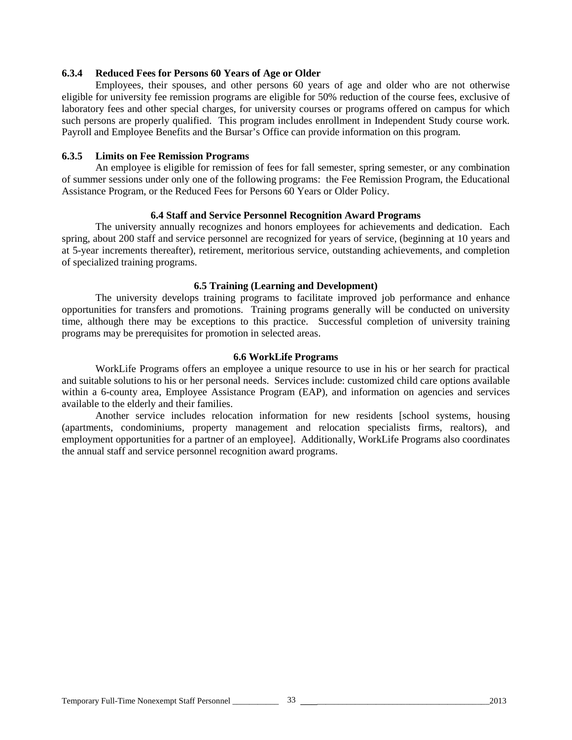### 6.3.4 Reduced Fees for Persons 60 Years of Age or Older

Employees, their spouses, and other persons 60 years of age and older who are not otherwise eligible for university fee remission programs are eligible for 50% reduction of the course fees, exclusive of laboratory fees and other special charges, for university courses or programs offered on campus for which such persons are properly qualified. This program includes enrollment in Independent Study course work. Payroll and Employee Benefits and the Bursar's Office can provide information on this program.

### 6.3.5 Limits on Fee Remission Programs

An employee is eligible for remission of fees for fall semester, spring semester, or any combination of summer sessions under only one of the following programs: the Fee Remission Program, the Educational Assistance Program, or the Reduced Fees for Persons 60 Years or Older Policy.

## 6.4 Staff and Service Personnel Recognition Award Programs

The university annually recognizes and honors employees for achievements and dedication. Each spring, about 200 staff and service personnel are recognized for years of service, (beginning at 10 years and at 5-year increments thereafter), retirement, meritorious service, outstanding achievements, and completion of specialized training programs.

## 6.5 Training (Learning and Development)

The university develops training programs to facilitate improved job performance and enhance opportunities for transfers and promotions. Training programs generally will be conducted on university time, although there may be exceptions to this practice. Successful completion of university training programs may be prerequisites for promotion in selected areas.

## 6.6 WorkLife Programs

WorkLife Programs offers an employee a unique resource to use in his or her search for practical and suitable solutions to his or her personal needs. Services include: customized child care options available within a 6-county area, Employee Assistance Program (EAP), and information on agencies and services available to the elderly and their families.

Another service includes relocation information for new residents [school systems, housing (apartments, condominiums, property management and relocation specialists firms, realtors), and employment opportunities for a partner of an employee]. Additionally, WorkLife Programs also coordinates the annual staff and service personnel recognition award programs.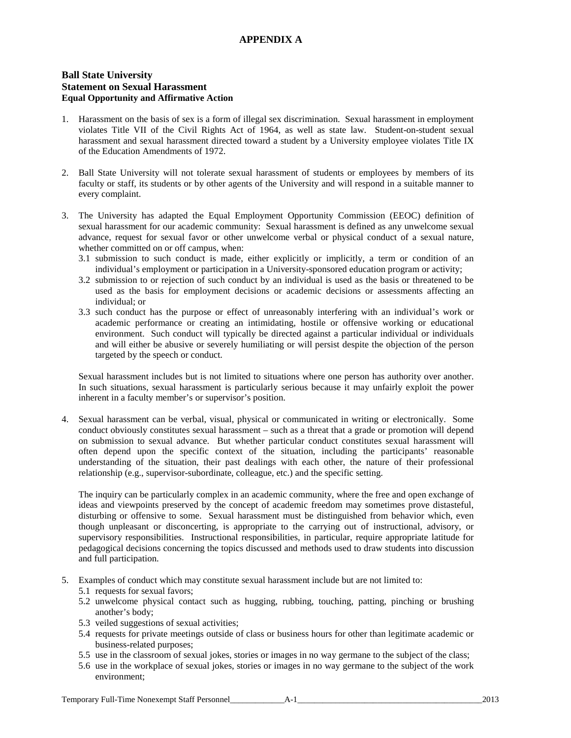# APPENDIX A

**Ball State University**
**Statement on Sexual Harassment**
**Equal Opportunity and Affirmative Action**

1. Harassment on the basis of sex is a form of illegal sex discrimination. Sexual harassment in employment violates Title VII of the Civil Rights Act of 1964, as well as state law. Student-on-student sexual harassment and sexual harassment directed toward a student by a University employee violates Title IX of the Education Amendments of 1972.

2. Ball State University will not tolerate sexual harassment of students or employees by members of its faculty or staff, its students or by other agents of the University and will respond in a suitable manner to every complaint.

3. The University has adapted the Equal Employment Opportunity Commission (EEOC) definition of sexual harassment for our academic community: Sexual harassment is defined as any unwelcome sexual advance, request for sexual favor or other unwelcome verbal or physical conduct of a sexual nature, whether committed on or off campus, when:
   - 3.1 submission to such conduct is made, either explicitly or implicitly, a term or condition of an individual's employment or participation in a University-sponsored education program or activity;
   - 3.2 submission to or rejection of such conduct by an individual is used as the basis or threatened to be used as the basis for employment decisions or academic decisions or assessments affecting an individual; or
   - 3.3 such conduct has the purpose or effect of unreasonably interfering with an individual's work or academic performance or creating an intimidating, hostile or offensive working or educational environment. Such conduct will typically be directed against a particular individual or individuals and will either be abusive or severely humiliating or will persist despite the objection of the person targeted by the speech or conduct.

   Sexual harassment includes but is not limited to situations where one person has authority over another. In such situations, sexual harassment is particularly serious because it may unfairly exploit the power inherent in a faculty member's or supervisor's position.

4. Sexual harassment can be verbal, visual, physical or communicated in writing or electronically. Some conduct obviously constitutes sexual harassment – such as a threat that a grade or promotion will depend on submission to sexual advance. But whether particular conduct constitutes sexual harassment will often depend upon the specific context of the situation, including the participants' reasonable understanding of the situation, their past dealings with each other, the nature of their professional relationship (e.g., supervisor-subordinate, colleague, etc.) and the specific setting.

   The inquiry can be particularly complex in an academic community, where the free and open exchange of ideas and viewpoints preserved by the concept of academic freedom may sometimes prove distasteful, disturbing or offensive to some. Sexual harassment must be distinguished from behavior which, even though unpleasant or disconcerting, is appropriate to the carrying out of instructional, advisory, or supervisory responsibilities. Instructional responsibilities, in particular, require appropriate latitude for pedagogical decisions concerning the topics discussed and methods used to draw students into discussion and full participation.

5. Examples of conduct which may constitute sexual harassment include but are not limited to:
   - 5.1 requests for sexual favors;
   - 5.2 unwelcome physical contact such as hugging, rubbing, touching, patting, pinching or brushing another's body;
   - 5.3 veiled suggestions of sexual activities;
   - 5.4 requests for private meetings outside of class or business hours for other than legitimate academic or business-related purposes;
   - 5.5 use in the classroom of sexual jokes, stories or images in no way germane to the subject of the class;
   - 5.6 use in the workplace of sexual jokes, stories or images in no way germane to the subject of the work environment;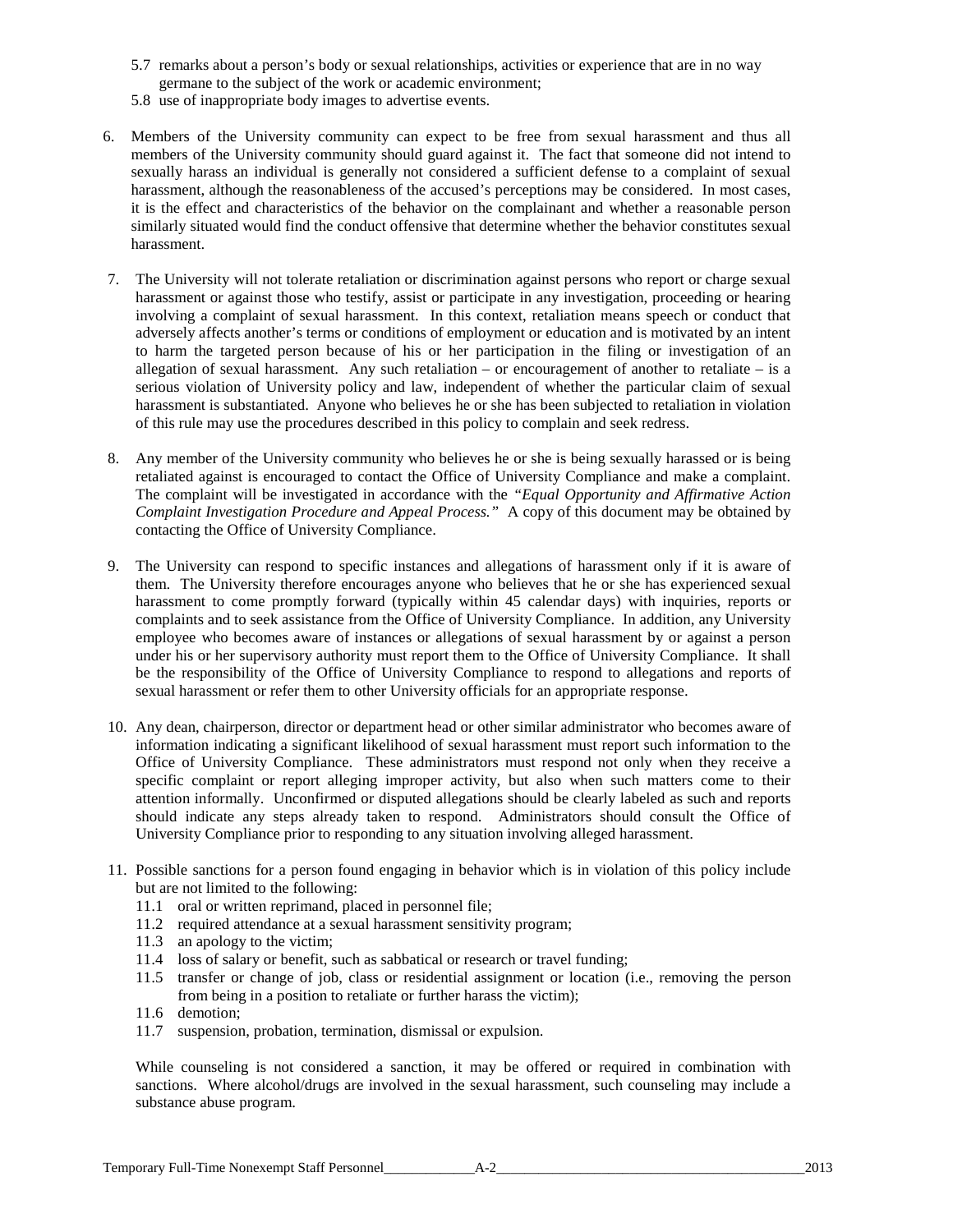5.7 remarks about a person's body or sexual relationships, activities or experience that are in no way germane to the subject of the work or academic environment;

5.8 use of inappropriate body images to advertise events.

6. Members of the University community can expect to be free from sexual harassment and thus all members of the University community should guard against it. The fact that someone did not intend to sexually harass an individual is generally not considered a sufficient defense to a complaint of sexual harassment, although the reasonableness of the accused's perceptions may be considered. In most cases, it is the effect and characteristics of the behavior on the complainant and whether a reasonable person similarly situated would find the conduct offensive that determine whether the behavior constitutes sexual harassment.

7. The University will not tolerate retaliation or discrimination against persons who report or charge sexual harassment or against those who testify, assist or participate in any investigation, proceeding or hearing involving a complaint of sexual harassment. In this context, retaliation means speech or conduct that adversely affects another's terms or conditions of employment or education and is motivated by an intent to harm the targeted person because of his or her participation in the filing or investigation of an allegation of sexual harassment. Any such retaliation – or encouragement of another to retaliate – is a serious violation of University policy and law, independent of whether the particular claim of sexual harassment is substantiated. Anyone who believes he or she has been subjected to retaliation in violation of this rule may use the procedures described in this policy to complain and seek redress.

8. Any member of the University community who believes he or she is being sexually harassed or is being retaliated against is encouraged to contact the Office of University Compliance and make a complaint. The complaint will be investigated in accordance with the *"Equal Opportunity and Affirmative Action Complaint Investigation Procedure and Appeal Process."* A copy of this document may be obtained by contacting the Office of University Compliance.

9. The University can respond to specific instances and allegations of harassment only if it is aware of them. The University therefore encourages anyone who believes that he or she has experienced sexual harassment to come promptly forward (typically within 45 calendar days) with inquiries, reports or complaints and to seek assistance from the Office of University Compliance. In addition, any University employee who becomes aware of instances or allegations of sexual harassment by or against a person under his or her supervisory authority must report them to the Office of University Compliance. It shall be the responsibility of the Office of University Compliance to respond to allegations and reports of sexual harassment or refer them to other University officials for an appropriate response.

10. Any dean, chairperson, director or department head or other similar administrator who becomes aware of information indicating a significant likelihood of sexual harassment must report such information to the Office of University Compliance. These administrators must respond not only when they receive a specific complaint or report alleging improper activity, but also when such matters come to their attention informally. Unconfirmed or disputed allegations should be clearly labeled as such and reports should indicate any steps already taken to respond. Administrators should consult the Office of University Compliance prior to responding to any situation involving alleged harassment.

11. Possible sanctions for a person found engaging in behavior which is in violation of this policy include but are not limited to the following:
    - 11.1 oral or written reprimand, placed in personnel file;
    - 11.2 required attendance at a sexual harassment sensitivity program;
    - 11.3 an apology to the victim;
    - 11.4 loss of salary or benefit, such as sabbatical or research or travel funding;
    - 11.5 transfer or change of job, class or residential assignment or location (i.e., removing the person from being in a position to retaliate or further harass the victim);
    - 11.6 demotion;
    - 11.7 suspension, probation, termination, dismissal or expulsion.

    While counseling is not considered a sanction, it may be offered or required in combination with sanctions. Where alcohol/drugs are involved in the sexual harassment, such counseling may include a substance abuse program.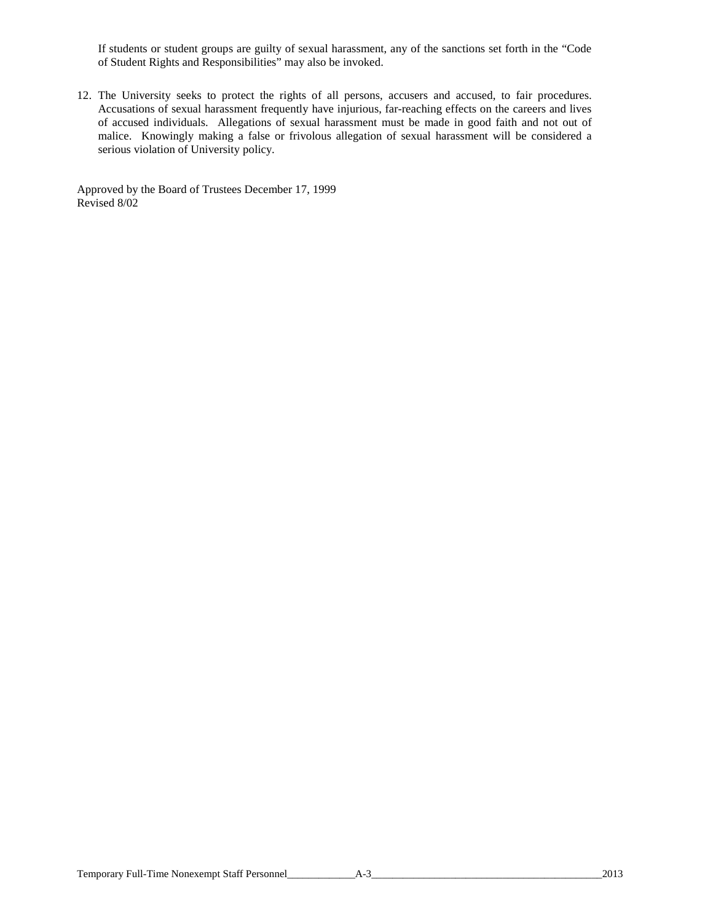If students or student groups are guilty of sexual harassment, any of the sanctions set forth in the "Code of Student Rights and Responsibilities" may also be invoked.

12. The University seeks to protect the rights of all persons, accusers and accused, to fair procedures. Accusations of sexual harassment frequently have injurious, far-reaching effects on the careers and lives of accused individuals. Allegations of sexual harassment must be made in good faith and not out of malice. Knowingly making a false or frivolous allegation of sexual harassment will be considered a serious violation of University policy.

Approved by the Board of Trustees December 17, 1999
Revised 8/02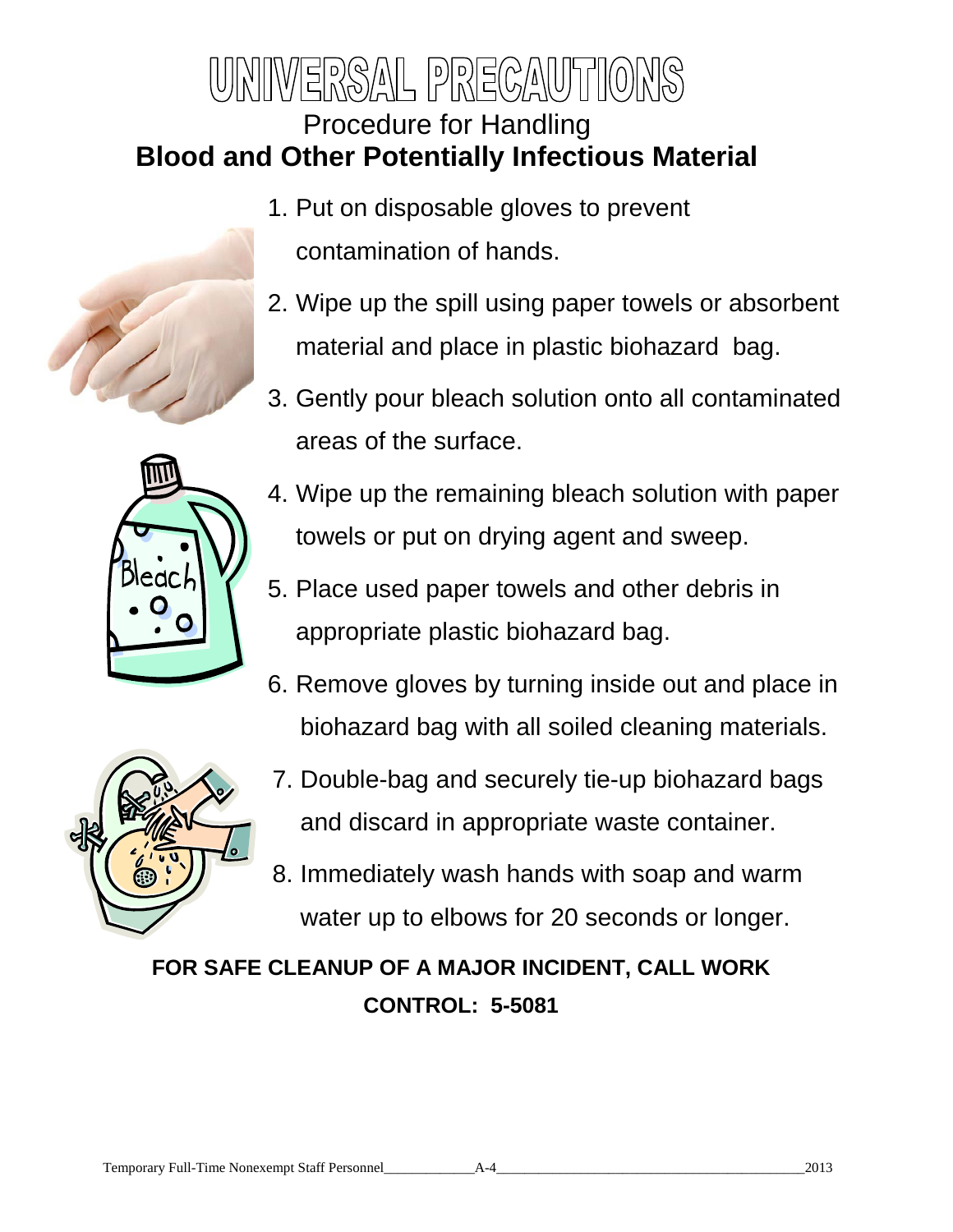# UNIVERSAL PRECAUTIONS

## Procedure for Handling
## **Blood and Other Potentially Infectious Material**

1. Put on disposable gloves to prevent contamination of hands.
2. Wipe up the spill using paper towels or absorbent material and place in plastic biohazard bag.
3. Gently pour bleach solution onto all contaminated areas of the surface.
4. Wipe up the remaining bleach solution with paper towels or put on drying agent and sweep.
5. Place used paper towels and other debris in appropriate plastic biohazard bag.
6. Remove gloves by turning inside out and place in biohazard bag with all soiled cleaning materials.
7. Double-bag and securely tie-up biohazard bags and discard in appropriate waste container.
8. Immediately wash hands with soap and warm water up to elbows for 20 seconds or longer.

**FOR SAFE CLEANUP OF A MAJOR INCIDENT, CALL WORK CONTROL: 5-5081**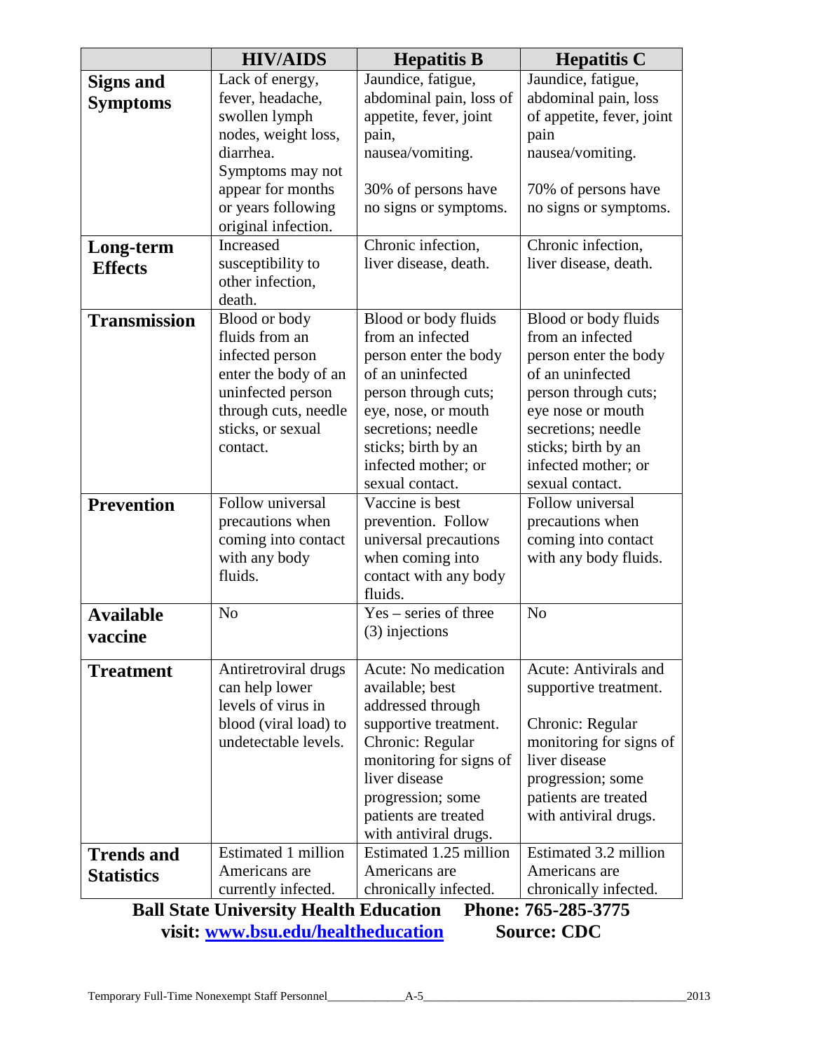| | HIV/AIDS | Hepatitis B | Hepatitis C |
|---|---|---|---|
| **Signs and Symptoms** | Lack of energy, fever, headache, swollen lymph nodes, weight loss, diarrhea. Symptoms may not appear for months or years following original infection. | Jaundice, fatigue, abdominal pain, loss of appetite, fever, joint pain, nausea/vomiting.<br><br>30% of persons have no signs or symptoms. | Jaundice, fatigue, abdominal pain, loss of appetite, fever, joint pain nausea/vomiting.<br><br>70% of persons have no signs or symptoms. |
| **Long-term Effects** | Increased susceptibility to other infection, death. | Chronic infection, liver disease, death. | Chronic infection, liver disease, death. |
| **Transmission** | Blood or body fluids from an infected person enter the body of an uninfected person through cuts, needle sticks, or sexual contact. | Blood or body fluids from an infected person enter the body of an uninfected person through cuts; eye, nose, or mouth secretions; needle sticks; birth by an infected mother; or sexual contact. | Blood or body fluids from an infected person enter the body of an uninfected person through cuts; eye nose or mouth secretions; needle sticks; birth by an infected mother; or sexual contact. |
| **Prevention** | Follow universal precautions when coming into contact with any body fluids. | Vaccine is best prevention. Follow universal precautions when coming into contact with any body fluids. | Follow universal precautions when coming into contact with any body fluids. |
| **Available vaccine** | No | Yes – series of three (3) injections | No |
| **Treatment** | Antiretroviral drugs can help lower levels of virus in blood (viral load) to undetectable levels. | Acute: No medication available; best addressed through supportive treatment. Chronic: Regular monitoring for signs of liver disease progression; some patients are treated with antiviral drugs. | Acute: Antivirals and supportive treatment.<br><br>Chronic: Regular monitoring for signs of liver disease progression; some patients are treated with antiviral drugs. |
| **Trends and Statistics** | Estimated 1 million Americans are currently infected. | Estimated 1.25 million Americans are chronically infected. | Estimated 3.2 million Americans are chronically infected. |

**Ball State University Health Education Phone: 765-285-3775**
**visit: [www.bsu.edu/healtheducation](http://www.bsu.edu/healtheducation) Source: CDC**